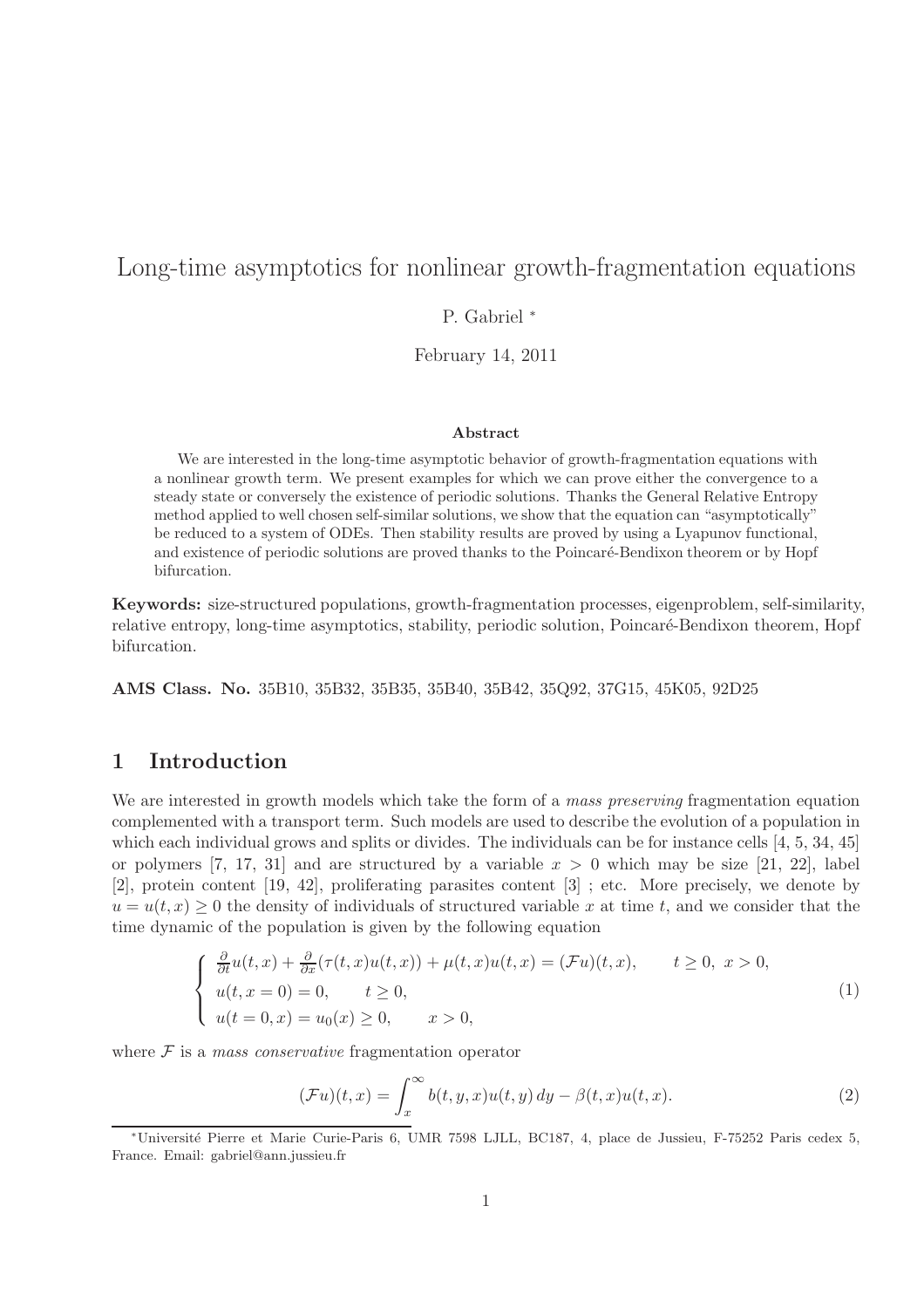# Long-time asymptotics for nonlinear growth-fragmentation equations

P. Gabriel [*]

February 14, 2011

### Abstract

We are interested in the long-time asymptotic behavior of growth-fragmentation equations with a nonlinear growth term. We present examples for which we can prove either the convergence to a steady state or conversely the existence of periodic solutions. Thanks the General Relative Entropy method applied to well chosen self-similar solutions, we show that the equation can "asymptotically" be reduced to a system of ODEs. Then stability results are proved by using a Lyapunov functional, and existence of periodic solutions are proved thanks to the Poincaré-Bendixon theorem or by Hopf bifurcation.

**Keywords:** size-structured populations, growth-fragmentation processes, eigenproblem, self-similarity, relative entropy, long-time asymptotics, stability, periodic solution, Poincaré-Bendixon theorem, Hopf bifurcation.

**AMS Class. No.** 35B10, 35B32, 35B35, 35B40, 35B42, 35Q92, 37G15, 45K05, 92D25

## 1 Introduction

We are interested in growth models which take the form of a *mass preserving* fragmentation equation complemented with a transport term. Such models are used to describe the evolution of a population in which each individual grows and splits or divides. The individuals can be for instance cells [4, 5, 34, 45] or polymers [7, 17, 31] and are structured by a variable $x > 0$ which may be size [21, 22], label [2], protein content [19, 42], proliferating parasites content [3] ; etc. More precisely, we denote by $u = u(t, x) \geq 0$ the density of individuals of structured variable $x$ at time $t$, and we consider that the time dynamic of the population is given by the following equation

$$
\begin{cases}
\frac{\partial}{\partial t}u(t,x) + \frac{\partial}{\partial x}(\tau(t,x)u(t,x)) + \mu(t,x)u(t,x) = (\mathcal{F}u)(t,x), & t \geq 0,\ x > 0, \\
u(t, x = 0) = 0, & t \geq 0, \\
u(t = 0, x) = u_0(x) \geq 0, & x > 0,
\end{cases}
\tag{1}
$$

where $\mathcal{F}$ is a *mass conservative* fragmentation operator

$$
(\mathcal{F}u)(t,x) = \int_x^\infty b(t,y,x)u(t,y)\,dy - \beta(t,x)u(t,x). \tag{2}
$$

[*] Université Pierre et Marie Curie-Paris 6, UMR 7598 LJLL, BC187, 4, place de Jussieu, F-75252 Paris cedex 5, France. Email: gabriel@ann.jussieu.fr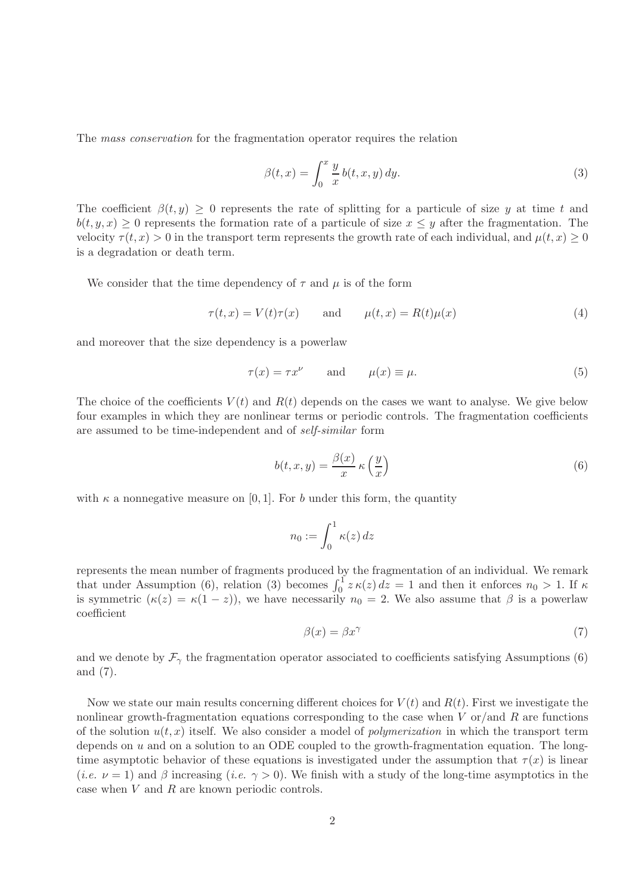The *mass conservation* for the fragmentation operator requires the relation

$$\beta(t,x) = \int_0^x \frac{y}{x}\, b(t,x,y)\, dy. \tag{3}$$

The coefficient $\beta(t,y) \geq 0$ represents the rate of splitting for a particule of size $y$ at time $t$ and $b(t,y,x) \geq 0$ represents the formation rate of a particule of size $x \leq y$ after the fragmentation. The velocity $\tau(t,x) > 0$ in the transport term represents the growth rate of each individual, and $\mu(t,x) \geq 0$ is a degradation or death term.

We consider that the time dependency of $\tau$ and $\mu$ is of the form

$$\tau(t,x) = V(t)\tau(x) \qquad \text{and} \qquad \mu(t,x) = R(t)\mu(x) \tag{4}$$

and moreover that the size dependency is a powerlaw

$$\tau(x) = \tau x^{\nu} \qquad \text{and} \qquad \mu(x) \equiv \mu. \tag{5}$$

The choice of the coefficients $V(t)$ and $R(t)$ depends on the cases we want to analyse. We give below four examples in which they are nonlinear terms or periodic controls. The fragmentation coefficients are assumed to be time-independent and of *self-similar* form

$$b(t,x,y) = \frac{\beta(x)}{x}\, \kappa\left(\frac{y}{x}\right) \tag{6}$$

with $\kappa$ a nonnegative measure on $[0,1]$. For $b$ under this form, the quantity

$$n_0 := \int_0^1 \kappa(z)\, dz$$

represents the mean number of fragments produced by the fragmentation of an individual. We remark that under Assumption (6), relation (3) becomes $\int_0^1 z\, \kappa(z)\, dz = 1$ and then it enforces $n_0 > 1$. If $\kappa$ is symmetric ($\kappa(z) = \kappa(1-z)$), we have necessarily $n_0 = 2$. We also assume that $\beta$ is a powerlaw coefficient

$$\beta(x) = \beta x^{\gamma} \tag{7}$$

and we denote by $\mathcal{F}_\gamma$ the fragmentation operator associated to coefficients satisfying Assumptions (6) and (7).

Now we state our main results concerning different choices for $V(t)$ and $R(t)$. First we investigate the nonlinear growth-fragmentation equations corresponding to the case when $V$ or/and $R$ are functions of the solution $u(t,x)$ itself. We also consider a model of *polymerization* in which the transport term depends on $u$ and on a solution to an ODE coupled to the growth-fragmentation equation. The long-time asymptotic behavior of these equations is investigated under the assumption that $\tau(x)$ is linear (*i.e.* $\nu = 1$) and $\beta$ increasing (*i.e.* $\gamma > 0$). We finish with a study of the long-time asymptotics in the case when $V$ and $R$ are known periodic controls.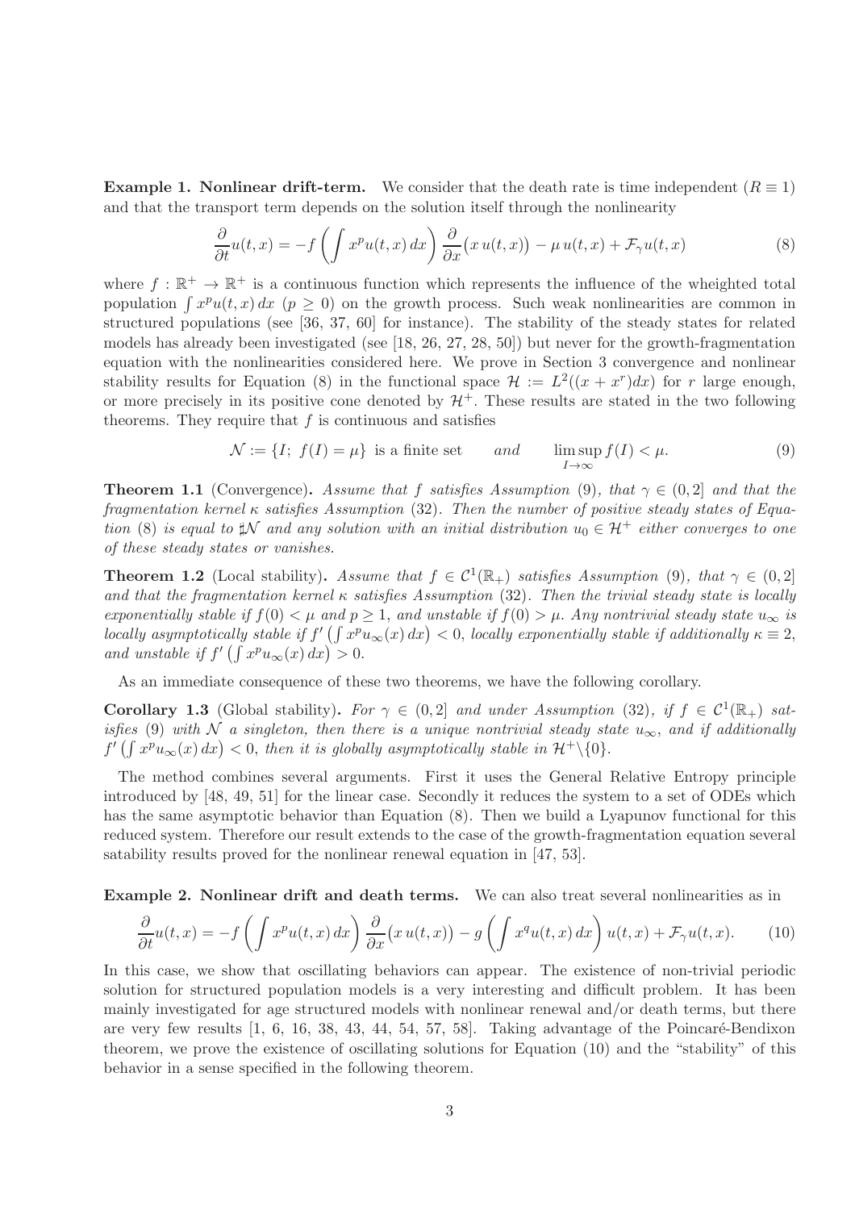**Example 1. Nonlinear drift-term.** We consider that the death rate is time independent ($R \equiv 1$) and that the transport term depends on the solution itself through the nonlinearity

$$\frac{\partial}{\partial t}u(t,x) = -f\left(\int x^p u(t,x)\,dx\right)\frac{\partial}{\partial x}\big(x\,u(t,x)\big) - \mu\,u(t,x) + \mathcal{F}_\gamma u(t,x) \tag{8}$$

where $f : \mathbb{R}^+ \to \mathbb{R}^+$ is a continuous function which represents the influence of the wheighted total population $\int x^p u(t,x)\,dx$ ($p \geq 0$) on the growth process. Such weak nonlinearities are common in structured populations (see [36, 37, 60] for instance). The stability of the steady states for related models has already been investigated (see [18, 26, 27, 28, 50]) but never for the growth-fragmentation equation with the nonlinearities considered here. We prove in Section 3 convergence and nonlinear stability results for Equation (8) in the functional space $\mathcal{H} := L^2((x + x^r)dx)$ for $r$ large enough, or more precisely in its positive cone denoted by $\mathcal{H}^+$. These results are stated in the two following theorems. They require that $f$ is continuous and satisfies

$$\mathcal{N} := \{I;\ f(I) = \mu\} \text{ is a finite set} \qquad \textit{and} \qquad \limsup_{I\to\infty} f(I) < \mu. \tag{9}$$

**Theorem 1.1** (Convergence)**.** *Assume that $f$ satisfies Assumption* (9)*, that $\gamma \in (0, 2]$ and that the fragmentation kernel $\kappa$ satisfies Assumption* (32)*. Then the number of positive steady states of Equation* (8) *is equal to $\sharp\mathcal{N}$ and any solution with an initial distribution $u_0 \in \mathcal{H}^+$ either converges to one of these steady states or vanishes.*

**Theorem 1.2** (Local stability)**.** *Assume that $f \in \mathcal{C}^1(\mathbb{R}_+)$ satisfies Assumption* (9)*, that $\gamma \in (0, 2]$ and that the fragmentation kernel $\kappa$ satisfies Assumption* (32)*. Then the trivial steady state is locally exponentially stable if $f(0) < \mu$ and $p \geq 1$, and unstable if $f(0) > \mu$. Any nontrivial steady state $u_\infty$ is locally asymptotically stable if $f'\left(\int x^p u_\infty(x)\,dx\right) < 0$, locally exponentially stable if additionally $\kappa \equiv 2$, and unstable if $f'\left(\int x^p u_\infty(x)\,dx\right) > 0$.*

As an immediate consequence of these two theorems, we have the following corollary.

**Corollary 1.3** (Global stability)**.** *For $\gamma \in (0, 2]$ and under Assumption* (32)*, if $f \in \mathcal{C}^1(\mathbb{R}_+)$ satisfies* (9) *with $\mathcal{N}$ a singleton, then there is a unique nontrivial steady state $u_\infty$, and if additionally $f'\left(\int x^p u_\infty(x)\,dx\right) < 0$, then it is globally asymptotically stable in $\mathcal{H}^+\backslash\{0\}$.*

The method combines several arguments. First it uses the General Relative Entropy principle introduced by [48, 49, 51] for the linear case. Secondly it reduces the system to a set of ODEs which has the same asymptotic behavior than Equation (8). Then we build a Lyapunov functional for this reduced system. Therefore our result extends to the case of the growth-fragmentation equation several satability results proved for the nonlinear renewal equation in [47, 53].

**Example 2. Nonlinear drift and death terms.** We can also treat several nonlinearities as in

$$\frac{\partial}{\partial t}u(t,x) = -f\left(\int x^p u(t,x)\,dx\right)\frac{\partial}{\partial x}\big(x\,u(t,x)\big) - g\left(\int x^q u(t,x)\,dx\right)u(t,x) + \mathcal{F}_\gamma u(t,x). \tag{10}$$

In this case, we show that oscillating behaviors can appear. The existence of non-trivial periodic solution for structured population models is a very interesting and difficult problem. It has been mainly investigated for age structured models with nonlinear renewal and/or death terms, but there are very few results [1, 6, 16, 38, 43, 44, 54, 57, 58]. Taking advantage of the Poincaré-Bendixon theorem, we prove the existence of oscillating solutions for Equation (10) and the "stability" of this behavior in a sense specified in the following theorem.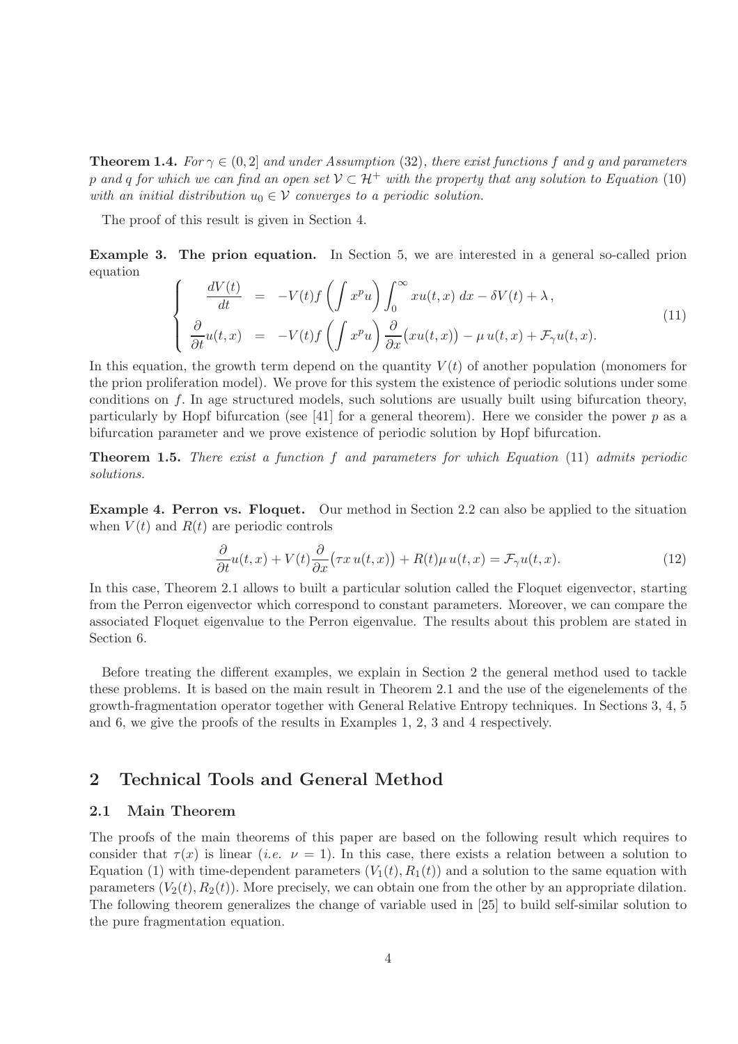**Theorem 1.4.** *For $\gamma \in (0, 2]$ and under Assumption* (32)*, there exist functions $f$ and $g$ and parameters $p$ and $q$ for which we can find an open set $\mathcal{V} \subset \mathcal{H}^+$ with the property that any solution to Equation* (10) *with an initial distribution $u_0 \in \mathcal{V}$ converges to a periodic solution.*

The proof of this result is given in Section 4.

**Example 3. The prion equation.** In Section 5, we are interested in a general so-called prion equation

$$
\left\{
\begin{array}{rcl}
\dfrac{dV(t)}{dt} & = & -V(t) f\left(\displaystyle\int x^p u\right) \displaystyle\int_0^\infty x u(t,x)\, dx - \delta V(t) + \lambda\,, \\
\dfrac{\partial}{\partial t} u(t,x) & = & -V(t) f\left(\displaystyle\int x^p u\right) \dfrac{\partial}{\partial x}\big(x u(t,x)\big) - \mu\, u(t,x) + \mathcal{F}_\gamma u(t,x).
\end{array}
\right.
\tag{11}
$$

In this equation, the growth term depend on the quantity $V(t)$ of another population (monomers for the prion proliferation model). We prove for this system the existence of periodic solutions under some conditions on $f$. In age structured models, such solutions are usually built using bifurcation theory, particularly by Hopf bifurcation (see [41] for a general theorem). Here we consider the power $p$ as a bifurcation parameter and we prove existence of periodic solution by Hopf bifurcation.

**Theorem 1.5.** *There exist a function $f$ and parameters for which Equation* (11) *admits periodic solutions.*

**Example 4. Perron vs. Floquet.** Our method in Section 2.2 can also be applied to the situation when $V(t)$ and $R(t)$ are periodic controls

$$
\frac{\partial}{\partial t} u(t,x) + V(t) \frac{\partial}{\partial x}\big(\tau x\, u(t,x)\big) + R(t) \mu\, u(t,x) = \mathcal{F}_\gamma u(t,x). \tag{12}
$$

In this case, Theorem 2.1 allows to built a particular solution called the Floquet eigenvector, starting from the Perron eigenvector which correspond to constant parameters. Moreover, we can compare the associated Floquet eigenvalue to the Perron eigenvalue. The results about this problem are stated in Section 6.

Before treating the different examples, we explain in Section 2 the general method used to tackle these problems. It is based on the main result in Theorem 2.1 and the use of the eigenelements of the growth-fragmentation operator together with General Relative Entropy techniques. In Sections 3, 4, 5 and 6, we give the proofs of the results in Examples 1, 2, 3 and 4 respectively.

## 2 Technical Tools and General Method

### 2.1 Main Theorem

The proofs of the main theorems of this paper are based on the following result which requires to consider that $\tau(x)$ is linear (*i.e.* $\nu = 1$). In this case, there exists a relation between a solution to Equation (1) with time-dependent parameters $(V_1(t), R_1(t))$ and a solution to the same equation with parameters $(V_2(t), R_2(t))$. More precisely, we can obtain one from the other by an appropriate dilation. The following theorem generalizes the change of variable used in [25] to build self-similar solution to the pure fragmentation equation.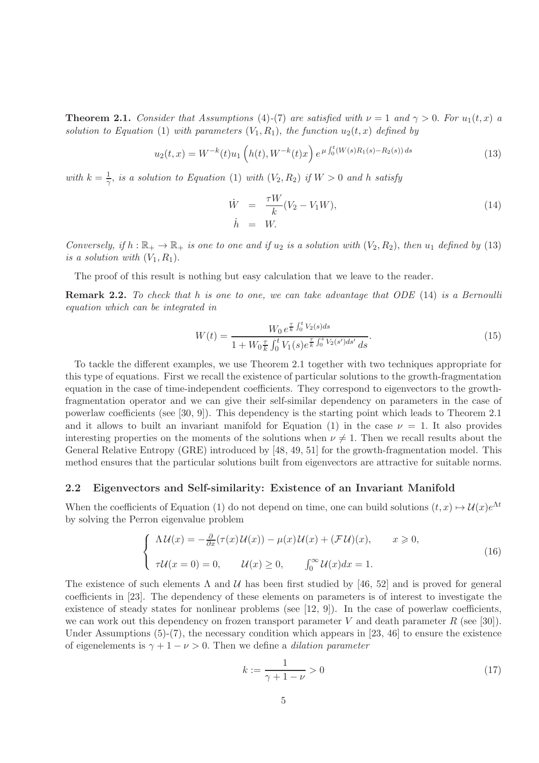**Theorem 2.1.** *Consider that Assumptions* (4)-(7) *are satisfied with* $\nu = 1$ *and* $\gamma > 0$*. For* $u_1(t,x)$ *a solution to Equation* (1) *with parameters* $(V_1, R_1)$*, the function* $u_2(t,x)$ *defined by*

$$u_2(t,x) = W^{-k}(t) u_1\left(h(t), W^{-k}(t)x\right) e^{\mu \int_0^t (W(s)R_1(s) - R_2(s))\, ds} \tag{13}$$

*with* $k = \frac{1}{\gamma}$*, is a solution to Equation* (1) *with* $(V_2, R_2)$ *if* $W > 0$ *and* $h$ *satisfy*

$$\begin{aligned} \dot{W} &= \frac{\tau W}{k}(V_2 - V_1 W), \\ \dot{h} &= W. \end{aligned} \tag{14}$$

*Conversely, if* $h : \mathbb{R}_+ \to \mathbb{R}_+$ *is one to one and if* $u_2$ *is a solution with* $(V_2, R_2)$*, then* $u_1$ *defined by* (13) *is a solution with* $(V_1, R_1)$*.*

The proof of this result is nothing but easy calculation that we leave to the reader.

**Remark 2.2.** *To check that* $h$ *is one to one, we can take advantage that ODE* (14) *is a Bernoulli equation which can be integrated in*

$$W(t) = \frac{W_0\, e^{\frac{\tau}{k}\int_0^t V_2(s) ds}}{1 + W_0 \frac{\tau}{k} \int_0^t V_1(s) e^{\frac{\tau}{k}\int_0^s V_2(s')ds'}\, ds}. \tag{15}$$

To tackle the different examples, we use Theorem 2.1 together with two techniques appropriate for this type of equations. First we recall the existence of particular solutions to the growth-fragmentation equation in the case of time-independent coefficients. They correspond to eigenvectors to the growth-fragmentation operator and we can give their self-similar dependency on parameters in the case of powerlaw coefficients (see [30, 9]). This dependency is the starting point which leads to Theorem 2.1 and it allows to built an invariant manifold for Equation (1) in the case $\nu = 1$. It also provides interesting properties on the moments of the solutions when $\nu \neq 1$. Then we recall results about the General Relative Entropy (GRE) introduced by [48, 49, 51] for the growth-fragmentation model. This method ensures that the particular solutions built from eigenvectors are attractive for suitable norms.

## 2.2 Eigenvectors and Self-similarity: Existence of an Invariant Manifold

When the coefficients of Equation (1) do not depend on time, one can build solutions $(t,x) \mapsto \mathcal{U}(x)e^{\Lambda t}$ by solving the Perron eigenvalue problem

$$\left\{ \begin{array}{ll} \Lambda \mathcal{U}(x) = -\frac{\partial}{\partial x}(\tau(x)\mathcal{U}(x)) - \mu(x)\mathcal{U}(x) + (\mathcal{F}\mathcal{U})(x), & x \geqslant 0, \\ \\ \tau \mathcal{U}(x=0) = 0, \qquad \mathcal{U}(x) \geq 0, \qquad \int_0^\infty \mathcal{U}(x)dx = 1. & \end{array} \right. \tag{16}$$

The existence of such elements $\Lambda$ and $\mathcal{U}$ has been first studied by [46, 52] and is proved for general coefficients in [23]. The dependency of these elements on parameters is of interest to investigate the existence of steady states for nonlinear problems (see [12, 9]). In the case of powerlaw coefficients, we can work out this dependency on frozen transport parameter $V$ and death parameter $R$ (see [30]). Under Assumptions (5)-(7), the necessary condition which appears in [23, 46] to ensure the existence of eigenelements is $\gamma + 1 - \nu > 0$. Then we define a *dilation parameter*

$$k := \frac{1}{\gamma + 1 - \nu} > 0 \tag{17}$$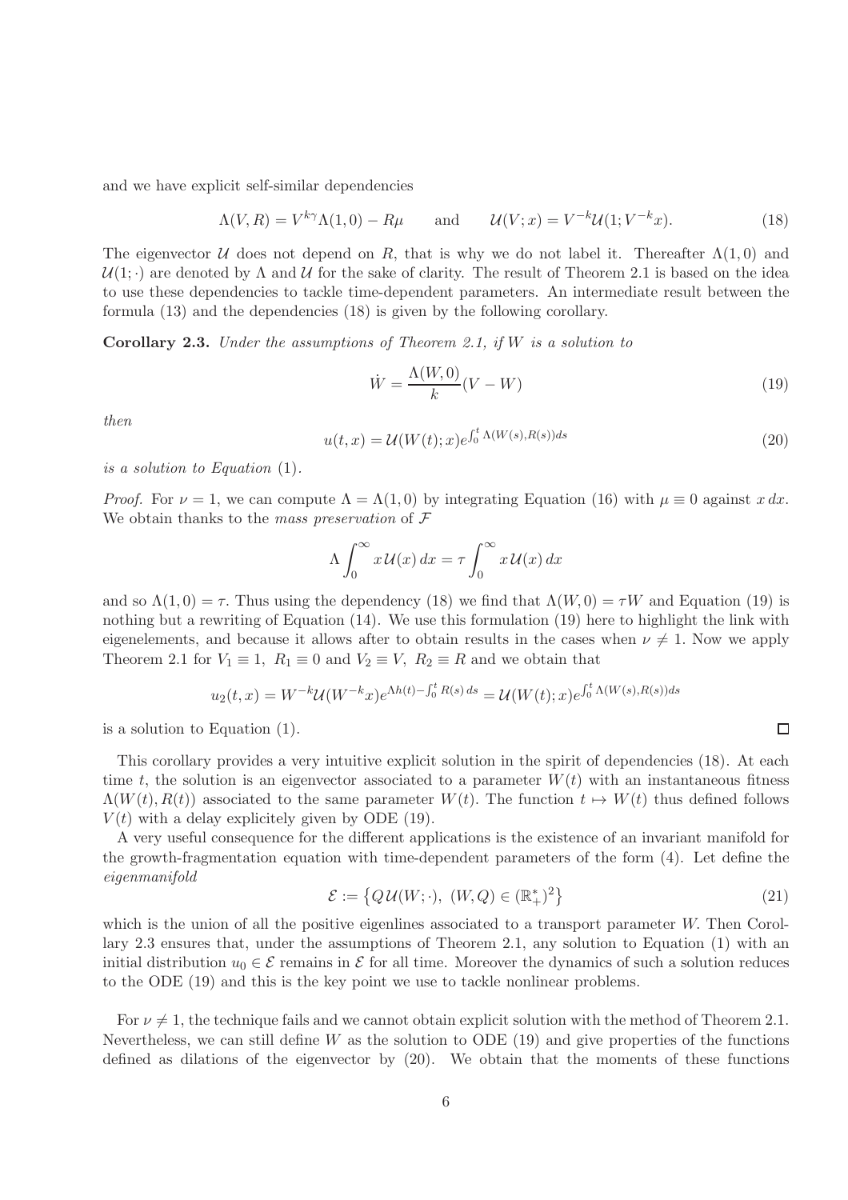and we have explicit self-similar dependencies

$$\Lambda(V,R) = V^{k\gamma}\Lambda(1,0) - R\mu \qquad \text{and} \qquad \mathcal{U}(V;x) = V^{-k}\mathcal{U}(1;V^{-k}x). \tag{18}$$

The eigenvector $\mathcal{U}$ does not depend on $R$, that is why we do not label it. Thereafter $\Lambda(1,0)$ and $\mathcal{U}(1;\cdot)$ are denoted by $\Lambda$ and $\mathcal{U}$ for the sake of clarity. The result of Theorem 2.1 is based on the idea to use these dependencies to tackle time-dependent parameters. An intermediate result between the formula (13) and the dependencies (18) is given by the following corollary.

**Corollary 2.3.** *Under the assumptions of Theorem 2.1, if $W$ is a solution to*

$$\dot{W} = \frac{\Lambda(W,0)}{k}(V - W) \tag{19}$$

*then*

$$u(t,x) = \mathcal{U}(W(t);x)e^{\int_0^t \Lambda(W(s),R(s))ds} \tag{20}$$

*is a solution to Equation* (1).

*Proof.* For $\nu = 1$, we can compute $\Lambda = \Lambda(1,0)$ by integrating Equation (16) with $\mu \equiv 0$ against $x\,dx$. We obtain thanks to the *mass preservation* of $\mathcal{F}$

$$\Lambda \int_0^\infty x\,\mathcal{U}(x)\,dx = \tau \int_0^\infty x\,\mathcal{U}(x)\,dx$$

and so $\Lambda(1,0) = \tau$. Thus using the dependency (18) we find that $\Lambda(W,0) = \tau W$ and Equation (19) is nothing but a rewriting of Equation (14). We use this formulation (19) here to highlight the link with eigenelements, and because it allows after to obtain results in the cases when $\nu \neq 1$. Now we apply Theorem 2.1 for $V_1 \equiv 1,\ R_1 \equiv 0$ and $V_2 \equiv V,\ R_2 \equiv R$ and we obtain that

$$u_2(t,x) = W^{-k}\mathcal{U}(W^{-k}x)e^{\Lambda h(t) - \int_0^t R(s)\,ds} = \mathcal{U}(W(t);x)e^{\int_0^t \Lambda(W(s),R(s))ds}$$

is a solution to Equation (1). $\square$

This corollary provides a very intuitive explicit solution in the spirit of dependencies (18). At each time $t$, the solution is an eigenvector associated to a parameter $W(t)$ with an instantaneous fitness $\Lambda(W(t),R(t))$ associated to the same parameter $W(t)$. The function $t \mapsto W(t)$ thus defined follows $V(t)$ with a delay explicitely given by ODE (19).

A very useful consequence for the different applications is the existence of an invariant manifold for the growth-fragmentation equation with time-dependent parameters of the form (4). Let define the *eigenmanifold*

$$\mathcal{E} := \left\{Q\,\mathcal{U}(W;\cdot),\ (W,Q) \in (\mathbb{R}_+^*)^2\right\} \tag{21}$$

which is the union of all the positive eigenlines associated to a transport parameter $W$. Then Corollary 2.3 ensures that, under the assumptions of Theorem 2.1, any solution to Equation (1) with an initial distribution $u_0 \in \mathcal{E}$ remains in $\mathcal{E}$ for all time. Moreover the dynamics of such a solution reduces to the ODE (19) and this is the key point we use to tackle nonlinear problems.

For $\nu \neq 1$, the technique fails and we cannot obtain explicit solution with the method of Theorem 2.1. Nevertheless, we can still define $W$ as the solution to ODE (19) and give properties of the functions defined as dilations of the eigenvector by (20). We obtain that the moments of these functions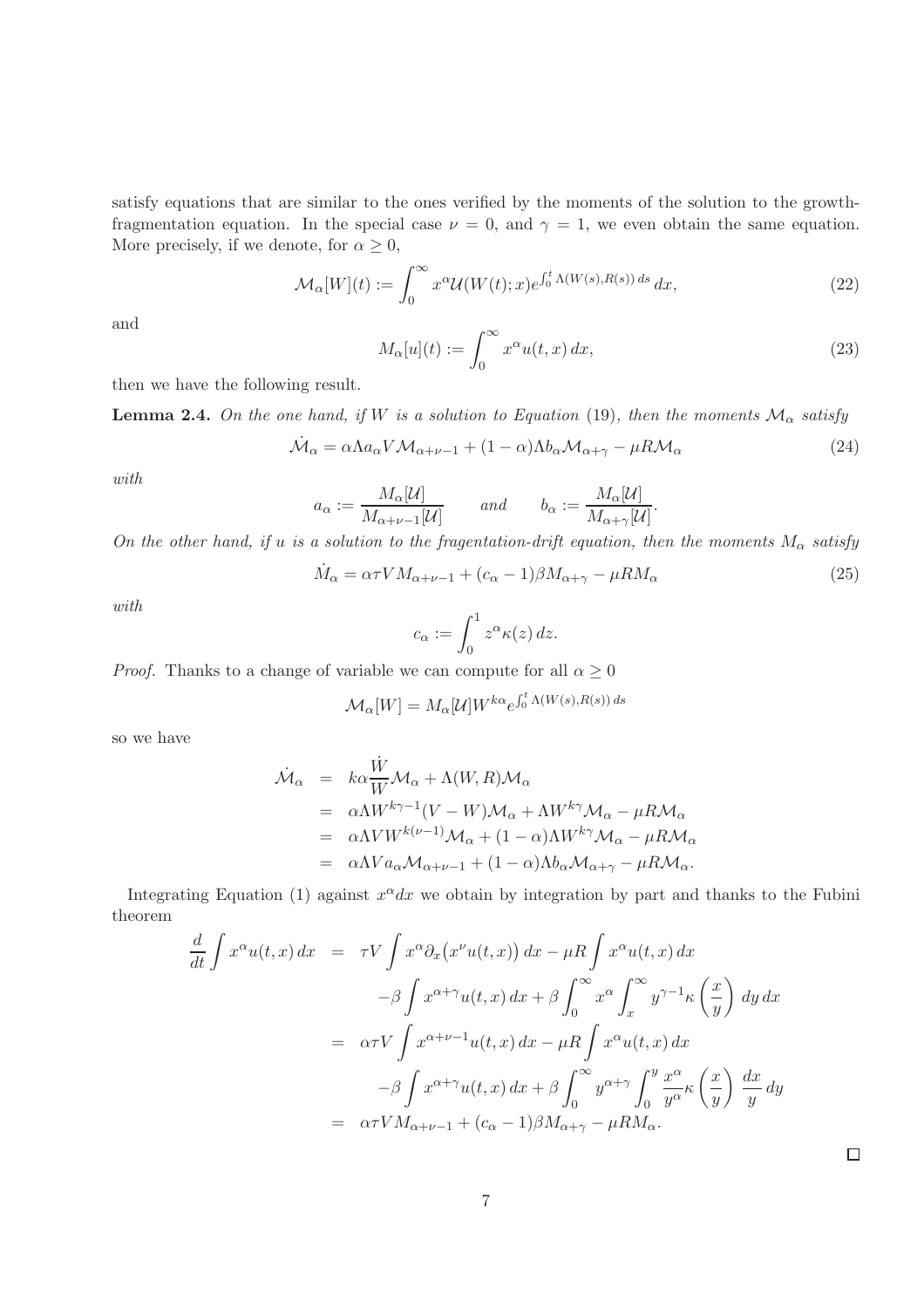satisfy equations that are similar to the ones verified by the moments of the solution to the growth-fragmentation equation. In the special case $\nu = 0$, and $\gamma = 1$, we even obtain the same equation. More precisely, if we denote, for $\alpha \geq 0$,

$$\mathcal{M}_\alpha[W](t) := \int_0^\infty x^\alpha \mathcal{U}(W(t); x) e^{\int_0^t \Lambda(W(s),R(s))\, ds}\, dx, \tag{22}$$

and

$$M_\alpha[u](t) := \int_0^\infty x^\alpha u(t,x)\, dx, \tag{23}$$

then we have the following result.

**Lemma 2.4.** *On the one hand, if $W$ is a solution to Equation* (19)*, then the moments $\mathcal{M}_\alpha$ satisfy*

$$\dot{\mathcal{M}}_\alpha = \alpha \Lambda a_\alpha V \mathcal{M}_{\alpha+\nu-1} + (1-\alpha)\Lambda b_\alpha \mathcal{M}_{\alpha+\gamma} - \mu R \mathcal{M}_\alpha \tag{24}$$

*with*

$$a_\alpha := \frac{M_\alpha[\mathcal{U}]}{M_{\alpha+\nu-1}[\mathcal{U}]} \qquad \text{and} \qquad b_\alpha := \frac{M_\alpha[\mathcal{U}]}{M_{\alpha+\gamma}[\mathcal{U}]}.$$

*On the other hand, if $u$ is a solution to the fragentation-drift equation, then the moments $M_\alpha$ satisfy*

$$\dot{M}_\alpha = \alpha \tau V M_{\alpha+\nu-1} + (c_\alpha - 1)\beta M_{\alpha+\gamma} - \mu R M_\alpha \tag{25}$$

*with*

$$c_\alpha := \int_0^1 z^\alpha \kappa(z)\, dz.$$

*Proof.* Thanks to a change of variable we can compute for all $\alpha \geq 0$

$$\mathcal{M}_\alpha[W] = M_\alpha[\mathcal{U}] W^{k\alpha} e^{\int_0^t \Lambda(W(s),R(s))\, ds}$$

so we have

$$\begin{aligned}
\dot{\mathcal{M}}_\alpha &= k\alpha \frac{\dot{W}}{W}\mathcal{M}_\alpha + \Lambda(W,R)\mathcal{M}_\alpha \\
&= \alpha \Lambda W^{k\gamma - 1}(V - W)\mathcal{M}_\alpha + \Lambda W^{k\gamma}\mathcal{M}_\alpha - \mu R \mathcal{M}_\alpha \\
&= \alpha \Lambda V W^{k(\nu-1)}\mathcal{M}_\alpha + (1-\alpha)\Lambda W^{k\gamma}\mathcal{M}_\alpha - \mu R \mathcal{M}_\alpha \\
&= \alpha \Lambda V a_\alpha \mathcal{M}_{\alpha+\nu-1} + (1-\alpha)\Lambda b_\alpha \mathcal{M}_{\alpha+\gamma} - \mu R \mathcal{M}_\alpha.
\end{aligned}$$

Integrating Equation (1) against $x^\alpha dx$ we obtain by integration by part and thanks to the Fubini theorem

$$\begin{aligned}
\frac{d}{dt}\int x^\alpha u(t,x)\, dx &= \tau V \int x^\alpha \partial_x\big(x^\nu u(t,x)\big)\, dx - \mu R \int x^\alpha u(t,x)\, dx \\
&\quad - \beta \int x^{\alpha+\gamma} u(t,x)\, dx + \beta \int_0^\infty x^\alpha \int_x^\infty y^{\gamma-1} \kappa\left(\frac{x}{y}\right)\, dy\, dx \\
&= \alpha \tau V \int x^{\alpha+\nu-1} u(t,x)\, dx - \mu R \int x^\alpha u(t,x)\, dx \\
&\quad - \beta \int x^{\alpha+\gamma} u(t,x)\, dx + \beta \int_0^\infty y^{\alpha+\gamma} \int_0^y \frac{x^\alpha}{y^\alpha} \kappa\left(\frac{x}{y}\right)\, \frac{dx}{y}\, dy \\
&= \alpha \tau V M_{\alpha+\nu-1} + (c_\alpha - 1)\beta M_{\alpha+\gamma} - \mu R M_\alpha.
\end{aligned}$$

$\square$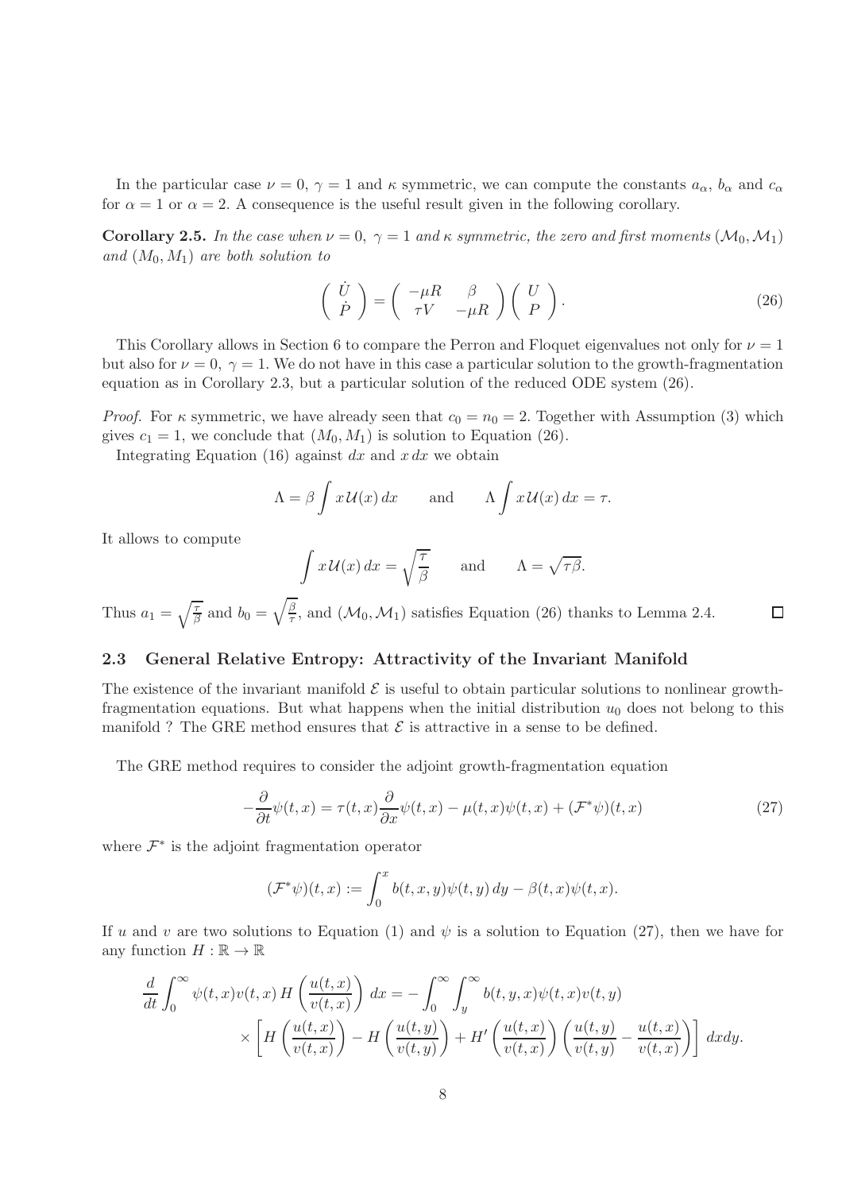In the particular case $\nu = 0$, $\gamma = 1$ and $\kappa$ symmetric, we can compute the constants $a_\alpha$, $b_\alpha$ and $c_\alpha$ for $\alpha = 1$ or $\alpha = 2$. A consequence is the useful result given in the following corollary.

**Corollary 2.5.** *In the case when $\nu = 0$, $\gamma = 1$ and $\kappa$ symmetric, the zero and first moments $(\mathcal{M}_0, \mathcal{M}_1)$ and $(M_0, M_1)$ are both solution to*

$$\begin{pmatrix} \dot{U} \\ \dot{P} \end{pmatrix} = \begin{pmatrix} -\mu R & \beta \\ \tau V & -\mu R \end{pmatrix} \begin{pmatrix} U \\ P \end{pmatrix}. \tag{26}$$

This Corollary allows in Section 6 to compare the Perron and Floquet eigenvalues not only for $\nu = 1$ but also for $\nu = 0$, $\gamma = 1$. We do not have in this case a particular solution to the growth-fragmentation equation as in Corollary 2.3, but a particular solution of the reduced ODE system (26).

*Proof.* For $\kappa$ symmetric, we have already seen that $c_0 = n_0 = 2$. Together with Assumption (3) which gives $c_1 = 1$, we conclude that $(M_0, M_1)$ is solution to Equation (26).

Integrating Equation (16) against $dx$ and $x\,dx$ we obtain

$$\Lambda = \beta \int x\,\mathcal{U}(x)\,dx \qquad \text{and} \qquad \Lambda \int x\,\mathcal{U}(x)\,dx = \tau.$$

It allows to compute

$$\int x\,\mathcal{U}(x)\,dx = \sqrt{\frac{\tau}{\beta}} \qquad \text{and} \qquad \Lambda = \sqrt{\tau\beta}.$$

Thus $a_1 = \sqrt{\frac{\tau}{\beta}}$ and $b_0 = \sqrt{\frac{\beta}{\tau}}$, and $(\mathcal{M}_0, \mathcal{M}_1)$ satisfies Equation (26) thanks to Lemma 2.4. $\square$

### 2.3 General Relative Entropy: Attractivity of the Invariant Manifold

The existence of the invariant manifold $\mathcal{E}$ is useful to obtain particular solutions to nonlinear growth-fragmentation equations. But what happens when the initial distribution $u_0$ does not belong to this manifold ? The GRE method ensures that $\mathcal{E}$ is attractive in a sense to be defined.

The GRE method requires to consider the adjoint growth-fragmentation equation

$$-\frac{\partial}{\partial t}\psi(t,x) = \tau(t,x)\frac{\partial}{\partial x}\psi(t,x) - \mu(t,x)\psi(t,x) + (\mathcal{F}^*\psi)(t,x) \tag{27}$$

where $\mathcal{F}^*$ is the adjoint fragmentation operator

$$(\mathcal{F}^*\psi)(t,x) := \int_0^x b(t,x,y)\psi(t,y)\,dy - \beta(t,x)\psi(t,x).$$

If $u$ and $v$ are two solutions to Equation (1) and $\psi$ is a solution to Equation (27), then we have for any function $H : \mathbb{R} \to \mathbb{R}$

$$\begin{aligned} \frac{d}{dt}\int_0^\infty \psi(t,x)v(t,x)\,H\left(\frac{u(t,x)}{v(t,x)}\right)\,dx = &-\int_0^\infty\int_y^\infty b(t,y,x)\psi(t,x)v(t,y) \\ &\times \left[H\left(\frac{u(t,x)}{v(t,x)}\right) - H\left(\frac{u(t,y)}{v(t,y)}\right) + H'\left(\frac{u(t,x)}{v(t,x)}\right)\left(\frac{u(t,y)}{v(t,y)} - \frac{u(t,x)}{v(t,x)}\right)\right]\,dxdy. \end{aligned}$$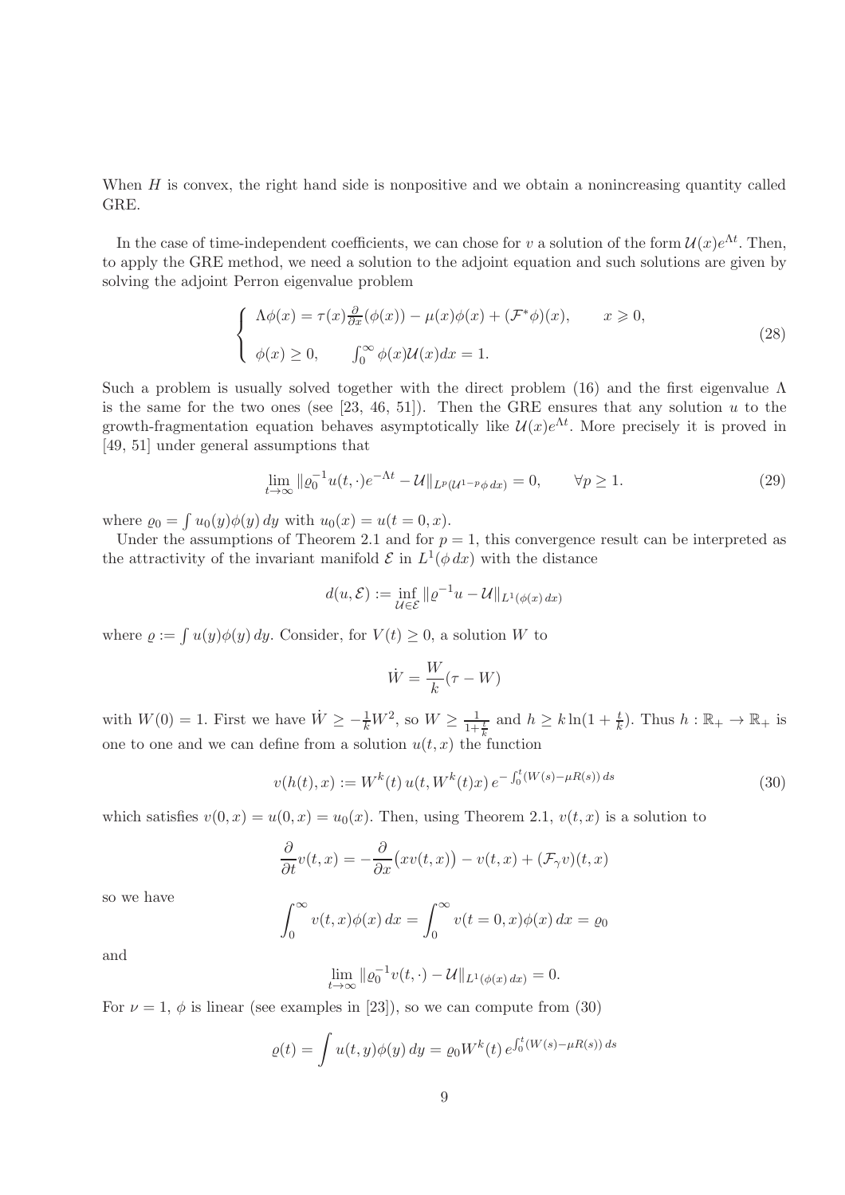When $H$ is convex, the right hand side is nonpositive and we obtain a nonincreasing quantity called GRE.

In the case of time-independent coefficients, we can chose for $v$ a solution of the form $\mathcal{U}(x)e^{\Lambda t}$. Then, to apply the GRE method, we need a solution to the adjoint equation and such solutions are given by solving the adjoint Perron eigenvalue problem

$$
\begin{cases} \Lambda\phi(x) = \tau(x)\frac{\partial}{\partial x}(\phi(x)) - \mu(x)\phi(x) + (\mathcal{F}^*\phi)(x), \qquad x \geqslant 0, \\ \phi(x) \geq 0, \qquad \int_0^\infty \phi(x)\mathcal{U}(x)dx = 1. \end{cases} \tag{28}
$$

Such a problem is usually solved together with the direct problem (16) and the first eigenvalue $\Lambda$ is the same for the two ones (see [23, 46, 51]). Then the GRE ensures that any solution $u$ to the growth-fragmentation equation behaves asymptotically like $\mathcal{U}(x)e^{\Lambda t}$. More precisely it is proved in [49, 51] under general assumptions that

$$
\lim_{t\to\infty} \|\varrho_0^{-1} u(t,\cdot)e^{-\Lambda t} - \mathcal{U}\|_{L^p(\mathcal{U}^{1-p}\phi\, dx)} = 0, \qquad \forall p \geq 1. \tag{29}
$$

where $\varrho_0 = \int u_0(y)\phi(y)\,dy$ with $u_0(x) = u(t=0,x)$.

Under the assumptions of Theorem 2.1 and for $p = 1$, this convergence result can be interpreted as the attractivity of the invariant manifold $\mathcal{E}$ in $L^1(\phi\, dx)$ with the distance

$$
d(u,\mathcal{E}) := \inf_{\mathcal{U}\in\mathcal{E}} \|\varrho^{-1}u - \mathcal{U}\|_{L^1(\phi(x)\,dx)}
$$

where $\varrho := \int u(y)\phi(y)\,dy$. Consider, for $V(t) \geq 0$, a solution $W$ to

$$
\dot{W} = \frac{W}{k}(\tau - W)
$$

with $W(0) = 1$. First we have $\dot{W} \geq -\frac{1}{k}W^2$, so $W \geq \frac{1}{1+\frac{t}{k}}$ and $h \geq k\ln(1+\frac{t}{k})$. Thus $h : \mathbb{R}_+ \to \mathbb{R}_+$ is one to one and we can define from a solution $u(t,x)$ the function

$$
v(h(t),x) := W^k(t)\, u(t, W^k(t)x)\, e^{-\int_0^t (W(s)-\mu R(s))\,ds} \tag{30}
$$

which satisfies $v(0,x) = u(0,x) = u_0(x)$. Then, using Theorem 2.1, $v(t,x)$ is a solution to

$$
\frac{\partial}{\partial t}v(t,x) = -\frac{\partial}{\partial x}\big(xv(t,x)\big) - v(t,x) + (\mathcal{F}_\gamma v)(t,x)
$$

so we have

$$
\int_0^\infty v(t,x)\phi(x)\,dx = \int_0^\infty v(t=0,x)\phi(x)\,dx = \varrho_0
$$

and

$$
\lim_{t\to\infty} \|\varrho_0^{-1}v(t,\cdot) - \mathcal{U}\|_{L^1(\phi(x)\,dx)} = 0.
$$

For $\nu = 1$, $\phi$ is linear (see examples in [23]), so we can compute from (30)

$$
\varrho(t) = \int u(t,y)\phi(y)\,dy = \varrho_0 W^k(t)\, e^{\int_0^t (W(s)-\mu R(s))\,ds}
$$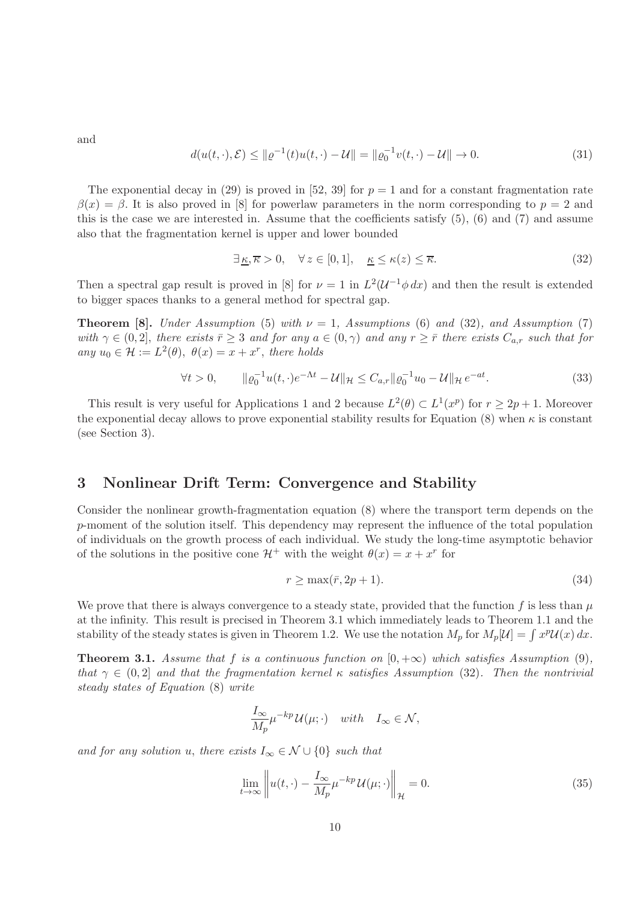and

$$d(u(t,\cdot),\mathcal{E}) \leq \|\varrho^{-1}(t)u(t,\cdot) - \mathcal{U}\| = \|\varrho_0^{-1}v(t,\cdot) - \mathcal{U}\| \to 0. \tag{31}$$

The exponential decay in (29) is proved in [52, 39] for $p = 1$ and for a constant fragmentation rate $\beta(x) = \beta$. It is also proved in [8] for powerlaw parameters in the norm corresponding to $p = 2$ and this is the case we are interested in. Assume that the coefficients satisfy (5), (6) and (7) and assume also that the fragmentation kernel is upper and lower bounded

$$\exists\, \underline{\kappa}, \overline{\kappa} > 0, \quad \forall\, z \in [0,1], \quad \underline{\kappa} \leq \kappa(z) \leq \overline{\kappa}. \tag{32}$$

Then a spectral gap result is proved in [8] for $\nu = 1$ in $L^2(\mathcal{U}^{-1}\phi\, dx)$ and then the result is extended to bigger spaces thanks to a general method for spectral gap.

**Theorem [8].** *Under Assumption* (5) *with* $\nu = 1$*, Assumptions* (6) *and* (32)*, and Assumption* (7) *with* $\gamma \in (0, 2]$*, there exists* $\bar{r} \geq 3$ *and for any* $a \in (0, \gamma)$ *and any* $r \geq \bar{r}$ *there exists* $C_{a,r}$ *such that for any* $u_0 \in \mathcal{H} := L^2(\theta)$*,* $\theta(x) = x + x^r$*, there holds*

$$\forall t > 0, \qquad \|\varrho_0^{-1}u(t,\cdot)e^{-\Lambda t} - \mathcal{U}\|_{\mathcal{H}} \leq C_{a,r}\|\varrho_0^{-1}u_0 - \mathcal{U}\|_{\mathcal{H}}\, e^{-at}. \tag{33}$$

This result is very useful for Applications 1 and 2 because $L^2(\theta) \subset L^1(x^p)$ for $r \geq 2p + 1$. Moreover the exponential decay allows to prove exponential stability results for Equation (8) when $\kappa$ is constant (see Section 3).

## 3 Nonlinear Drift Term: Convergence and Stability

Consider the nonlinear growth-fragmentation equation (8) where the transport term depends on the $p$-moment of the solution itself. This dependency may represent the influence of the total population of individuals on the growth process of each individual. We study the long-time asymptotic behavior of the solutions in the positive cone $\mathcal{H}^+$ with the weight $\theta(x) = x + x^r$ for

$$r \geq \max(\bar{r}, 2p + 1). \tag{34}$$

We prove that there is always convergence to a steady state, provided that the function $f$ is less than $\mu$ at the infinity. This result is precised in Theorem 3.1 which immediately leads to Theorem 1.1 and the stability of the steady states is given in Theorem 1.2. We use the notation $M_p$ for $M_p[\mathcal{U}] = \int x^p\mathcal{U}(x)\, dx$.

**Theorem 3.1.** *Assume that* $f$ *is a continuous function on* $[0, +\infty)$ *which satisfies Assumption* (9)*, that* $\gamma \in (0, 2]$ *and that the fragmentation kernel* $\kappa$ *satisfies Assumption* (32)*. Then the nontrivial steady states of Equation* (8) *write*

$$\frac{I_\infty}{M_p}\mu^{-kp}\,\mathcal{U}(\mu;\cdot) \quad \textit{with} \quad I_\infty \in \mathcal{N},$$

*and for any solution* $u$*, there exists* $I_\infty \in \mathcal{N} \cup \{0\}$ *such that*

$$\lim_{t\to\infty}\left\| u(t,\cdot) - \frac{I_\infty}{M_p}\mu^{-kp}\,\mathcal{U}(\mu;\cdot)\right\|_{\mathcal{H}} = 0. \tag{35}$$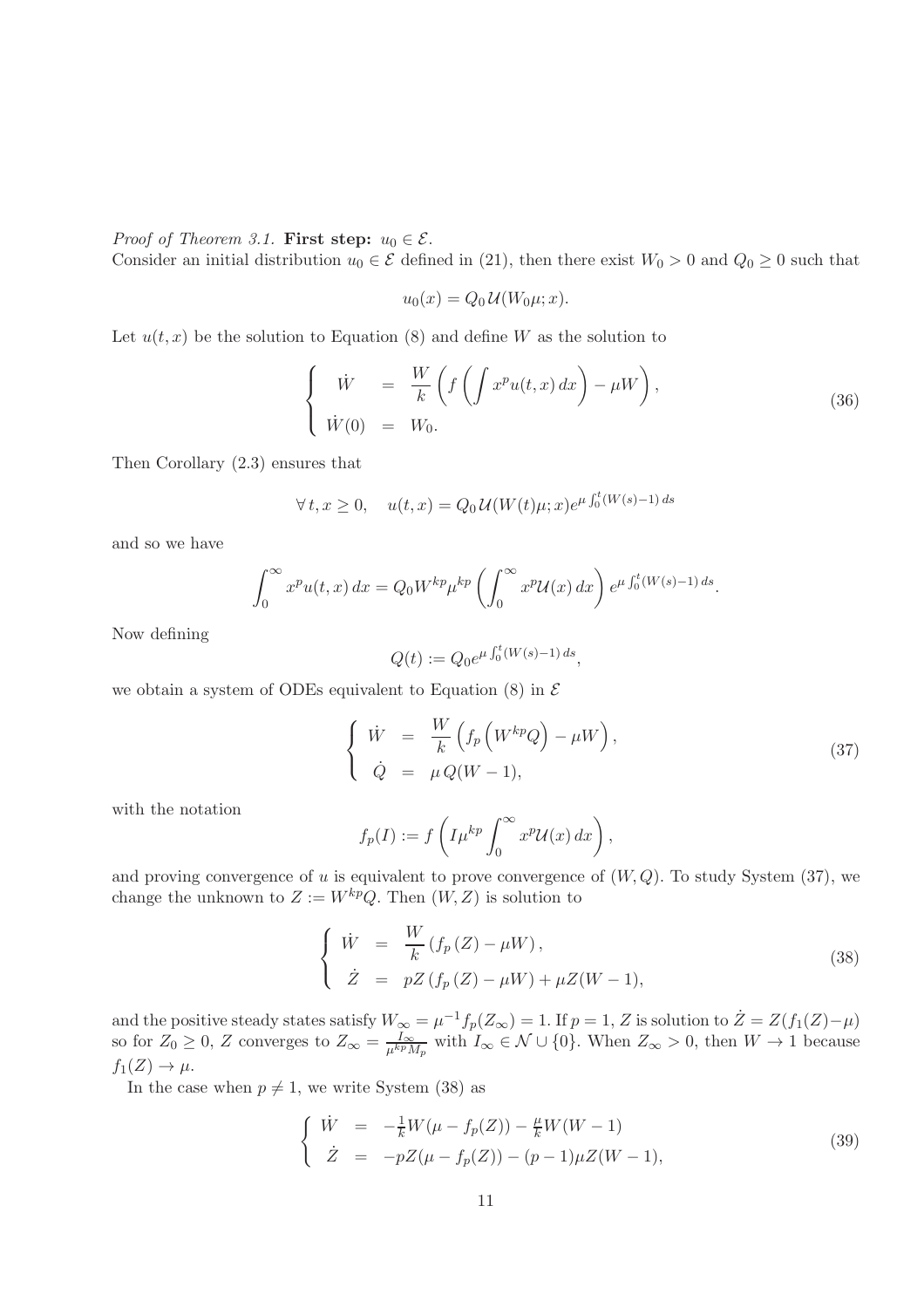*Proof of Theorem 3.1.* **First step:** $u_0 \in \mathcal{E}$.
Consider an initial distribution $u_0 \in \mathcal{E}$ defined in (21), then there exist $W_0 > 0$ and $Q_0 \geq 0$ such that

$$u_0(x) = Q_0\,\mathcal{U}(W_0\mu; x).$$

Let $u(t,x)$ be the solution to Equation (8) and define $W$ as the solution to

$$\left\{ \begin{array}{rcl} \dot{W} & = & \dfrac{W}{k}\left( f\left( \displaystyle\int x^p u(t,x)\,dx \right) - \mu W \right), \\ \dot{W}(0) & = & W_0. \end{array} \right. \tag{36}$$

Then Corollary (2.3) ensures that

$$\forall\, t, x \geq 0, \quad u(t,x) = Q_0\,\mathcal{U}(W(t)\mu; x) e^{\mu \int_0^t (W(s)-1)\,ds}$$

and so we have

$$\int_0^\infty x^p u(t,x)\,dx = Q_0 W^{kp} \mu^{kp} \left( \int_0^\infty x^p \mathcal{U}(x)\,dx \right) e^{\mu \int_0^t (W(s)-1)\,ds}.$$

Now defining

$$Q(t) := Q_0 e^{\mu \int_0^t (W(s)-1)\,ds},$$

we obtain a system of ODEs equivalent to Equation (8) in $\mathcal{E}$

$$\left\{ \begin{array}{rcl} \dot{W} & = & \dfrac{W}{k}\left( f_p\left( W^{kp} Q \right) - \mu W \right), \\ \dot{Q} & = & \mu\, Q(W-1), \end{array} \right. \tag{37}$$

with the notation

$$f_p(I) := f\left( I\mu^{kp} \int_0^\infty x^p \mathcal{U}(x)\,dx \right),$$

and proving convergence of $u$ is equivalent to prove convergence of $(W,Q)$. To study System (37), we change the unknown to $Z := W^{kp}Q$. Then $(W,Z)$ is solution to

$$\left\{ \begin{array}{rcl} \dot{W} & = & \dfrac{W}{k}\left( f_p\left( Z \right) - \mu W \right), \\ \dot{Z} & = & pZ\left( f_p\left( Z \right) - \mu W \right) + \mu Z(W-1), \end{array} \right. \tag{38}$$

and the positive steady states satisfy $W_\infty = \mu^{-1} f_p(Z_\infty) = 1$. If $p = 1$, $Z$ is solution to $\dot{Z} = Z(f_1(Z) - \mu)$ so for $Z_0 \geq 0$, $Z$ converges to $Z_\infty = \frac{I_\infty}{\mu^{kp} M_p}$ with $I_\infty \in \mathcal{N} \cup \{0\}$. When $Z_\infty > 0$, then $W \to 1$ because $f_1(Z) \to \mu$.

In the case when $p \neq 1$, we write System (38) as

$$\left\{ \begin{array}{rcl} \dot{W} & = & -\frac{1}{k} W(\mu - f_p(Z)) - \frac{\mu}{k} W(W-1) \\ \dot{Z} & = & -pZ(\mu - f_p(Z)) - (p-1)\mu Z(W-1), \end{array} \right. \tag{39}$$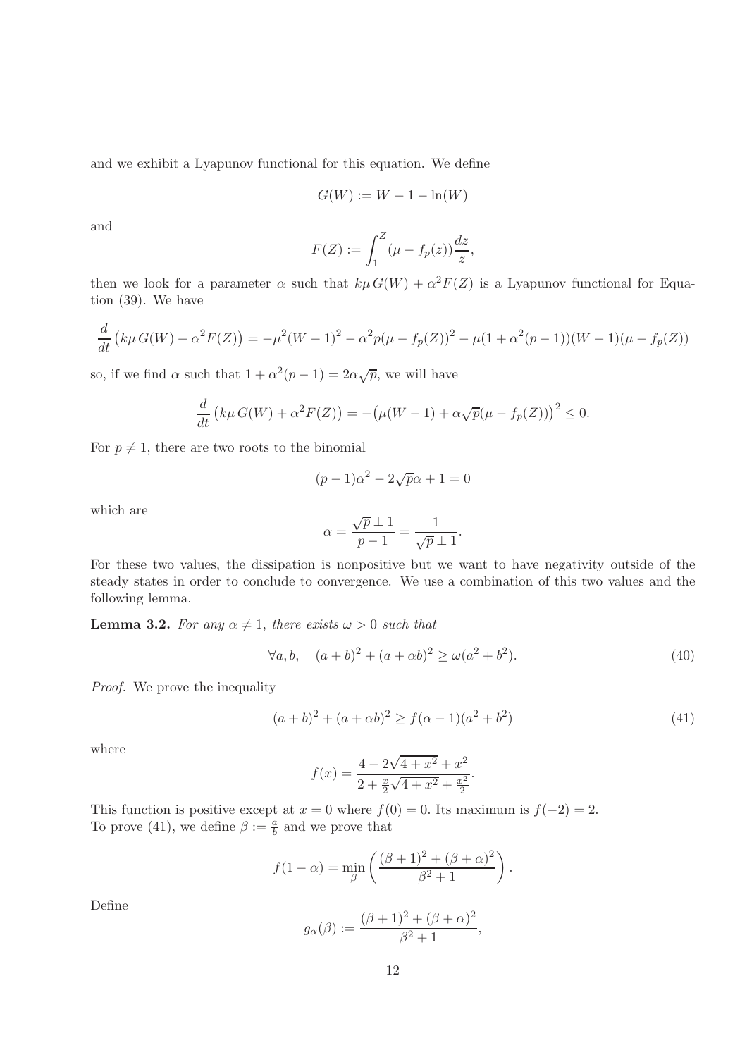and we exhibit a Lyapunov functional for this equation. We define

$$G(W) := W - 1 - \ln(W)$$

and

$$F(Z) := \int_1^Z (\mu - f_p(z))\frac{dz}{z},$$

then we look for a parameter $\alpha$ such that $k\mu\, G(W) + \alpha^2 F(Z)$ is a Lyapunov functional for Equation (39). We have

$$\frac{d}{dt}\left(k\mu\, G(W) + \alpha^2 F(Z)\right) = -\mu^2(W-1)^2 - \alpha^2 p(\mu - f_p(Z))^2 - \mu(1+\alpha^2(p-1))(W-1)(\mu - f_p(Z))$$

so, if we find $\alpha$ such that $1 + \alpha^2(p-1) = 2\alpha\sqrt{p}$, we will have

$$\frac{d}{dt}\left(k\mu\, G(W) + \alpha^2 F(Z)\right) = -\left(\mu(W-1) + \alpha\sqrt{p}(\mu - f_p(Z))\right)^2 \le 0.$$

For $p \neq 1$, there are two roots to the binomial

$$(p-1)\alpha^2 - 2\sqrt{p}\alpha + 1 = 0$$

which are

$$\alpha = \frac{\sqrt{p} \pm 1}{p-1} = \frac{1}{\sqrt{p} \pm 1}.$$

For these two values, the dissipation is nonpositive but we want to have negativity outside of the steady states in order to conclude to convergence. We use a combination of this two values and the following lemma.

**Lemma 3.2.** *For any $\alpha \neq 1$, there exists $\omega > 0$ such that*

$$\forall a, b, \quad (a+b)^2 + (a+\alpha b)^2 \ge \omega(a^2 + b^2). \tag{40}$$

*Proof.* We prove the inequality

$$(a+b)^2 + (a+\alpha b)^2 \ge f(\alpha - 1)(a^2 + b^2) \tag{41}$$

where

$$f(x) = \frac{4 - 2\sqrt{4+x^2} + x^2}{2 + \frac{x}{2}\sqrt{4+x^2} + \frac{x^2}{2}}.$$

This function is positive except at $x = 0$ where $f(0) = 0$. Its maximum is $f(-2) = 2$.
To prove (41), we define $\beta := \frac{a}{b}$ and we prove that

$$f(1-\alpha) = \min_{\beta}\left(\frac{(\beta+1)^2 + (\beta+\alpha)^2}{\beta^2+1}\right).$$

Define

$$g_\alpha(\beta) := \frac{(\beta+1)^2 + (\beta+\alpha)^2}{\beta^2+1},$$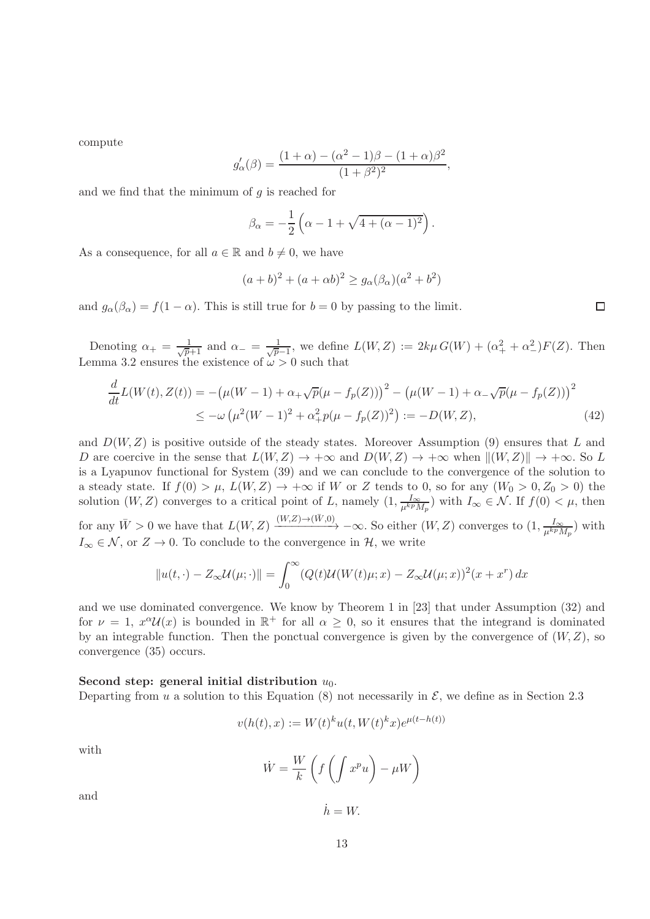compute

$$g_\alpha'(\beta) = \frac{(1+\alpha) - (\alpha^2-1)\beta - (1+\alpha)\beta^2}{(1+\beta^2)^2},$$

and we find that the minimum of $g$ is reached for

$$\beta_\alpha = -\frac{1}{2}\left(\alpha - 1 + \sqrt{4 + (\alpha-1)^2}\right).$$

As a consequence, for all $a \in \mathbb{R}$ and $b \neq 0$, we have

$$(a+b)^2 + (a+\alpha b)^2 \geq g_\alpha(\beta_\alpha)(a^2+b^2)$$

and $g_\alpha(\beta_\alpha) = f(1-\alpha)$. This is still true for $b=0$ by passing to the limit. □

Denoting $\alpha_+ = \frac{1}{\sqrt{p}+1}$ and $\alpha_- = \frac{1}{\sqrt{p}-1}$, we define $L(W,Z) := 2k\mu\, G(W) + (\alpha_+^2 + \alpha_-^2)F(Z)$. Then Lemma 3.2 ensures the existence of $\omega > 0$ such that

$$\begin{aligned}\frac{d}{dt}L(W(t),Z(t)) &= -\big(\mu(W-1) + \alpha_+\sqrt{p}(\mu - f_p(Z))\big)^2 - \big(\mu(W-1) + \alpha_-\sqrt{p}(\mu - f_p(Z))\big)^2 \\ &\leq -\omega\left(\mu^2(W-1)^2 + \alpha_+^2 p(\mu - f_p(Z))^2\right) := -D(W,Z),\end{aligned} \tag{42}$$

and $D(W,Z)$ is positive outside of the steady states. Moreover Assumption (9) ensures that $L$ and $D$ are coercive in the sense that $L(W,Z) \to +\infty$ and $D(W,Z) \to +\infty$ when $\|(W,Z)\| \to +\infty$. So $L$ is a Lyapunov functional for System (39) and we can conclude to the convergence of the solution to a steady state. If $f(0) > \mu$, $L(W,Z) \to +\infty$ if $W$ or $Z$ tends to 0, so for any $(W_0 > 0, Z_0 > 0)$ the solution $(W,Z)$ converges to a critical point of $L$, namely $(1, \frac{I_\infty}{\mu^{kp}M_p})$ with $I_\infty \in \mathcal{N}$. If $f(0) < \mu$, then for any $\bar{W} > 0$ we have that $L(W,Z) \xrightarrow{(W,Z)\to(\bar{W},0)} -\infty$. So either $(W,Z)$ converges to $(1, \frac{I_\infty}{\mu^{kp}M_p})$ with $I_\infty \in \mathcal{N}$, or $Z \to 0$. To conclude to the convergence in $\mathcal{H}$, we write

$$\|u(t,\cdot) - Z_\infty \mathcal{U}(\mu;\cdot)\| = \int_0^\infty (Q(t)\mathcal{U}(W(t)\mu;x) - Z_\infty \mathcal{U}(\mu;x))^2(x + x^r)\,dx$$

and we use dominated convergence. We know by Theorem 1 in [23] that under Assumption (32) and for $\nu = 1$, $x^\alpha \mathcal{U}(x)$ is bounded in $\mathbb{R}^+$ for all $\alpha \geq 0$, so it ensures that the integrand is dominated by an integrable function. Then the ponctual convergence is given by the convergence of $(W,Z)$, so convergence (35) occurs.

**Second step: general initial distribution $u_0$.**
Departing from $u$ a solution to this Equation (8) not necessarily in $\mathcal{E}$, we define as in Section 2.3

$$v(h(t),x) := W(t)^k u(t, W(t)^k x) e^{\mu(t-h(t))}$$

with

$$\dot{W} = \frac{W}{k}\left(f\left(\int x^p u\right) - \mu W\right)$$

and

$$\dot{h} = W.$$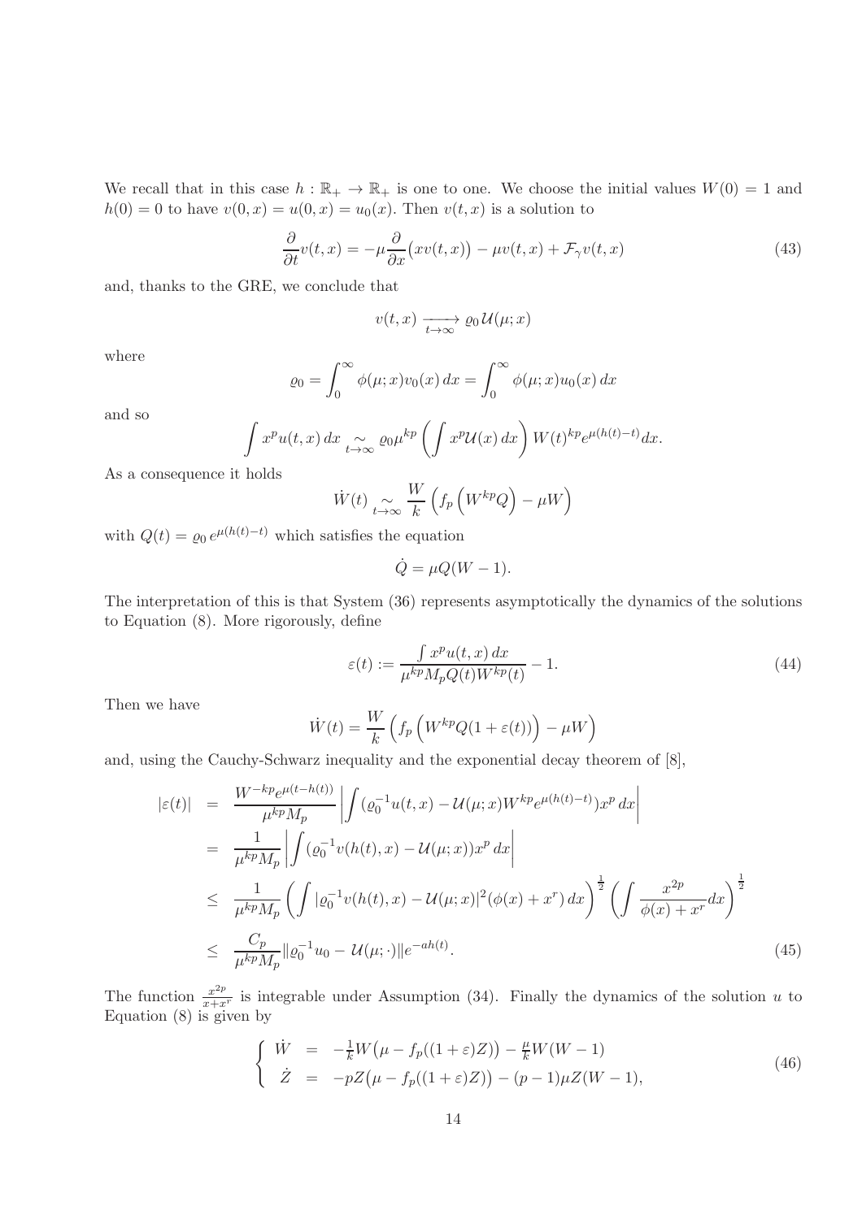We recall that in this case $h : \mathbb{R}_+ \to \mathbb{R}_+$ is one to one. We choose the initial values $W(0) = 1$ and $h(0) = 0$ to have $v(0,x) = u(0,x) = u_0(x)$. Then $v(t,x)$ is a solution to

$$\frac{\partial}{\partial t} v(t,x) = -\mu \frac{\partial}{\partial x}\big(x v(t,x)\big) - \mu v(t,x) + \mathcal{F}_\gamma v(t,x) \tag{43}$$

and, thanks to the GRE, we conclude that

$$v(t,x) \xrightarrow[t\to\infty]{} \varrho_0 \, \mathcal{U}(\mu;x)$$

where

$$\varrho_0 = \int_0^\infty \phi(\mu;x) v_0(x)\,dx = \int_0^\infty \phi(\mu;x) u_0(x)\,dx$$

and so

$$\int x^p u(t,x)\,dx \underset{t\to\infty}{\sim} \varrho_0 \mu^{kp} \left( \int x^p \mathcal{U}(x)\,dx \right) W(t)^{kp} e^{\mu(h(t)-t)} dx.$$

As a consequence it holds

$$\dot{W}(t) \underset{t\to\infty}{\sim} \frac{W}{k}\left( f_p\left( W^{kp} Q \right) - \mu W \right)$$

with $Q(t) = \varrho_0 \, e^{\mu(h(t)-t)}$ which satisfies the equation

$$\dot{Q} = \mu Q (W - 1).$$

The interpretation of this is that System (36) represents asymptotically the dynamics of the solutions to Equation (8). More rigorously, define

$$\varepsilon(t) := \frac{\int x^p u(t,x)\,dx}{\mu^{kp} M_p Q(t) W^{kp}(t)} - 1. \tag{44}$$

Then we have

$$\dot{W}(t) = \frac{W}{k}\left( f_p\left( W^{kp} Q (1+\varepsilon(t)) \right) - \mu W \right)$$

and, using the Cauchy-Schwarz inequality and the exponential decay theorem of [8],

$$\begin{aligned}
|\varepsilon(t)| &= \frac{W^{-kp} e^{\mu(t-h(t))}}{\mu^{kp} M_p} \left| \int (\varrho_0^{-1} u(t,x) - \mathcal{U}(\mu;x) W^{kp} e^{\mu(h(t)-t)}) x^p \,dx \right| \\
&= \frac{1}{\mu^{kp} M_p} \left| \int (\varrho_0^{-1} v(h(t),x) - \mathcal{U}(\mu;x)) x^p \,dx \right| \\
&\leq \frac{1}{\mu^{kp} M_p} \left( \int |\varrho_0^{-1} v(h(t),x) - \mathcal{U}(\mu;x)|^2 (\phi(x) + x^r)\,dx \right)^{\frac{1}{2}} \left( \int \frac{x^{2p}}{\phi(x) + x^r} dx \right)^{\frac{1}{2}} \\
&\leq \frac{C_p}{\mu^{kp} M_p} \| \varrho_0^{-1} u_0 - \mathcal{U}(\mu;\cdot) \| e^{-ah(t)}.
\end{aligned} \tag{45}$$

The function $\frac{x^{2p}}{x+x^r}$ is integrable under Assumption (34). Finally the dynamics of the solution $u$ to Equation (8) is given by

$$\left\{ \begin{array}{rcl} \dot{W} &=& -\frac{1}{k} W\big(\mu - f_p((1+\varepsilon)Z)\big) - \frac{\mu}{k} W(W-1) \\ \dot{Z} &=& -pZ\big(\mu - f_p((1+\varepsilon)Z)\big) - (p-1)\mu Z(W-1), \end{array} \right. \tag{46}$$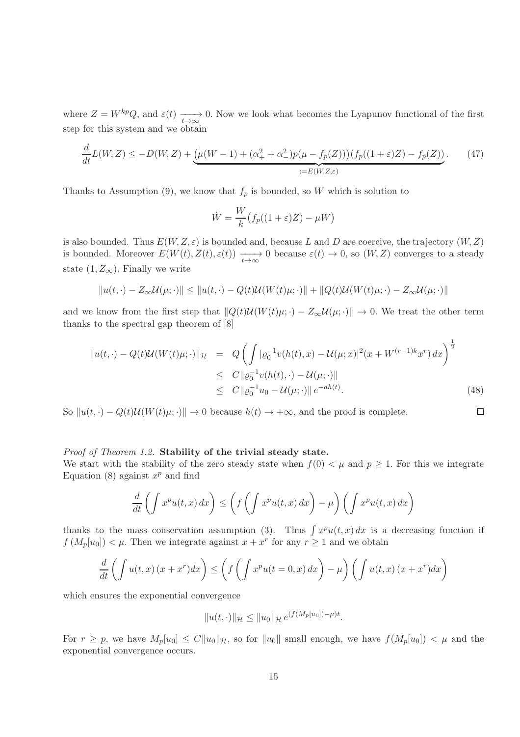where $Z = W^{kp}Q$, and $\varepsilon(t) \xrightarrow[t\to\infty]{} 0$. Now we look what becomes the Lyapunov functional of the first step for this system and we obtain

$$\frac{d}{dt}L(W,Z) \leq -D(W,Z) + \underbrace{\big(\mu(W-1) + (\alpha_+^2 + \alpha_-^2)p(\mu - f_p(Z))\big)\big(f_p((1+\varepsilon)Z) - f_p(Z)\big)}_{:=E(W,Z,\varepsilon)}. \tag{47}$$

Thanks to Assumption (9), we know that $f_p$ is bounded, so $W$ which is solution to

$$\dot{W} = \frac{W}{k}\big(f_p((1+\varepsilon)Z) - \mu W\big)$$

is also bounded. Thus $E(W,Z,\varepsilon)$ is bounded and, because $L$ and $D$ are coercive, the trajectory $(W,Z)$ is bounded. Moreover $E(W(t),Z(t),\varepsilon(t)) \xrightarrow[t\to\infty]{} 0$ because $\varepsilon(t) \to 0$, so $(W,Z)$ converges to a steady state $(1, Z_\infty)$. Finally we write

$$\|u(t,\cdot) - Z_\infty \mathcal{U}(\mu;\cdot)\| \leq \|u(t,\cdot) - Q(t)\mathcal{U}(W(t)\mu;\cdot)\| + \|Q(t)\mathcal{U}(W(t)\mu;\cdot) - Z_\infty\mathcal{U}(\mu;\cdot)\|$$

and we know from the first step that $\|Q(t)\mathcal{U}(W(t)\mu;\cdot) - Z_\infty\mathcal{U}(\mu;\cdot)\| \to 0$. We treat the other term thanks to the spectral gap theorem of [8]

$$\begin{aligned}
\|u(t,\cdot) - Q(t)\mathcal{U}(W(t)\mu;\cdot)\|_{\mathcal{H}} &= Q\left(\int |\varrho_0^{-1}v(h(t),x) - \mathcal{U}(\mu;x)|^2(x + W^{(r-1)k}x^r)\,dx\right)^{\frac{1}{2}} \\
&\leq C\|\varrho_0^{-1}v(h(t),\cdot) - \mathcal{U}(\mu;\cdot)\| \\
&\leq C\|\varrho_0^{-1}u_0 - \mathcal{U}(\mu;\cdot)\|\,e^{-ah(t)}.
\end{aligned} \tag{48}$$

So $\|u(t,\cdot) - Q(t)\mathcal{U}(W(t)\mu;\cdot)\| \to 0$ because $h(t) \to +\infty$, and the proof is complete. $\square$

*Proof of Theorem 1.2.* **Stability of the trivial steady state.**
We start with the stability of the zero steady state when $f(0) < \mu$ and $p \geq 1$. For this we integrate Equation (8) against $x^p$ and find

$$\frac{d}{dt}\left(\int x^p u(t,x)\,dx\right) \leq \left(f\left(\int x^p u(t,x)\,dx\right) - \mu\right)\left(\int x^p u(t,x)\,dx\right)$$

thanks to the mass conservation assumption (3). Thus $\int x^p u(t,x)\,dx$ is a decreasing function if $f\left(M_p[u_0]\right) < \mu$. Then we integrate against $x + x^r$ for any $r \geq 1$ and we obtain

$$\frac{d}{dt}\left(\int u(t,x)\,(x+x^r)dx\right) \leq \left(f\left(\int x^p u(t=0,x)\,dx\right) - \mu\right)\left(\int u(t,x)\,(x+x^r)dx\right)$$

which ensures the exponential convergence

$$\|u(t,\cdot)\|_{\mathcal{H}} \leq \|u_0\|_{\mathcal{H}}\,e^{(f(M_p[u_0]) - \mu)t}.$$

For $r \geq p$, we have $M_p[u_0] \leq C\|u_0\|_{\mathcal{H}}$, so for $\|u_0\|$ small enough, we have $f(M_p[u_0]) < \mu$ and the exponential convergence occurs.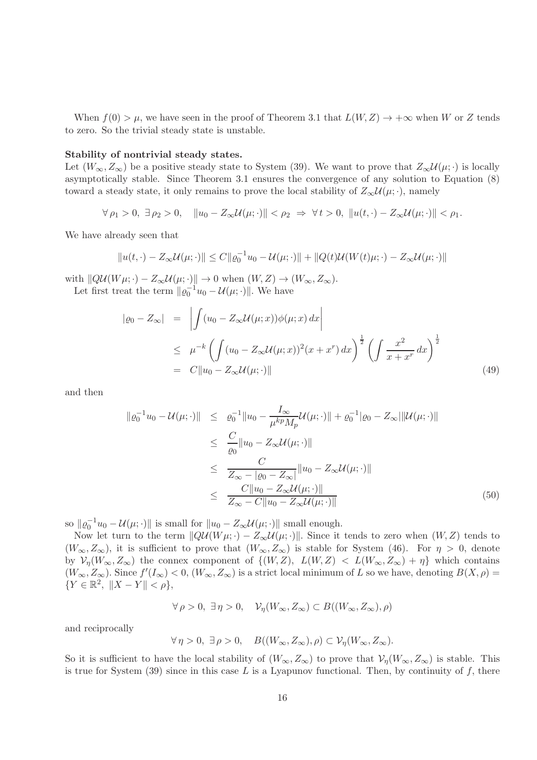When $f(0) > \mu$, we have seen in the proof of Theorem 3.1 that $L(W, Z) \to +\infty$ when $W$ or $Z$ tends to zero. So the trivial steady state is unstable.

**Stability of nontrivial steady states.**

Let $(W_\infty, Z_\infty)$ be a positive steady state to System (39). We want to prove that $Z_\infty \mathcal{U}(\mu; \cdot)$ is locally asymptotically stable. Since Theorem 3.1 ensures the convergence of any solution to Equation (8) toward a steady state, it only remains to prove the local stability of $Z_\infty \mathcal{U}(\mu; \cdot)$, namely

$$\forall \rho_1 > 0, \ \exists \rho_2 > 0, \quad \|u_0 - Z_\infty \mathcal{U}(\mu; \cdot)\| < \rho_2 \ \Rightarrow \ \forall t > 0, \ \|u(t, \cdot) - Z_\infty \mathcal{U}(\mu; \cdot)\| < \rho_1.$$

We have already seen that

$$\|u(t, \cdot) - Z_\infty \mathcal{U}(\mu; \cdot)\| \leq C \|\varrho_0^{-1} u_0 - \mathcal{U}(\mu; \cdot)\| + \|Q(t)\mathcal{U}(W(t)\mu; \cdot) - Z_\infty \mathcal{U}(\mu; \cdot)\|$$

with $\|Q\mathcal{U}(W\mu; \cdot) - Z_\infty \mathcal{U}(\mu; \cdot)\| \to 0$ when $(W, Z) \to (W_\infty, Z_\infty)$.

Let first treat the term $\|\varrho_0^{-1} u_0 - \mathcal{U}(\mu; \cdot)\|$. We have

$$\begin{aligned}
|\varrho_0 - Z_\infty| &= \left| \int (u_0 - Z_\infty \mathcal{U}(\mu; x)) \phi(\mu; x) \, dx \right| \\
&\leq \mu^{-k} \left( \int (u_0 - Z_\infty \mathcal{U}(\mu; x))^2 (x + x^r) \, dx \right)^{\frac{1}{2}} \left( \int \frac{x^2}{x + x^r} \, dx \right)^{\frac{1}{2}} \\
&= C \|u_0 - Z_\infty \mathcal{U}(\mu; \cdot)\|
\end{aligned} \tag{49}$$

and then

$$\begin{aligned}
\|\varrho_0^{-1} u_0 - \mathcal{U}(\mu; \cdot)\| &\leq \varrho_0^{-1} \|u_0 - \frac{I_\infty}{\mu^{kp} M_p} \mathcal{U}(\mu; \cdot)\| + \varrho_0^{-1} |\varrho_0 - Z_\infty| \|\mathcal{U}(\mu; \cdot)\| \\
&\leq \frac{C}{\varrho_0} \|u_0 - Z_\infty \mathcal{U}(\mu; \cdot)\| \\
&\leq \frac{C}{Z_\infty - |\varrho_0 - Z_\infty|} \|u_0 - Z_\infty \mathcal{U}(\mu; \cdot)\| \\
&\leq \frac{C \|u_0 - Z_\infty \mathcal{U}(\mu; \cdot)\|}{Z_\infty - C \|u_0 - Z_\infty \mathcal{U}(\mu; \cdot)\|}
\end{aligned} \tag{50}$$

so $\|\varrho_0^{-1} u_0 - \mathcal{U}(\mu; \cdot)\|$ is small for $\|u_0 - Z_\infty \mathcal{U}(\mu; \cdot)\|$ small enough.

Now let turn to the term $\|Q\mathcal{U}(W\mu; \cdot) - Z_\infty \mathcal{U}(\mu; \cdot)\|$. Since it tends to zero when $(W, Z)$ tends to $(W_\infty, Z_\infty)$, it is sufficient to prove that $(W_\infty, Z_\infty)$ is stable for System (46). For $\eta > 0$, denote by $\mathcal{V}_\eta(W_\infty, Z_\infty)$ the connex component of $\{(W, Z), \ L(W, Z) < L(W_\infty, Z_\infty) + \eta\}$ which contains $(W_\infty, Z_\infty)$. Since $f'(I_\infty) < 0$, $(W_\infty, Z_\infty)$ is a strict local minimum of $L$ so we have, denoting $B(X, \rho) = \{Y \in \mathbb{R}^2, \ \|X - Y\| < \rho\}$,

$$\forall \rho > 0, \ \exists \eta > 0, \quad \mathcal{V}_\eta(W_\infty, Z_\infty) \subset B((W_\infty, Z_\infty), \rho)$$

and reciprocally

$$\forall \eta > 0, \ \exists \rho > 0, \quad B((W_\infty, Z_\infty), \rho) \subset \mathcal{V}_\eta(W_\infty, Z_\infty).$$

So it is sufficient to have the local stability of $(W_\infty, Z_\infty)$ to prove that $\mathcal{V}_\eta(W_\infty, Z_\infty)$ is stable. This is true for System (39) since in this case $L$ is a Lyapunov functional. Then, by continuity of $f$, there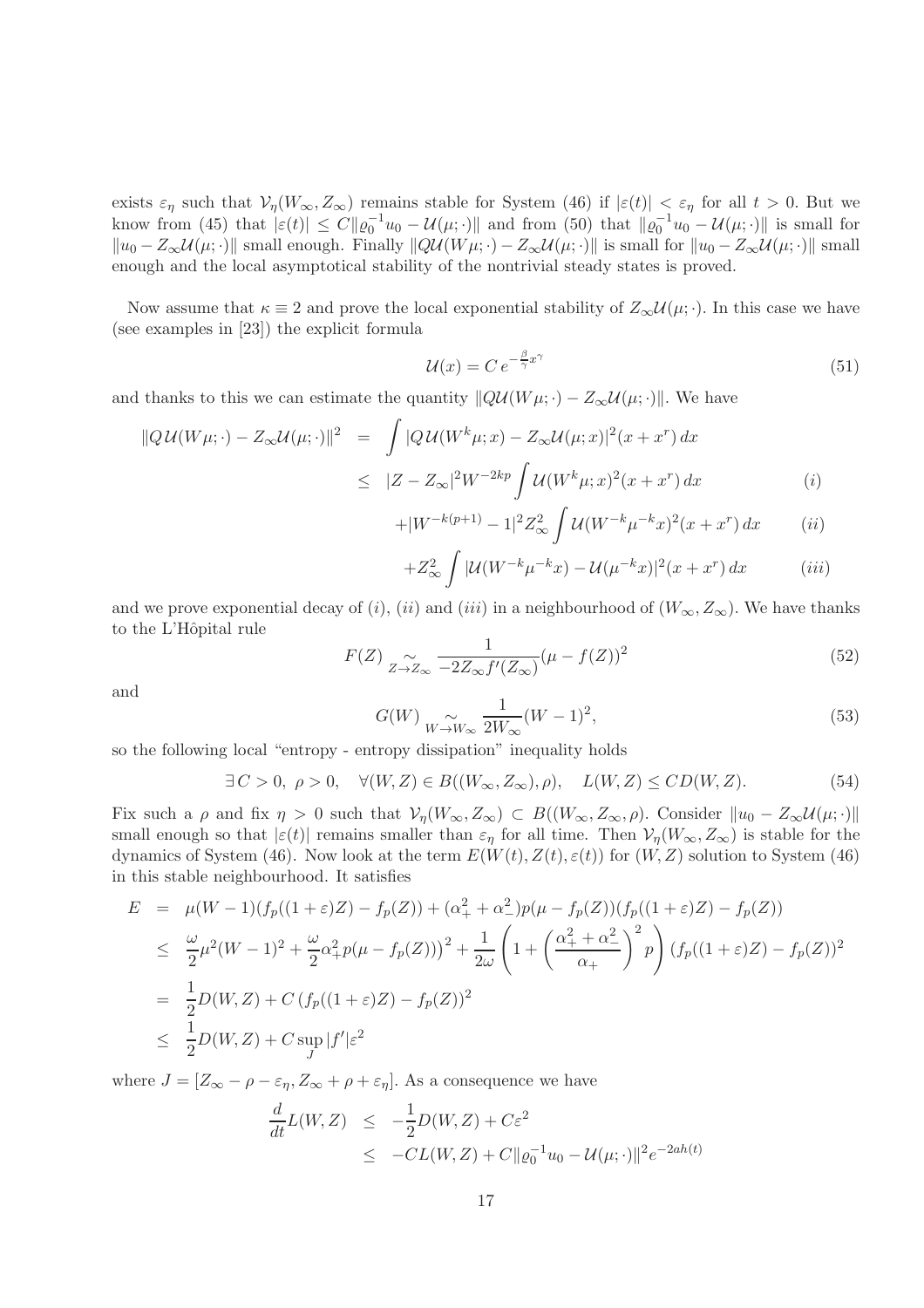exists $\varepsilon_\eta$ such that $\mathcal{V}_\eta(W_\infty, Z_\infty)$ remains stable for System (46) if $|\varepsilon(t)| < \varepsilon_\eta$ for all $t > 0$. But we know from (45) that $|\varepsilon(t)| \leq C\|\varrho_0^{-1}u_0 - \mathcal{U}(\mu;\cdot)\|$ and from (50) that $\|\varrho_0^{-1}u_0 - \mathcal{U}(\mu;\cdot)\|$ is small for $\|u_0 - Z_\infty \mathcal{U}(\mu;\cdot)\|$ small enough. Finally $\|Q\mathcal{U}(W\mu;\cdot) - Z_\infty\mathcal{U}(\mu;\cdot)\|$ is small for $\|u_0 - Z_\infty\mathcal{U}(\mu;\cdot)\|$ small enough and the local asymptotical stability of the nontrivial steady states is proved.

Now assume that $\kappa \equiv 2$ and prove the local exponential stability of $Z_\infty\mathcal{U}(\mu;\cdot)$. In this case we have (see examples in [23]) the explicit formula

$$\mathcal{U}(x) = C\, e^{-\frac{\beta}{\gamma}x^\gamma} \tag{51}$$

and thanks to this we can estimate the quantity $\|Q\mathcal{U}(W\mu;\cdot) - Z_\infty\mathcal{U}(\mu;\cdot)\|$. We have

$$\begin{aligned}
\|Q\mathcal{U}(W\mu;\cdot) - Z_\infty\mathcal{U}(\mu;\cdot)\|^2 &= \int |Q\,\mathcal{U}(W^k\mu;x) - Z_\infty\mathcal{U}(\mu;x)|^2(x+x^r)\,dx \\
&\leq |Z - Z_\infty|^2 W^{-2kp}\int \mathcal{U}(W^k\mu;x)^2(x+x^r)\,dx \qquad (i) \\
&\quad + |W^{-k(p+1)} - 1|^2 Z_\infty^2 \int \mathcal{U}(W^{-k}\mu^{-k}x)^2(x+x^r)\,dx \qquad (ii) \\
&\quad + Z_\infty^2 \int |\mathcal{U}(W^{-k}\mu^{-k}x) - \mathcal{U}(\mu^{-k}x)|^2(x+x^r)\,dx \qquad (iii)
\end{aligned}$$

and we prove exponential decay of $(i)$, $(ii)$ and $(iii)$ in a neighbourhood of $(W_\infty, Z_\infty)$. We have thanks to the L'Hôpital rule

$$F(Z) \underset{Z\to Z_\infty}{\sim} \frac{1}{-2Z_\infty f'(Z_\infty)}(\mu - f(Z))^2 \tag{52}$$

and

$$G(W) \underset{W\to W_\infty}{\sim} \frac{1}{2W_\infty}(W-1)^2, \tag{53}$$

so the following local "entropy - entropy dissipation" inequality holds

$$\exists\, C > 0,\ \rho > 0, \quad \forall (W,Z) \in B((W_\infty, Z_\infty), \rho), \quad L(W,Z) \leq C D(W,Z). \tag{54}$$

Fix such a $\rho$ and fix $\eta > 0$ such that $\mathcal{V}_\eta(W_\infty, Z_\infty) \subset B((W_\infty, Z_\infty, \rho)$. Consider $\|u_0 - Z_\infty\mathcal{U}(\mu;\cdot)\|$ small enough so that $|\varepsilon(t)|$ remains smaller than $\varepsilon_\eta$ for all time. Then $\mathcal{V}_\eta(W_\infty, Z_\infty)$ is stable for the dynamics of System (46). Now look at the term $E(W(t), Z(t), \varepsilon(t))$ for $(W, Z)$ solution to System (46) in this stable neighbourhood. It satisfies

$$\begin{aligned}
E &= \mu(W-1)(f_p((1+\varepsilon)Z) - f_p(Z)) + (\alpha_+^2 + \alpha_-^2)p(\mu - f_p(Z))(f_p((1+\varepsilon)Z) - f_p(Z)) \\
&\leq \frac{\omega}{2}\mu^2(W-1)^2 + \frac{\omega}{2}\alpha_+^2 p(\mu - f_p(Z)))^2 + \frac{1}{2\omega}\left(1 + \left(\frac{\alpha_+^2 + \alpha_-^2}{\alpha_+}\right)^2 p\right)(f_p((1+\varepsilon)Z) - f_p(Z))^2 \\
&= \frac{1}{2}D(W,Z) + C\,(f_p((1+\varepsilon)Z) - f_p(Z))^2 \\
&\leq \frac{1}{2}D(W,Z) + C\sup_J |f'|\varepsilon^2
\end{aligned}$$

where $J = [Z_\infty - \rho - \varepsilon_\eta, Z_\infty + \rho + \varepsilon_\eta]$. As a consequence we have

$$\begin{aligned}
\frac{d}{dt}L(W,Z) &\leq -\frac{1}{2}D(W,Z) + C\varepsilon^2 \\
&\leq -CL(W,Z) + C\|\varrho_0^{-1}u_0 - \mathcal{U}(\mu;\cdot)\|^2 e^{-2ah(t)}
\end{aligned}$$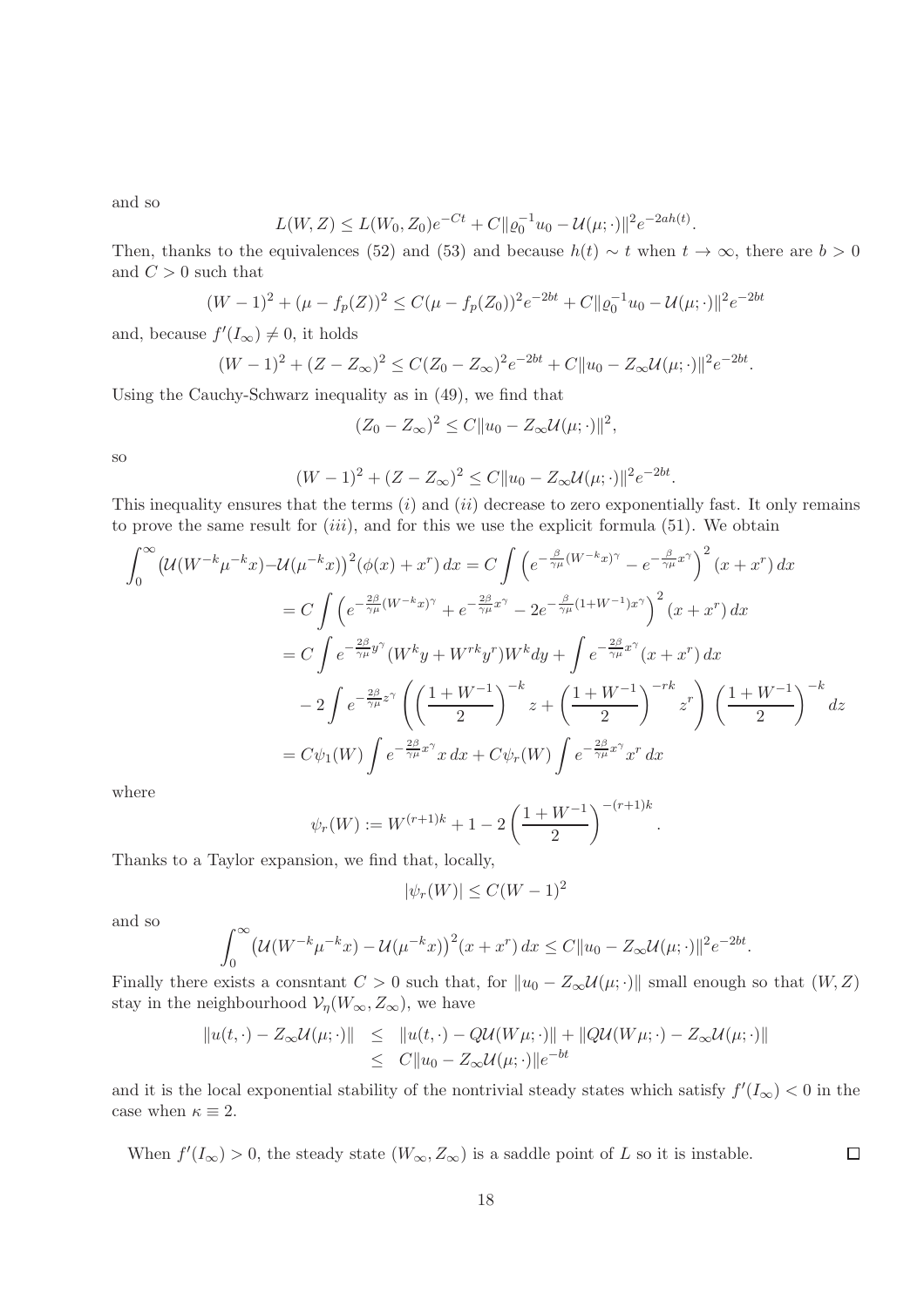and so

$$L(W,Z) \leq L(W_0,Z_0)e^{-Ct} + C\|\varrho_0^{-1}u_0 - \mathcal{U}(\mu;\cdot)\|^2 e^{-2ah(t)}.$$

Then, thanks to the equivalences (52) and (53) and because $h(t) \sim t$ when $t \to \infty$, there are $b > 0$ and $C > 0$ such that

$$(W-1)^2 + (\mu - f_p(Z))^2 \leq C(\mu - f_p(Z_0))^2 e^{-2bt} + C\|\varrho_0^{-1}u_0 - \mathcal{U}(\mu;\cdot)\|^2 e^{-2bt}$$

and, because $f'(I_\infty) \neq 0$, it holds

$$(W-1)^2 + (Z - Z_\infty)^2 \leq C(Z_0 - Z_\infty)^2 e^{-2bt} + C\|u_0 - Z_\infty \mathcal{U}(\mu;\cdot)\|^2 e^{-2bt}.$$

Using the Cauchy-Schwarz inequality as in (49), we find that

$$(Z_0 - Z_\infty)^2 \leq C\|u_0 - Z_\infty \mathcal{U}(\mu;\cdot)\|^2,$$

so

$$(W-1)^2 + (Z - Z_\infty)^2 \leq C\|u_0 - Z_\infty \mathcal{U}(\mu;\cdot)\|^2 e^{-2bt}.$$

This inequality ensures that the terms $(i)$ and $(ii)$ decrease to zero exponentially fast. It only remains to prove the same result for $(iii)$, and for this we use the explicit formula (51). We obtain

$$\begin{aligned}
\int_0^\infty \big(\mathcal{U}(W^{-k}\mu^{-k}x) - \mathcal{U}(\mu^{-k}x)\big)^2(\phi(x)+x^r)\,dx &= C\int \left(e^{-\frac{\beta}{\gamma\mu}(W^{-k}x)^\gamma} - e^{-\frac{\beta}{\gamma\mu}x^\gamma}\right)^2(x+x^r)\,dx \\
&= C\int \left(e^{-\frac{2\beta}{\gamma\mu}(W^{-k}x)^\gamma} + e^{-\frac{2\beta}{\gamma\mu}x^\gamma} - 2e^{-\frac{\beta}{\gamma\mu}(1+W^{-1})x^\gamma}\right)^2(x+x^r)\,dx \\
&= C\int e^{-\frac{2\beta}{\gamma\mu}y^\gamma}(W^k y + W^{rk}y^r)W^k dy + \int e^{-\frac{2\beta}{\gamma\mu}x^\gamma}(x+x^r)\,dx \\
&\quad - 2\int e^{-\frac{2\beta}{\gamma\mu}z^\gamma}\left(\left(\frac{1+W^{-1}}{2}\right)^{-k} z + \left(\frac{1+W^{-1}}{2}\right)^{-rk} z^r\right)\left(\frac{1+W^{-1}}{2}\right)^{-k} dz \\
&= C\psi_1(W)\int e^{-\frac{2\beta}{\gamma\mu}x^\gamma}x\,dx + C\psi_r(W)\int e^{-\frac{2\beta}{\gamma\mu}x^\gamma}x^r\,dx
\end{aligned}$$

where

$$\psi_r(W) := W^{(r+1)k} + 1 - 2\left(\frac{1+W^{-1}}{2}\right)^{-(r+1)k}.$$

Thanks to a Taylor expansion, we find that, locally,

$$|\psi_r(W)| \leq C(W-1)^2$$

and so

$$\int_0^\infty \big(\mathcal{U}(W^{-k}\mu^{-k}x) - \mathcal{U}(\mu^{-k}x)\big)^2(x+x^r)\,dx \leq C\|u_0 - Z_\infty \mathcal{U}(\mu;\cdot)\|^2 e^{-2bt}.$$

Finally there exists a consntant $C > 0$ such that, for $\|u_0 - Z_\infty \mathcal{U}(\mu;\cdot)\|$ small enough so that $(W,Z)$ stay in the neighbourhood $\mathcal{V}_\eta(W_\infty, Z_\infty)$, we have

$$\begin{aligned}
\|u(t,\cdot) - Z_\infty \mathcal{U}(\mu;\cdot)\| &\leq \|u(t,\cdot) - Q\mathcal{U}(W\mu;\cdot)\| + \|Q\mathcal{U}(W\mu;\cdot) - Z_\infty \mathcal{U}(\mu;\cdot)\| \\
&\leq C\|u_0 - Z_\infty \mathcal{U}(\mu;\cdot)\| e^{-bt}
\end{aligned}$$

and it is the local exponential stability of the nontrivial steady states which satisfy $f'(I_\infty) < 0$ in the case when $\kappa \equiv 2$.

When $f'(I_\infty) > 0$, the steady state $(W_\infty, Z_\infty)$ is a saddle point of $L$ so it is instable. $\square$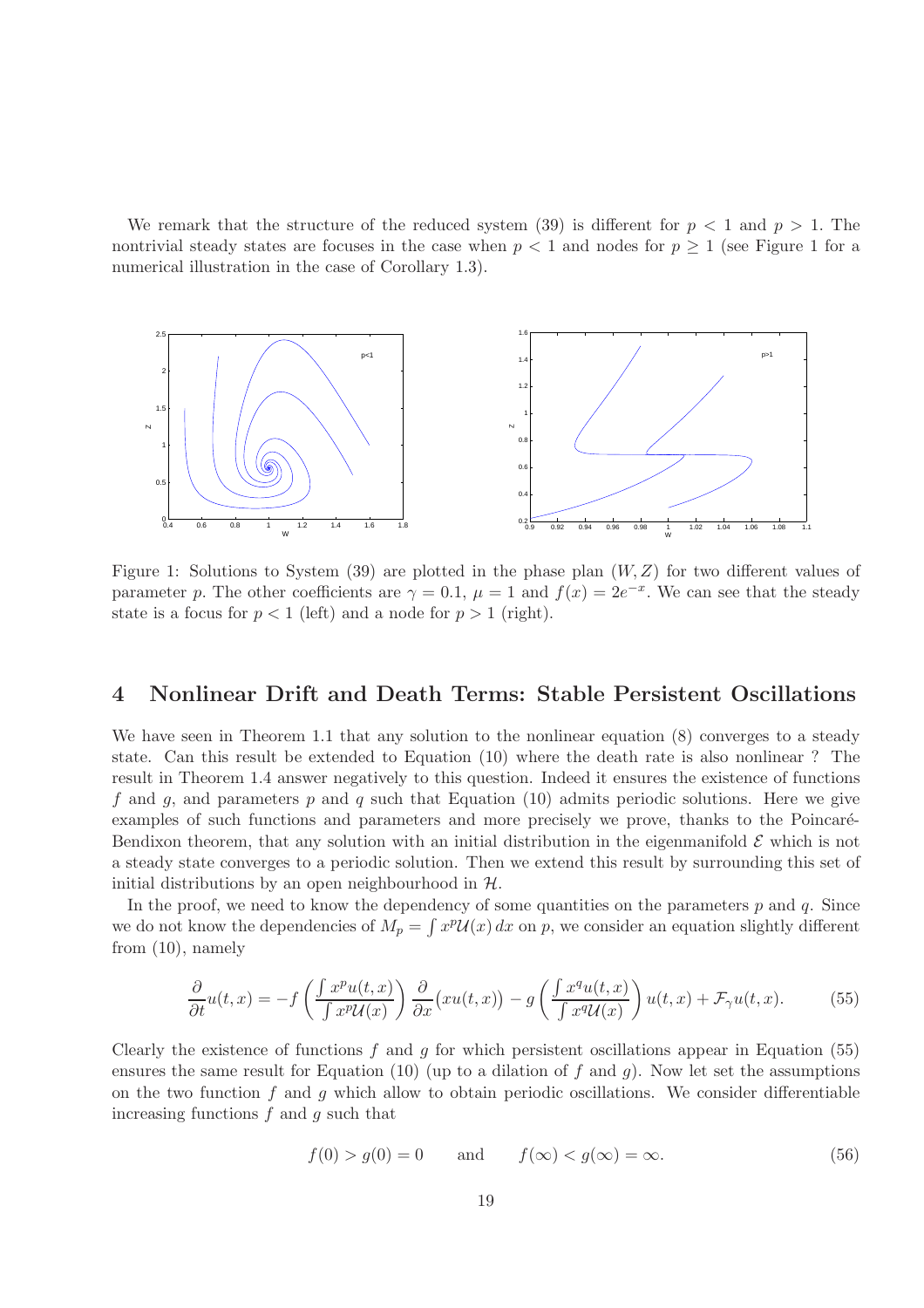We remark that the structure of the reduced system (39) is different for $p < 1$ and $p > 1$. The nontrivial steady states are focuses in the case when $p < 1$ and nodes for $p \geq 1$ (see Figure 1 for a numerical illustration in the case of Corollary 1.3).

p<1

Z

W

0
0.5
1
1.5
2
2.5

0.4
0.6
0.8
1
1.2
1.4
1.6
1.8

p>1

Z

W

0.2
0.4
0.6
0.8
1
1.2
1.4
1.6

0.9
0.92
0.94
0.96
0.98
1
1.02
1.04
1.06
1.08
1.1

Figure 1: Solutions to System (39) are plotted in the phase plan $(W, Z)$ for two different values of parameter $p$. The other coefficients are $\gamma = 0.1$, $\mu = 1$ and $f(x) = 2e^{-x}$. We can see that the steady state is a focus for $p < 1$ (left) and a node for $p > 1$ (right).

## 4 Nonlinear Drift and Death Terms: Stable Persistent Oscillations

We have seen in Theorem 1.1 that any solution to the nonlinear equation (8) converges to a steady state. Can this result be extended to Equation (10) where the death rate is also nonlinear ? The result in Theorem 1.4 answer negatively to this question. Indeed it ensures the existence of functions $f$ and $g$, and parameters $p$ and $q$ such that Equation (10) admits periodic solutions. Here we give examples of such functions and parameters and more precisely we prove, thanks to the Poincaré-Bendixon theorem, that any solution with an initial distribution in the eigenmanifold $\mathcal{E}$ which is not a steady state converges to a periodic solution. Then we extend this result by surrounding this set of initial distributions by an open neighbourhood in $\mathcal{H}$.

In the proof, we need to know the dependency of some quantities on the parameters $p$ and $q$. Since we do not know the dependencies of $M_p = \int x^p \mathcal{U}(x)\,dx$ on $p$, we consider an equation slightly different from (10), namely

$$\frac{\partial}{\partial t}u(t,x) = -f\left(\frac{\int x^p u(t,x)}{\int x^p \mathcal{U}(x)}\right)\frac{\partial}{\partial x}\big(xu(t,x)\big) - g\left(\frac{\int x^q u(t,x)}{\int x^q \mathcal{U}(x)}\right)u(t,x) + \mathcal{F}_\gamma u(t,x). \tag{55}$$

Clearly the existence of functions $f$ and $g$ for which persistent oscillations appear in Equation (55) ensures the same result for Equation (10) (up to a dilation of $f$ and $g$). Now let set the assumptions on the two function $f$ and $g$ which allow to obtain periodic oscillations. We consider differentiable increasing functions $f$ and $g$ such that

$$f(0) > g(0) = 0 \qquad \text{and} \qquad f(\infty) < g(\infty) = \infty. \tag{56}$$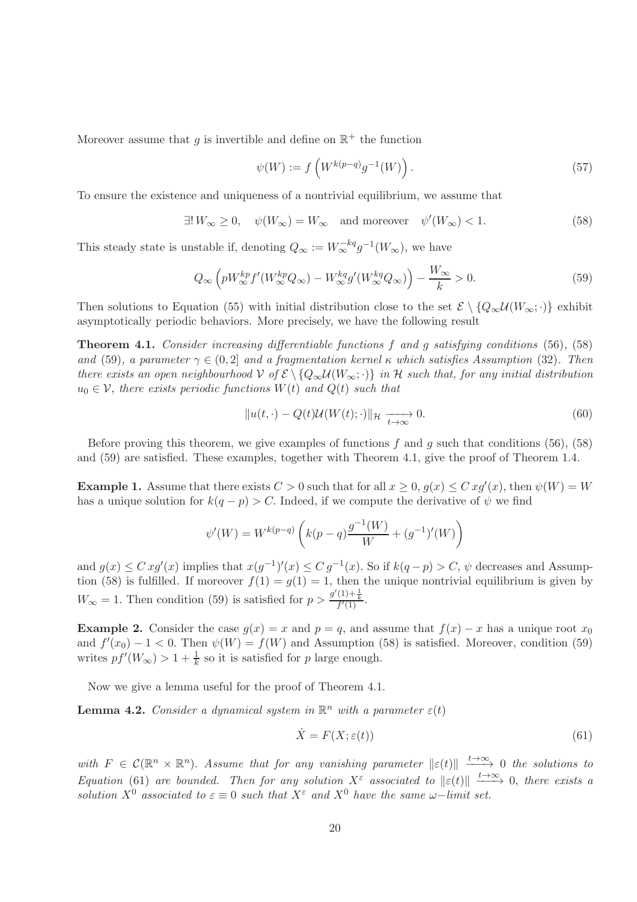Moreover assume that $g$ is invertible and define on $\mathbb{R}^+$ the function

$$\psi(W) := f\left(W^{k(p-q)} g^{-1}(W)\right). \tag{57}$$

To ensure the existence and uniqueness of a nontrivial equilibrium, we assume that

$$\exists!\, W_\infty \geq 0, \quad \psi(W_\infty) = W_\infty \quad \text{and moreover} \quad \psi'(W_\infty) < 1. \tag{58}$$

This steady state is unstable if, denoting $Q_\infty := W_\infty^{-kq} g^{-1}(W_\infty)$, we have

$$Q_\infty \left(p W_\infty^{kp} f'(W_\infty^{kp} Q_\infty) - W_\infty^{kq} g'(W_\infty^{kq} Q_\infty)\right) - \frac{W_\infty}{k} > 0. \tag{59}$$

Then solutions to Equation (55) with initial distribution close to the set $\mathcal{E} \setminus \{Q_\infty \mathcal{U}(W_\infty; \cdot)\}$ exhibit asymptotically periodic behaviors. More precisely, we have the following result

**Theorem 4.1.** *Consider increasing differentiable functions $f$ and $g$ satisfying conditions* (56)*,* (58) *and* (59)*, a parameter $\gamma \in (0, 2]$ and a fragmentation kernel $\kappa$ which satisfies Assumption* (32)*. Then there exists an open neighbourhood $\mathcal{V}$ of $\mathcal{E} \setminus \{Q_\infty \mathcal{U}(W_\infty; \cdot)\}$ in $\mathcal{H}$ such that, for any initial distribution $u_0 \in \mathcal{V}$, there exists periodic functions $W(t)$ and $Q(t)$ such that*

$$\|u(t, \cdot) - Q(t)\mathcal{U}(W(t); \cdot)\|_{\mathcal{H}} \xrightarrow[t \to \infty]{} 0. \tag{60}$$

Before proving this theorem, we give examples of functions $f$ and $g$ such that conditions (56), (58) and (59) are satisfied. These examples, together with Theorem 4.1, give the proof of Theorem 1.4.

**Example 1.** Assume that there exists $C > 0$ such that for all $x \geq 0$, $g(x) \leq C\, x g'(x)$, then $\psi(W) = W$ has a unique solution for $k(q - p) > C$. Indeed, if we compute the derivative of $\psi$ we find

$$\psi'(W) = W^{k(p-q)} \left(k(p-q)\frac{g^{-1}(W)}{W} + (g^{-1})'(W)\right)$$

and $g(x) \leq C\, x g'(x)$ implies that $x(g^{-1})'(x) \leq C\, g^{-1}(x)$. So if $k(q-p) > C$, $\psi$ decreases and Assumption (58) is fulfilled. If moreover $f(1) = g(1) = 1$, then the unique nontrivial equilibrium is given by $W_\infty = 1$. Then condition (59) is satisfied for $p > \frac{g'(1) + \frac{1}{k}}{f'(1)}$.

**Example 2.** Consider the case $g(x) = x$ and $p = q$, and assume that $f(x) - x$ has a unique root $x_0$ and $f'(x_0) - 1 < 0$. Then $\psi(W) = f(W)$ and Assumption (58) is satisfied. Moreover, condition (59) writes $p f'(W_\infty) > 1 + \frac{1}{k}$ so it is satisfied for $p$ large enough.

Now we give a lemma useful for the proof of Theorem 4.1.

**Lemma 4.2.** *Consider a dynamical system in $\mathbb{R}^n$ with a parameter $\varepsilon(t)$*

$$\dot{X} = F(X; \varepsilon(t)) \tag{61}$$

*with $F \in \mathcal{C}(\mathbb{R}^n \times \mathbb{R}^n)$. Assume that for any vanishing parameter $\|\varepsilon(t)\| \xrightarrow{t \to \infty} 0$ the solutions to Equation* (61) *are bounded. Then for any solution $X^\varepsilon$ associated to $\|\varepsilon(t)\| \xrightarrow{t \to \infty} 0$, there exists a solution $X^0$ associated to $\varepsilon \equiv 0$ such that $X^\varepsilon$ and $X^0$ have the same $\omega-$limit set.*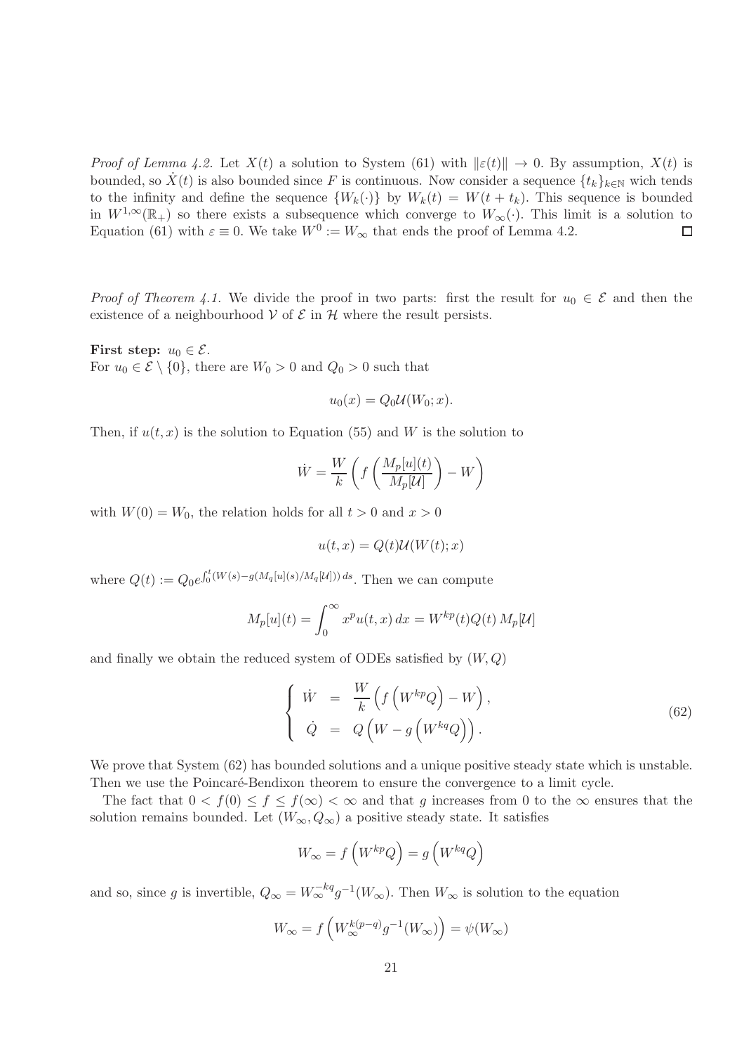*Proof of Lemma 4.2.* Let $X(t)$ a solution to System (61) with $\|\varepsilon(t)\| \to 0$. By assumption, $X(t)$ is bounded, so $\dot{X}(t)$ is also bounded since $F$ is continuous. Now consider a sequence $\{t_k\}_{k\in\mathbb{N}}$ wich tends to the infinity and define the sequence $\{W_k(\cdot)\}$ by $W_k(t) = W(t + t_k)$. This sequence is bounded in $W^{1,\infty}(\mathbb{R}_+)$ so there exists a subsequence which converge to $W_\infty(\cdot)$. This limit is a solution to Equation (61) with $\varepsilon \equiv 0$. We take $W^0 := W_\infty$ that ends the proof of Lemma 4.2. $\square$

*Proof of Theorem 4.1.* We divide the proof in two parts: first the result for $u_0 \in \mathcal{E}$ and then the existence of a neighbourhood $\mathcal{V}$ of $\mathcal{E}$ in $\mathcal{H}$ where the result persists.

**First step:** $u_0 \in \mathcal{E}$.
For $u_0 \in \mathcal{E} \setminus \{0\}$, there are $W_0 > 0$ and $Q_0 > 0$ such that

$$u_0(x) = Q_0 \mathcal{U}(W_0; x).$$

Then, if $u(t,x)$ is the solution to Equation (55) and $W$ is the solution to

$$\dot{W} = \frac{W}{k}\left(f\left(\frac{M_p[u](t)}{M_p[\mathcal{U}]}\right) - W\right)$$

with $W(0) = W_0$, the relation holds for all $t > 0$ and $x > 0$

$$u(t,x) = Q(t)\mathcal{U}(W(t); x)$$

where $Q(t) := Q_0 e^{\int_0^t (W(s) - g(M_q[u](s)/M_q[\mathcal{U}]))\,ds}$. Then we can compute

$$M_p[u](t) = \int_0^\infty x^p u(t,x)\,dx = W^{kp}(t)Q(t)\,M_p[\mathcal{U}]$$

and finally we obtain the reduced system of ODEs satisfied by $(W, Q)$

$$\left\{\begin{array}{rcl} \dot{W} & = & \dfrac{W}{k}\left(f\left(W^{kp}Q\right) - W\right), \\ \dot{Q} & = & Q\left(W - g\left(W^{kq}Q\right)\right). \end{array}\right. \tag{62}$$

We prove that System (62) has bounded solutions and a unique positive steady state which is unstable. Then we use the Poincaré-Bendixon theorem to ensure the convergence to a limit cycle.

The fact that $0 < f(0) \le f \le f(\infty) < \infty$ and that $g$ increases from 0 to the $\infty$ ensures that the solution remains bounded. Let $(W_\infty, Q_\infty)$ a positive steady state. It satisfies

$$W_\infty = f\left(W^{kp}Q\right) = g\left(W^{kq}Q\right)$$

and so, since $g$ is invertible, $Q_\infty = W_\infty^{-kq} g^{-1}(W_\infty)$. Then $W_\infty$ is solution to the equation

$$W_\infty = f\left(W_\infty^{k(p-q)} g^{-1}(W_\infty)\right) = \psi(W_\infty)$$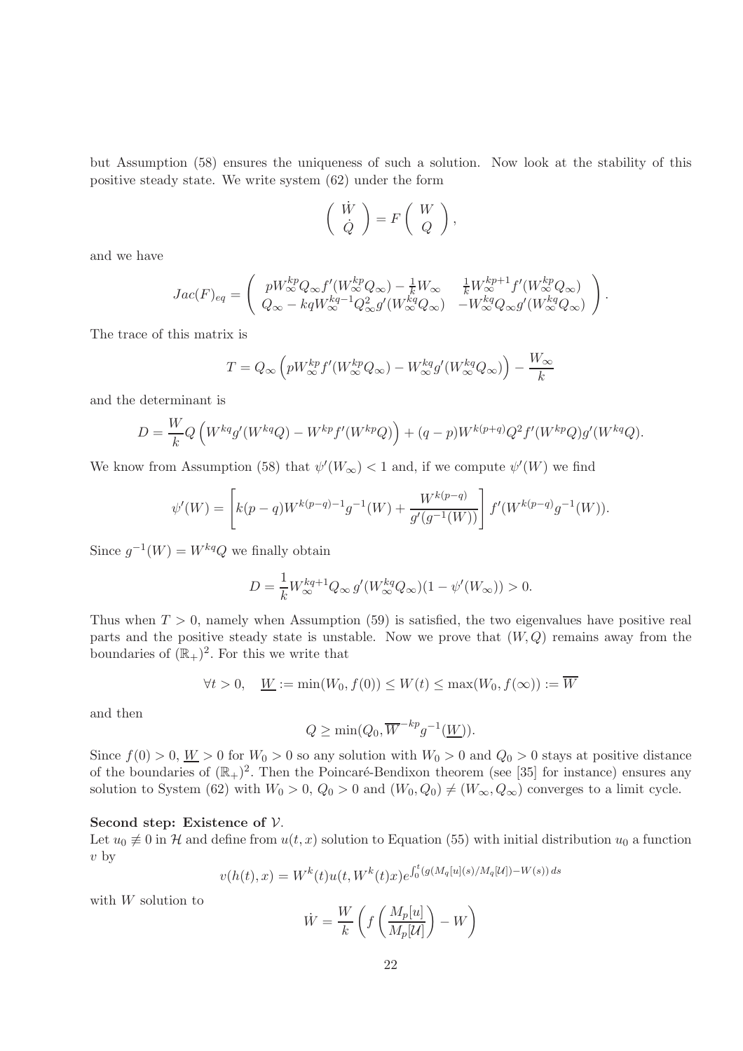but Assumption (58) ensures the uniqueness of such a solution. Now look at the stability of this positive steady state. We write system (62) under the form

$$\begin{pmatrix} \dot{W} \\ \dot{Q} \end{pmatrix} = F \begin{pmatrix} W \\ Q \end{pmatrix},$$

and we have

$$Jac(F)_{eq} = \begin{pmatrix} pW_\infty^{kp} Q_\infty f'(W_\infty^{kp} Q_\infty) - \frac{1}{k} W_\infty & \frac{1}{k} W_\infty^{kp+1} f'(W_\infty^{kp} Q_\infty) \\ Q_\infty - kqW_\infty^{kq-1} Q_\infty^2 g'(W_\infty^{kq} Q_\infty) & -W_\infty^{kq} Q_\infty g'(W_\infty^{kq} Q_\infty) \end{pmatrix}.$$

The trace of this matrix is

$$T = Q_\infty \left( pW_\infty^{kp} f'(W_\infty^{kp} Q_\infty) - W_\infty^{kq} g'(W_\infty^{kq} Q_\infty) \right) - \frac{W_\infty}{k}$$

and the determinant is

$$D = \frac{W}{k} Q \left( W^{kq} g'(W^{kq} Q) - W^{kp} f'(W^{kp} Q) \right) + (q-p) W^{k(p+q)} Q^2 f'(W^{kp} Q) g'(W^{kq} Q).$$

We know from Assumption (58) that $\psi'(W_\infty) < 1$ and, if we compute $\psi'(W)$ we find

$$\psi'(W) = \left[ k(p-q) W^{k(p-q)-1} g^{-1}(W) + \frac{W^{k(p-q)}}{g'(g^{-1}(W))} \right] f'(W^{k(p-q)} g^{-1}(W)).$$

Since $g^{-1}(W) = W^{kq} Q$ we finally obtain

$$D = \frac{1}{k} W_\infty^{kq+1} Q_\infty \, g'(W_\infty^{kq} Q_\infty)(1 - \psi'(W_\infty)) > 0.$$

Thus when $T > 0$, namely when Assumption (59) is satisfied, the two eigenvalues have positive real parts and the positive steady state is unstable. Now we prove that $(W, Q)$ remains away from the boundaries of $(\mathbb{R}_+)^2$. For this we write that

$$\forall t > 0, \quad \underline{W} := \min(W_0, f(0)) \leq W(t) \leq \max(W_0, f(\infty)) := \overline{W}$$

and then

$$Q \geq \min(Q_0, \overline{W}^{-kp} g^{-1}(\underline{W})).$$

Since $f(0) > 0$, $\underline{W} > 0$ for $W_0 > 0$ so any solution with $W_0 > 0$ and $Q_0 > 0$ stays at positive distance of the boundaries of $(\mathbb{R}_+)^2$. Then the Poincaré-Bendixon theorem (see [35] for instance) ensures any solution to System (62) with $W_0 > 0$, $Q_0 > 0$ and $(W_0, Q_0) \neq (W_\infty, Q_\infty)$ converges to a limit cycle.

**Second step: Existence of $\mathcal{V}$.**

Let $u_0 \not\equiv 0$ in $\mathcal{H}$ and define from $u(t,x)$ solution to Equation (55) with initial distribution $u_0$ a function $v$ by

$$v(h(t), x) = W^k(t) u(t, W^k(t) x) e^{\int_0^t (g(M_q[u](s)/M_q[\mathcal{U}]) - W(s))\, ds}$$

with $W$ solution to

$$\dot{W} = \frac{W}{k} \left( f\left( \frac{M_p[u]}{M_p[\mathcal{U}]} \right) - W \right)$$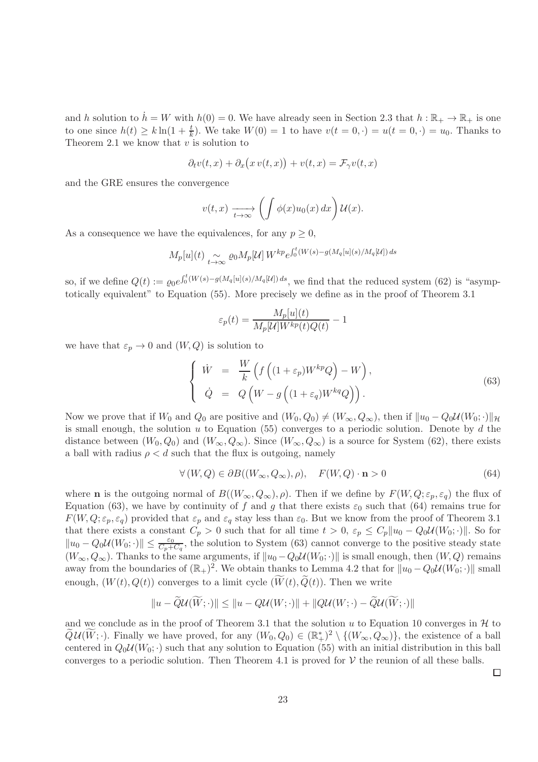and $h$ solution to $\dot{h} = W$ with $h(0) = 0$. We have already seen in Section 2.3 that $h : \mathbb{R}_+ \to \mathbb{R}_+$ is one to one since $h(t) \geq k \ln(1 + \frac{t}{k})$. We take $W(0) = 1$ to have $v(t = 0, \cdot) = u(t = 0, \cdot) = u_0$. Thanks to Theorem 2.1 we know that $v$ is solution to

$$\partial_t v(t,x) + \partial_x\big(x\, v(t,x)\big) + v(t,x) = \mathcal{F}_\gamma v(t,x)$$

and the GRE ensures the convergence

$$v(t,x) \xrightarrow[t\to\infty]{} \left(\int \phi(x) u_0(x)\, dx\right) \mathcal{U}(x).$$

As a consequence we have the equivalences, for any $p \geq 0$,

$$M_p[u](t) \underset{t\to\infty}{\sim} \varrho_0 M_p[\mathcal{U}]\, W^{kp} e^{\int_0^t (W(s) - g(M_q[u](s)/M_q[\mathcal{U}])\, ds}$$

so, if we define $Q(t) := \varrho_0 e^{\int_0^t (W(s) - g(M_q[u](s)/M_q[\mathcal{U}])\, ds}$, we find that the reduced system (62) is "asymptotically equivalent" to Equation (55). More precisely we define as in the proof of Theorem 3.1

$$\varepsilon_p(t) = \frac{M_p[u](t)}{M_p[\mathcal{U}] W^{kp}(t) Q(t)} - 1$$

we have that $\varepsilon_p \to 0$ and $(W, Q)$ is solution to

$$\left\{ \begin{array}{rcl} \dot{W} & = & \dfrac{W}{k}\left(f\left((1+\varepsilon_p)W^{kp}Q\right) - W\right), \\ \dot{Q} & = & Q\left(W - g\left((1+\varepsilon_q)W^{kq}Q\right)\right). \end{array} \right. \tag{63}$$

Now we prove that if $W_0$ and $Q_0$ are positive and $(W_0, Q_0) \neq (W_\infty, Q_\infty)$, then if $\|u_0 - Q_0\mathcal{U}(W_0; \cdot)\|_{\mathcal{H}}$ is small enough, the solution $u$ to Equation (55) converges to a periodic solution. Denote by $d$ the distance between $(W_0, Q_0)$ and $(W_\infty, Q_\infty)$. Since $(W_\infty, Q_\infty)$ is a source for System (62), there exists a ball with radius $\rho < d$ such that the flux is outgoing, namely

$$\forall\, (W, Q) \in \partial B((W_\infty, Q_\infty), \rho), \quad F(W, Q) \cdot \mathbf{n} > 0 \tag{64}$$

where $\mathbf{n}$ is the outgoing normal of $B((W_\infty, Q_\infty), \rho)$. Then if we define by $F(W, Q; \varepsilon_p, \varepsilon_q)$ the flux of Equation (63), we have by continuity of $f$ and $g$ that there exists $\varepsilon_0$ such that (64) remains true for $F(W, Q; \varepsilon_p, \varepsilon_q)$ provided that $\varepsilon_p$ and $\varepsilon_q$ stay less than $\varepsilon_0$. But we know from the proof of Theorem 3.1 that there exists a constant $C_p > 0$ such that for all time $t > 0$, $\varepsilon_p \leq C_p\|u_0 - Q_0\mathcal{U}(W_0; \cdot)\|$. So for $\|u_0 - Q_0\mathcal{U}(W_0; \cdot)\| \leq \frac{\varepsilon_0}{C_p + C_q}$, the solution to System (63) cannot converge to the positive steady state $(W_\infty, Q_\infty)$. Thanks to the same arguments, if $\|u_0 - Q_0\mathcal{U}(W_0; \cdot)\|$ is small enough, then $(W, Q)$ remains away from the boundaries of $(\mathbb{R}_+)^2$. We obtain thanks to Lemma 4.2 that for $\|u_0 - Q_0\mathcal{U}(W_0; \cdot)\|$ small enough, $(W(t), Q(t))$ converges to a limit cycle $(\widetilde{W}(t), \widetilde{Q}(t))$. Then we write

$$\|u - \widetilde{Q}\mathcal{U}(\widetilde{W}; \cdot)\| \leq \|u - Q\mathcal{U}(W; \cdot)\| + \|Q\mathcal{U}(W; \cdot) - \widetilde{Q}\mathcal{U}(\widetilde{W}; \cdot)\|$$

and we conclude as in the proof of Theorem 3.1 that the solution $u$ to Equation 10 converges in $\mathcal{H}$ to $\widetilde{Q}\mathcal{U}(\widetilde{W}; \cdot)$. Finally we have proved, for any $(W_0, Q_0) \in (\mathbb{R}_+^*)^2 \setminus \{(W_\infty, Q_\infty)\}$, the existence of a ball centered in $Q_0\mathcal{U}(W_0; \cdot)$ such that any solution to Equation (55) with an initial distribution in this ball converges to a periodic solution. Then Theorem 4.1 is proved for $\mathcal{V}$ the reunion of all these balls.

$\square$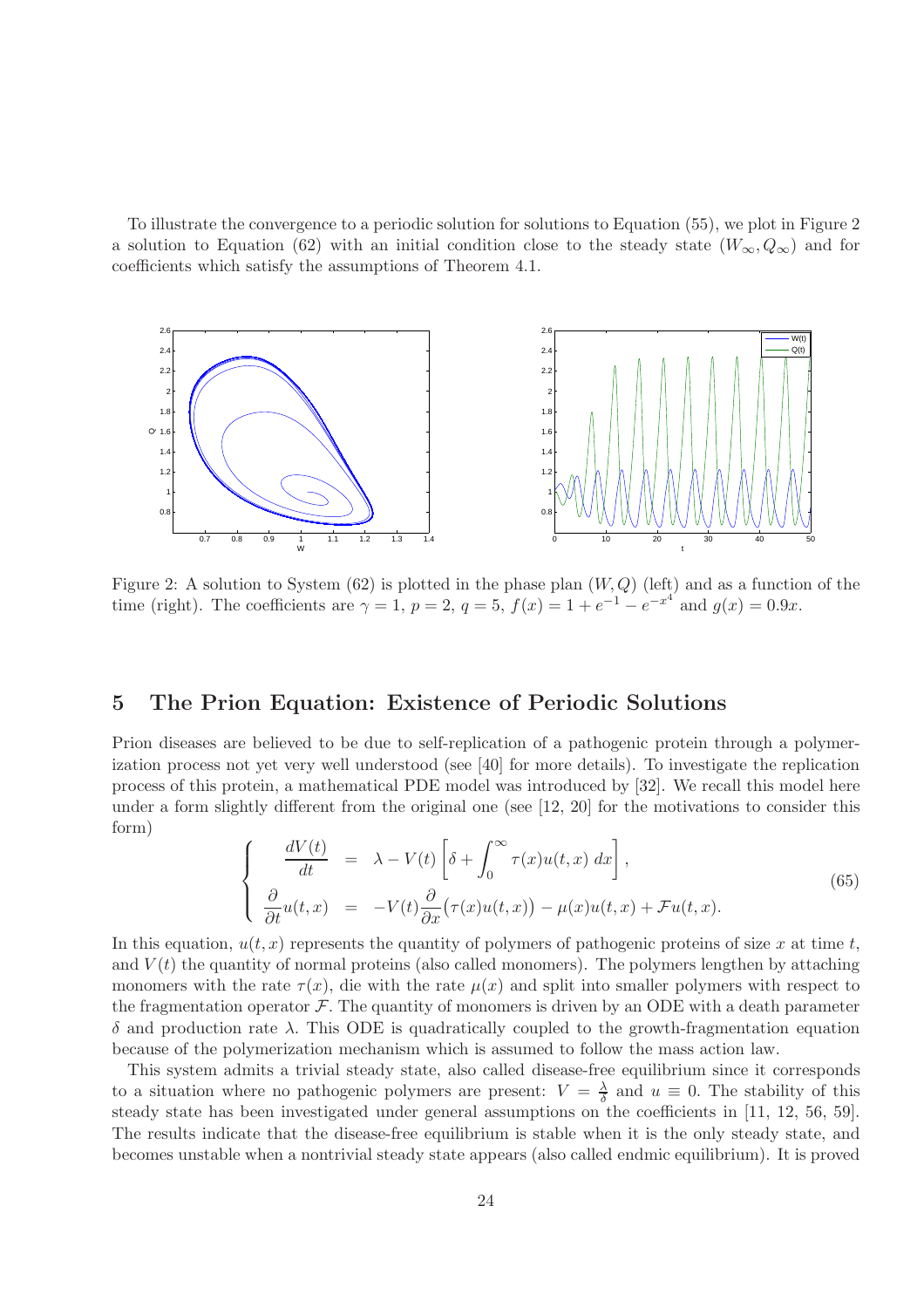To illustrate the convergence to a periodic solution for solutions to Equation (55), we plot in Figure 2 a solution to Equation (62) with an initial condition close to the steady state $(W_\infty, Q_\infty)$ and for coefficients which satisfy the assumptions of Theorem 4.1.

Q
W
0.7 0.8 0.9 1 1.1 1.2 1.3 1.4
0.8 1 1.2 1.4 1.6 1.8 2 2.2 2.4 2.6

W(t)
Q(t)
t
0 10 20 30 40 50
0.8 1 1.2 1.4 1.6 1.8 2 2.2 2.4 2.6

Figure 2: A solution to System (62) is plotted in the phase plan $(W, Q)$ (left) and as a function of the time (right). The coefficients are $\gamma = 1$, $p = 2$, $q = 5$, $f(x) = 1 + e^{-1} - e^{-x^4}$ and $g(x) = 0.9x$.

## 5 The Prion Equation: Existence of Periodic Solutions

Prion diseases are believed to be due to self-replication of a pathogenic protein through a polymerization process not yet very well understood (see [40] for more details). To investigate the replication process of this protein, a mathematical PDE model was introduced by [32]. We recall this model here under a form slightly different from the original one (see [12, 20] for the motivations to consider this form)

$$
\left\{
\begin{array}{rcl}
\dfrac{dV(t)}{dt} &=& \lambda - V(t)\left[\delta + \displaystyle\int_0^\infty \tau(x) u(t,x)\, dx\right], \\[2ex]
\dfrac{\partial}{\partial t} u(t,x) &=& -V(t)\dfrac{\partial}{\partial x}\big(\tau(x) u(t,x)\big) - \mu(x) u(t,x) + \mathcal{F}u(t,x).
\end{array}
\right. \tag{65}
$$

In this equation, $u(t,x)$ represents the quantity of polymers of pathogenic proteins of size $x$ at time $t$, and $V(t)$ the quantity of normal proteins (also called monomers). The polymers lengthen by attaching monomers with the rate $\tau(x)$, die with the rate $\mu(x)$ and split into smaller polymers with respect to the fragmentation operator $\mathcal{F}$. The quantity of monomers is driven by an ODE with a death parameter $\delta$ and production rate $\lambda$. This ODE is quadratically coupled to the growth-fragmentation equation because of the polymerization mechanism which is assumed to follow the mass action law.

This system admits a trivial steady state, also called disease-free equilibrium since it corresponds to a situation where no pathogenic polymers are present: $V = \frac{\lambda}{\delta}$ and $u \equiv 0$. The stability of this steady state has been investigated under general assumptions on the coefficients in [11, 12, 56, 59]. The results indicate that the disease-free equilibrium is stable when it is the only steady state, and becomes unstable when a nontrivial steady state appears (also called endmic equilibrium). It is proved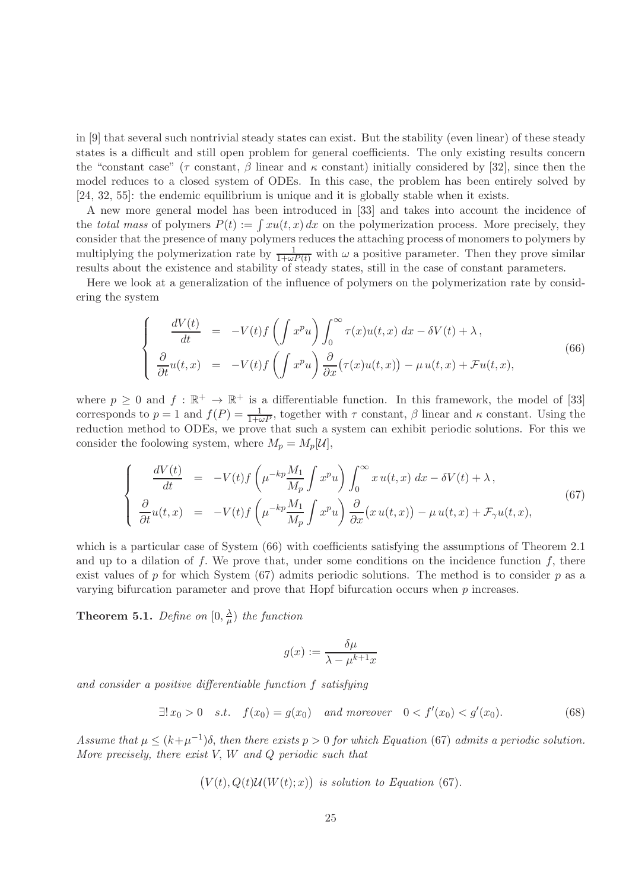in [9] that several such nontrivial steady states can exist. But the stability (even linear) of these steady states is a difficult and still open problem for general coefficients. The only existing results concern the "constant case" ($\tau$ constant, $\beta$ linear and $\kappa$ constant) initially considered by [32], since then the model reduces to a closed system of ODEs. In this case, the problem has been entirely solved by [24, 32, 55]: the endemic equilibrium is unique and it is globally stable when it exists.

A new more general model has been introduced in [33] and takes into account the incidence of the *total mass* of polymers $P(t) := \int xu(t,x)\,dx$ on the polymerization process. More precisely, they consider that the presence of many polymers reduces the attaching process of monomers to polymers by multiplying the polymerization rate by $\frac{1}{1+\omega P(t)}$ with $\omega$ a positive parameter. Then they prove similar results about the existence and stability of steady states, still in the case of constant parameters.

Here we look at a generalization of the influence of polymers on the polymerization rate by considering the system

$$
\left\{
\begin{array}{rcl}
\dfrac{dV(t)}{dt} & = & -V(t)f\left(\displaystyle\int x^p u\right)\displaystyle\int_0^\infty \tau(x)u(t,x)\,dx - \delta V(t) + \lambda\,, \\[2ex]
\dfrac{\partial}{\partial t}u(t,x) & = & -V(t)f\left(\displaystyle\int x^p u\right)\dfrac{\partial}{\partial x}\big(\tau(x)u(t,x)\big) - \mu\, u(t,x) + \mathcal{F}u(t,x),
\end{array}
\right.
\tag{66}
$$

where $p \geq 0$ and $f : \mathbb{R}^+ \to \mathbb{R}^+$ is a differentiable function. In this framework, the model of [33] corresponds to $p = 1$ and $f(P) = \frac{1}{1+\omega P}$, together with $\tau$ constant, $\beta$ linear and $\kappa$ constant. Using the reduction method to ODEs, we prove that such a system can exhibit periodic solutions. For this we consider the foolowing system, where $M_p = M_p[\mathcal{U}]$,

$$
\left\{
\begin{array}{rcl}
\dfrac{dV(t)}{dt} & = & -V(t)f\left(\mu^{-kp}\dfrac{M_1}{M_p}\displaystyle\int x^p u\right)\displaystyle\int_0^\infty x\,u(t,x)\,dx - \delta V(t) + \lambda\,, \\[2ex]
\dfrac{\partial}{\partial t}u(t,x) & = & -V(t)f\left(\mu^{-kp}\dfrac{M_1}{M_p}\displaystyle\int x^p u\right)\dfrac{\partial}{\partial x}\big(x\,u(t,x)\big) - \mu\, u(t,x) + \mathcal{F}_\gamma u(t,x),
\end{array}
\right.
\tag{67}
$$

which is a particular case of System (66) with coefficients satisfying the assumptions of Theorem 2.1 and up to a dilation of $f$. We prove that, under some conditions on the incidence function $f$, there exist values of $p$ for which System (67) admits periodic solutions. The method is to consider $p$ as a varying bifurcation parameter and prove that Hopf bifurcation occurs when $p$ increases.

**Theorem 5.1.** *Define on* $[0, \frac{\lambda}{\mu})$ *the function*

$$
g(x) := \frac{\delta\mu}{\lambda - \mu^{k+1}x}
$$

*and consider a positive differentiable function* $f$ *satisfying*

$$
\exists!\, x_0 > 0 \quad s.t. \quad f(x_0) = g(x_0) \quad and\ moreover \quad 0 < f'(x_0) < g'(x_0).
\tag{68}
$$

*Assume that* $\mu \leq (k+\mu^{-1})\delta$*, then there exists* $p > 0$ *for which Equation* (67) *admits a periodic solution. More precisely, there exist* $V$*,* $W$ *and* $Q$ *periodic such that*

$$
\big(V(t), Q(t)\mathcal{U}(W(t);x)\big) \ \text{is solution to Equation (67).}
$$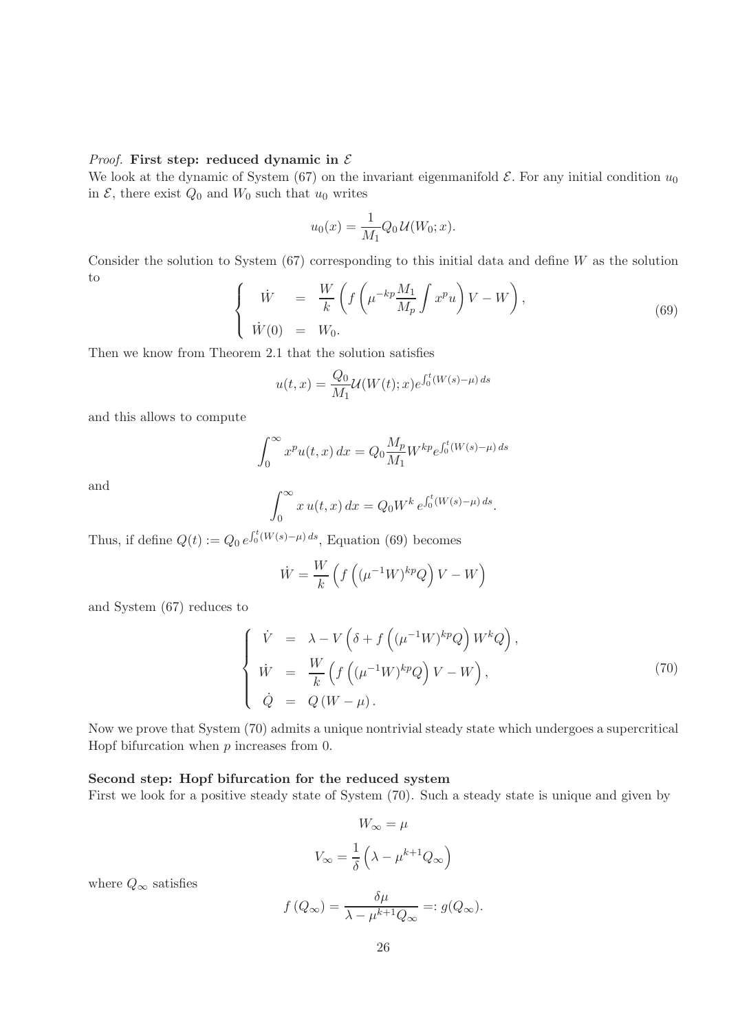*Proof.* **First step: reduced dynamic in $\mathcal{E}$**

We look at the dynamic of System (67) on the invariant eigenmanifold $\mathcal{E}$. For any initial condition $u_0$ in $\mathcal{E}$, there exist $Q_0$ and $W_0$ such that $u_0$ writes

$$u_0(x) = \frac{1}{M_1} Q_0\, \mathcal{U}(W_0; x).$$

Consider the solution to System (67) corresponding to this initial data and define $W$ as the solution to

$$\left\{ \begin{array}{rcl} \dot{W} & = & \dfrac{W}{k}\left( f\left( \mu^{-kp} \dfrac{M_1}{M_p} \displaystyle\int x^p u \right) V - W \right), \\ \dot{W}(0) & = & W_0. \end{array} \right. \tag{69}$$

Then we know from Theorem 2.1 that the solution satisfies

$$u(t,x) = \frac{Q_0}{M_1} \mathcal{U}(W(t); x) e^{\int_0^t (W(s)-\mu)\, ds}$$

and this allows to compute

$$\int_0^\infty x^p u(t,x)\, dx = Q_0 \frac{M_p}{M_1} W^{kp} e^{\int_0^t (W(s)-\mu)\, ds}$$

and

$$\int_0^\infty x\, u(t,x)\, dx = Q_0 W^k\, e^{\int_0^t (W(s)-\mu)\, ds}.$$

Thus, if define $Q(t) := Q_0\, e^{\int_0^t (W(s)-\mu)\, ds}$, Equation (69) becomes

$$\dot{W} = \frac{W}{k}\left( f\left( (\mu^{-1} W)^{kp} Q \right) V - W \right)$$

and System (67) reduces to

$$\left\{ \begin{array}{rcl} \dot{V} & = & \lambda - V\left( \delta + f\left( (\mu^{-1} W)^{kp} Q \right) W^k Q \right), \\ \dot{W} & = & \dfrac{W}{k}\left( f\left( (\mu^{-1} W)^{kp} Q \right) V - W \right), \\ \dot{Q} & = & Q\left( W - \mu \right). \end{array} \right. \tag{70}$$

Now we prove that System (70) admits a unique nontrivial steady state which undergoes a supercritical Hopf bifurcation when $p$ increases from 0.

**Second step: Hopf bifurcation for the reduced system**

First we look for a positive steady state of System (70). Such a steady state is unique and given by

$$W_\infty = \mu$$

$$V_\infty = \frac{1}{\delta}\left( \lambda - \mu^{k+1} Q_\infty \right)$$

where $Q_\infty$ satisfies

$$f\left( Q_\infty \right) = \frac{\delta \mu}{\lambda - \mu^{k+1} Q_\infty} =: g(Q_\infty).$$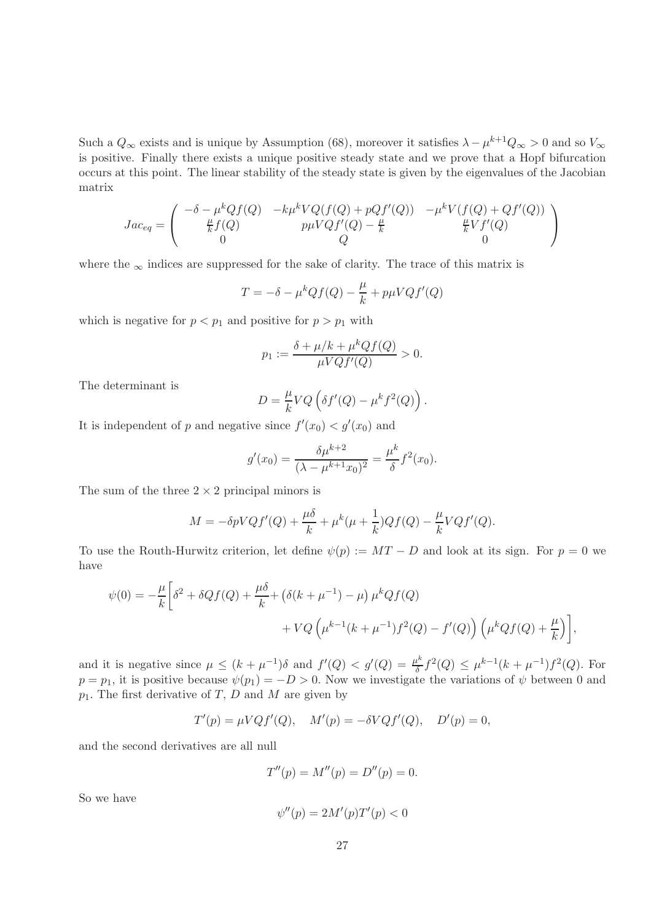Such a $Q_\infty$ exists and is unique by Assumption (68), moreover it satisfies $\lambda - \mu^{k+1}Q_\infty > 0$ and so $V_\infty$ is positive. Finally there exists a unique positive steady state and we prove that a Hopf bifurcation occurs at this point. The linear stability of the steady state is given by the eigenvalues of the Jacobian matrix

$$Jac_{eq} = \begin{pmatrix} -\delta - \mu^k Q f(Q) & -k\mu^k VQ(f(Q) + pQf'(Q)) & -\mu^k V(f(Q) + Qf'(Q)) \\ \frac{\mu}{k} f(Q) & p\mu VQf'(Q) - \frac{\mu}{k} & \frac{\mu}{k} V f'(Q) \\ 0 & Q & 0 \end{pmatrix}$$

where the $_\infty$ indices are suppressed for the sake of clarity. The trace of this matrix is

$$T = -\delta - \mu^k Q f(Q) - \frac{\mu}{k} + p\mu VQf'(Q)$$

which is negative for $p < p_1$ and positive for $p > p_1$ with

$$p_1 := \frac{\delta + \mu/k + \mu^k Q f(Q)}{\mu VQf'(Q)} > 0.$$

The determinant is

$$D = \frac{\mu}{k} VQ \left( \delta f'(Q) - \mu^k f^2(Q) \right).$$

It is independent of $p$ and negative since $f'(x_0) < g'(x_0)$ and

$$g'(x_0) = \frac{\delta \mu^{k+2}}{(\lambda - \mu^{k+1} x_0)^2} = \frac{\mu^k}{\delta} f^2(x_0).$$

The sum of the three $2 \times 2$ principal minors is

$$M = -\delta p VQf'(Q) + \frac{\mu\delta}{k} + \mu^k(\mu + \frac{1}{k})Qf(Q) - \frac{\mu}{k} VQf'(Q).$$

To use the Routh-Hurwitz criterion, let define $\psi(p) := MT - D$ and look at its sign. For $p = 0$ we have

$$\psi(0) = -\frac{\mu}{k}\bigg[ \delta^2 + \delta Q f(Q) + \frac{\mu\delta}{k} + \left(\delta(k + \mu^{-1}) - \mu\right)\mu^k Q f(Q) \\ + VQ\left(\mu^{k-1}(k + \mu^{-1}) f^2(Q) - f'(Q)\right)\left(\mu^k Q f(Q) + \frac{\mu}{k}\right)\bigg],$$

and it is negative since $\mu \leq (k + \mu^{-1})\delta$ and $f'(Q) < g'(Q) = \frac{\mu^k}{\delta} f^2(Q) \leq \mu^{k-1}(k + \mu^{-1}) f^2(Q)$. For $p = p_1$, it is positive because $\psi(p_1) = -D > 0$. Now we investigate the variations of $\psi$ between 0 and $p_1$. The first derivative of $T$, $D$ and $M$ are given by

$$T'(p) = \mu VQf'(Q), \quad M'(p) = -\delta VQf'(Q), \quad D'(p) = 0,$$

and the second derivatives are all null

$$T''(p) = M''(p) = D''(p) = 0.$$

So we have

$$\psi''(p) = 2M'(p)T'(p) < 0$$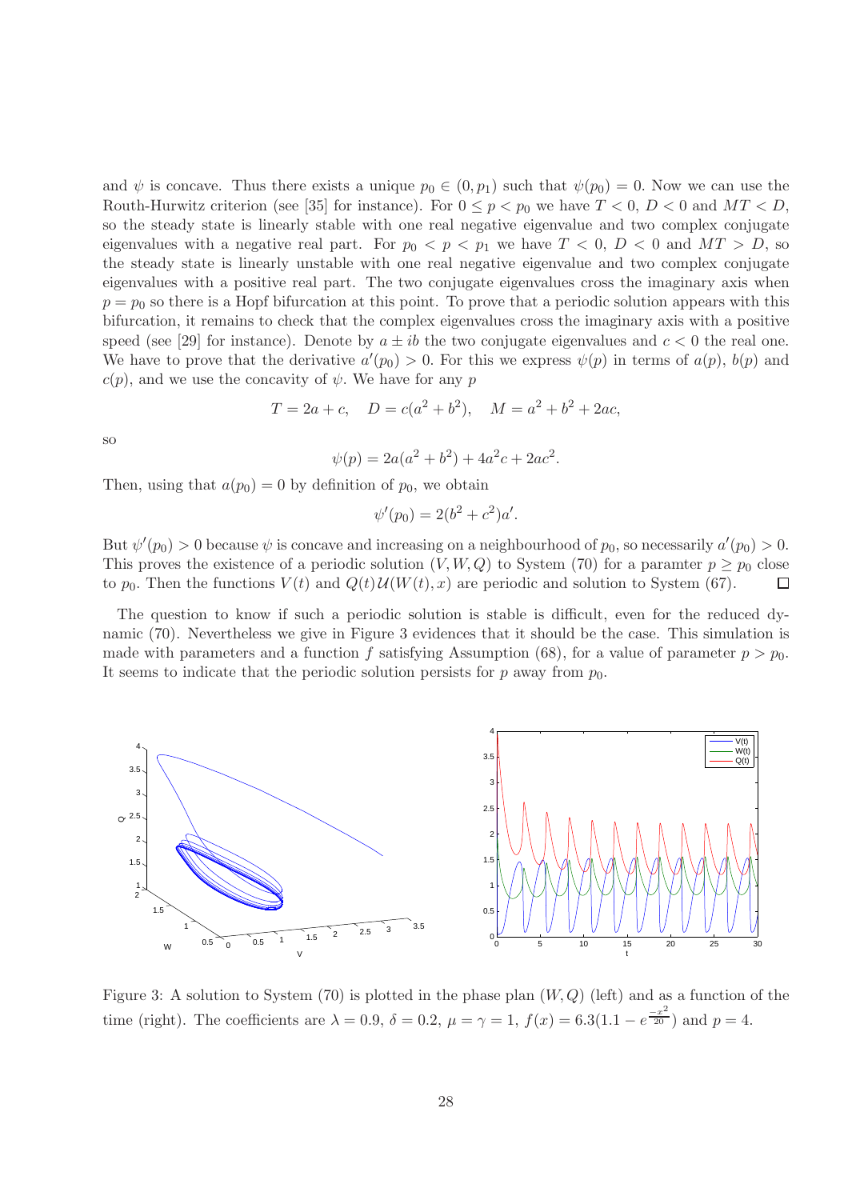and $\psi$ is concave. Thus there exists a unique $p_0 \in (0, p_1)$ such that $\psi(p_0) = 0$. Now we can use the Routh-Hurwitz criterion (see [35] for instance). For $0 \le p < p_0$ we have $T < 0$, $D < 0$ and $MT < D$, so the steady state is linearly stable with one real negative eigenvalue and two complex conjugate eigenvalues with a negative real part. For $p_0 < p < p_1$ we have $T < 0$, $D < 0$ and $MT > D$, so the steady state is linearly unstable with one real negative eigenvalue and two complex conjugate eigenvalues with a positive real part. The two conjugate eigenvalues cross the imaginary axis when $p = p_0$ so there is a Hopf bifurcation at this point. To prove that a periodic solution appears with this bifurcation, it remains to check that the complex eigenvalues cross the imaginary axis with a positive speed (see [29] for instance). Denote by $a \pm ib$ the two conjugate eigenvalues and $c < 0$ the real one. We have to prove that the derivative $a'(p_0) > 0$. For this we express $\psi(p)$ in terms of $a(p)$, $b(p)$ and $c(p)$, and we use the concavity of $\psi$. We have for any $p$

$$T = 2a + c, \quad D = c(a^2 + b^2), \quad M = a^2 + b^2 + 2ac,$$

so

$$\psi(p) = 2a(a^2 + b^2) + 4a^2c + 2ac^2.$$

Then, using that $a(p_0) = 0$ by definition of $p_0$, we obtain

$$\psi'(p_0) = 2(b^2 + c^2)a'.$$

But $\psi'(p_0) > 0$ because $\psi$ is concave and increasing on a neighbourhood of $p_0$, so necessarily $a'(p_0) > 0$. This proves the existence of a periodic solution $(V, W, Q)$ to System (70) for a paramter $p \ge p_0$ close to $p_0$. Then the functions $V(t)$ and $Q(t)\mathcal{U}(W(t), x)$ are periodic and solution to System (67). $\square$

The question to know if such a periodic solution is stable is difficult, even for the reduced dynamic (70). Nevertheless we give in Figure 3 evidences that it should be the case. This simulation is made with parameters and a function $f$ satisfying Assumption (68), for a value of parameter $p > p_0$. It seems to indicate that the periodic solution persists for $p$ away from $p_0$.

Q
W
V
4
3.5
3
2.5
2
1.5
1
2
1.5
1
0.5
0
0.5
1
1.5
2
2.5
3
3.5

V(t)
W(t)
Q(t)
t
0
5
10
15
20
25
30
0
0.5
1
1.5
2
2.5
3
3.5
4

Figure 3: A solution to System (70) is plotted in the phase plan $(W, Q)$ (left) and as a function of the time (right). The coefficients are $\lambda = 0.9$, $\delta = 0.2$, $\mu = \gamma = 1$, $f(x) = 6.3(1.1 - e^{\frac{-x^2}{20}})$ and $p = 4$.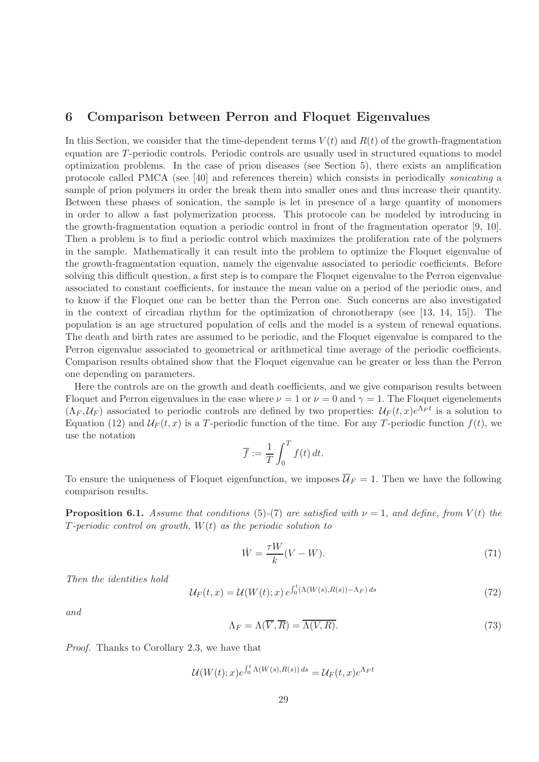## 6 Comparison between Perron and Floquet Eigenvalues

In this Section, we consider that the time-dependent terms $V(t)$ and $R(t)$ of the growth-fragmentation equation are $T$-periodic controls. Periodic controls are usually used in structured equations to model optimization problems. In the case of prion diseases (see Section 5), there exists an amplification protocole called PMCA (see [40] and references therein) which consists in periodically *sonicating* a sample of prion polymers in order the break them into smaller ones and thus increase their quantity. Between these phases of sonication, the sample is let in presence of a large quantity of monomers in order to allow a fast polymerization process. This protocole can be modeled by introducing in the growth-fragmentation equation a periodic control in front of the fragmentation operator [9, 10]. Then a problem is to find a periodic control which maximizes the proliferation rate of the polymers in the sample. Mathematically it can result into the problem to optimize the Floquet eigenvalue of the growth-fragmentation equation, namely the eigenvalue associated to periodic coefficients. Before solving this difficult question, a first step is to compare the Floquet eigenvalue to the Perron eigenvalue associated to constant coefficients, for instance the mean value on a period of the periodic ones, and to know if the Floquet one can be better than the Perron one. Such concerns are also investigated in the context of circadian rhythm for the optimization of chronotherapy (see [13, 14, 15]). The population is an age structured population of cells and the model is a system of renewal equations. The death and birth rates are assumed to be periodic, and the Floquet eigenvalue is compared to the Perron eigenvalue associated to geometrical or arithmetical time average of the periodic coefficients. Comparison results obtained show that the Floquet eigenvalue can be greater or less than the Perron one depending on parameters.

Here the controls are on the growth and death coefficients, and we give comparison results between Floquet and Perron eigenvalues in the case where $\nu = 1$ or $\nu = 0$ and $\gamma = 1$. The Floquet eigenelements $(\Lambda_F, \mathcal{U}_F)$ associated to periodic controls are defined by two properties: $\mathcal{U}_F(t,x)e^{\Lambda_F t}$ is a solution to Equation (12) and $\mathcal{U}_F(t,x)$ is a $T$-periodic function of the time. For any $T$-periodic function $f(t)$, we use the notation

$$\overline{f} := \frac{1}{T}\int_0^T f(t)\,dt.$$

To ensure the uniqueness of Floquet eigenfunction, we imposes $\overline{\mathcal{U}}_F = 1$. Then we have the following comparison results.

**Proposition 6.1.** *Assume that conditions* (5)-(7) *are satisfied with* $\nu = 1$*, and define, from* $V(t)$ *the* $T$*-periodic control on growth,* $W(t)$ *as the periodic solution to*

$$\dot{W} = \frac{\tau W}{k}(V - W). \tag{71}$$

*Then the identities hold*

$$\mathcal{U}_F(t,x) = \mathcal{U}(W(t);x)\, e^{\int_0^t (\Lambda(W(s),R(s)) - \Lambda_F)\,ds} \tag{72}$$

*and*

$$\Lambda_F = \Lambda(\overline{V}, \overline{R}) = \overline{\Lambda(V,R)}. \tag{73}$$

*Proof.* Thanks to Corollary 2.3, we have that

$$\mathcal{U}(W(t);x)e^{\int_0^t \Lambda(W(s),R(s))\,ds} = \mathcal{U}_F(t,x)e^{\Lambda_F t}$$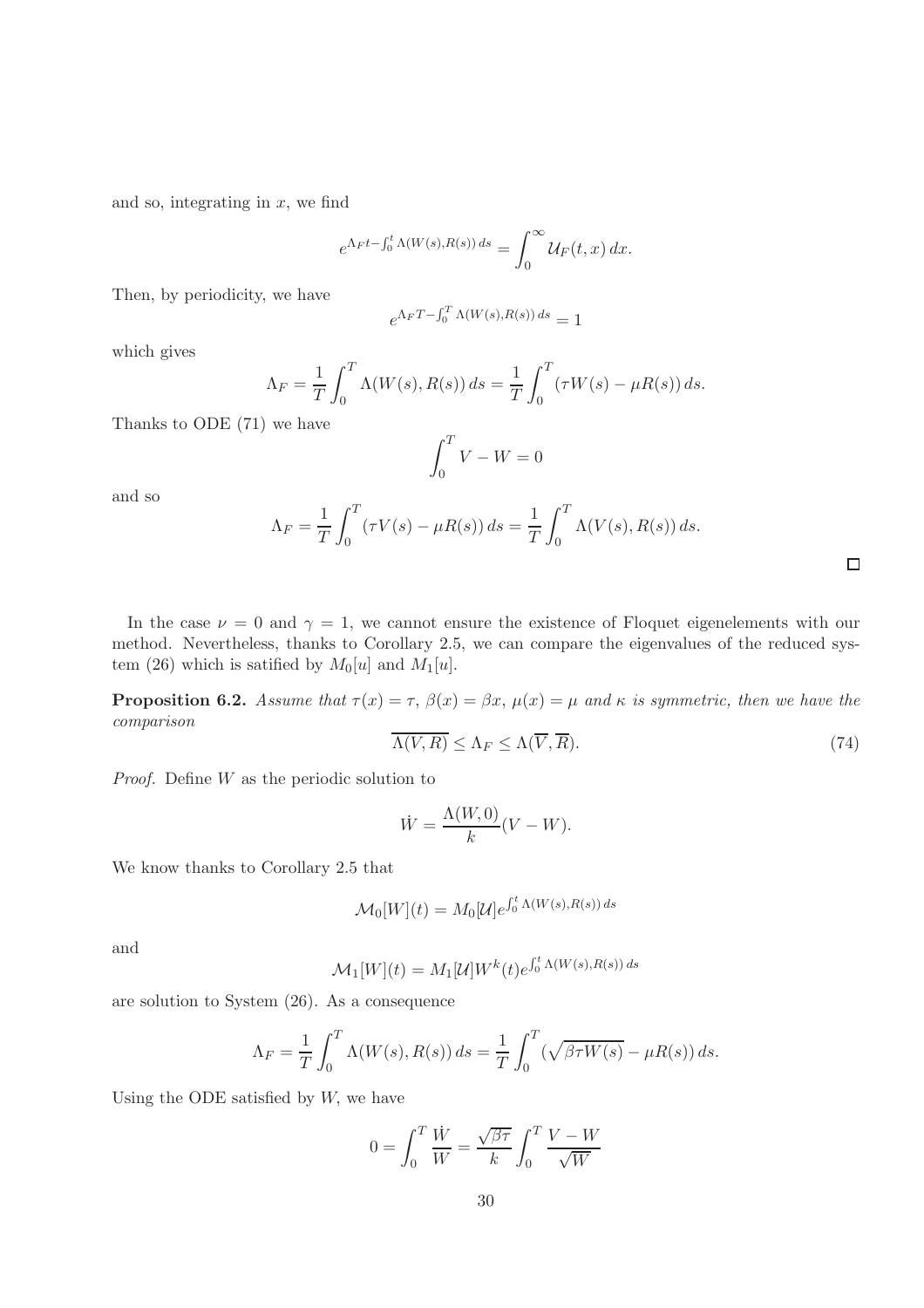and so, integrating in $x$, we find

$$e^{\Lambda_F t - \int_0^t \Lambda(W(s),R(s))\,ds} = \int_0^\infty \mathcal{U}_F(t,x)\,dx.$$

Then, by periodicity, we have

$$e^{\Lambda_F T - \int_0^T \Lambda(W(s),R(s))\,ds} = 1$$

which gives

$$\Lambda_F = \frac{1}{T}\int_0^T \Lambda(W(s),R(s))\,ds = \frac{1}{T}\int_0^T (\tau W(s) - \mu R(s))\,ds.$$

Thanks to ODE (71) we have

$$\int_0^T V - W = 0$$

and so

$$\Lambda_F = \frac{1}{T}\int_0^T (\tau V(s) - \mu R(s))\,ds = \frac{1}{T}\int_0^T \Lambda(V(s),R(s))\,ds.$$

□

In the case $\nu = 0$ and $\gamma = 1$, we cannot ensure the existence of Floquet eigenelements with our method. Nevertheless, thanks to Corollary 2.5, we can compare the eigenvalues of the reduced system (26) which is satified by $M_0[u]$ and $M_1[u]$.

**Proposition 6.2.** *Assume that $\tau(x) = \tau$, $\beta(x) = \beta x$, $\mu(x) = \mu$ and $\kappa$ is symmetric, then we have the comparison*

$$\overline{\Lambda(V,R)} \leq \Lambda_F \leq \Lambda(\overline{V},\overline{R}). \tag{74}$$

*Proof.* Define $W$ as the periodic solution to

$$\dot{W} = \frac{\Lambda(W,0)}{k}(V - W).$$

We know thanks to Corollary 2.5 that

$$\mathcal{M}_0[W](t) = M_0[\mathcal{U}]e^{\int_0^t \Lambda(W(s),R(s))\,ds}$$

and

$$\mathcal{M}_1[W](t) = M_1[\mathcal{U}]W^k(t)e^{\int_0^t \Lambda(W(s),R(s))\,ds}$$

are solution to System (26). As a consequence

$$\Lambda_F = \frac{1}{T}\int_0^T \Lambda(W(s),R(s))\,ds = \frac{1}{T}\int_0^T (\sqrt{\beta\tau W(s)} - \mu R(s))\,ds.$$

Using the ODE satisfied by $W$, we have

$$0 = \int_0^T \frac{\dot{W}}{W} = \frac{\sqrt{\beta\tau}}{k}\int_0^T \frac{V - W}{\sqrt{W}}$$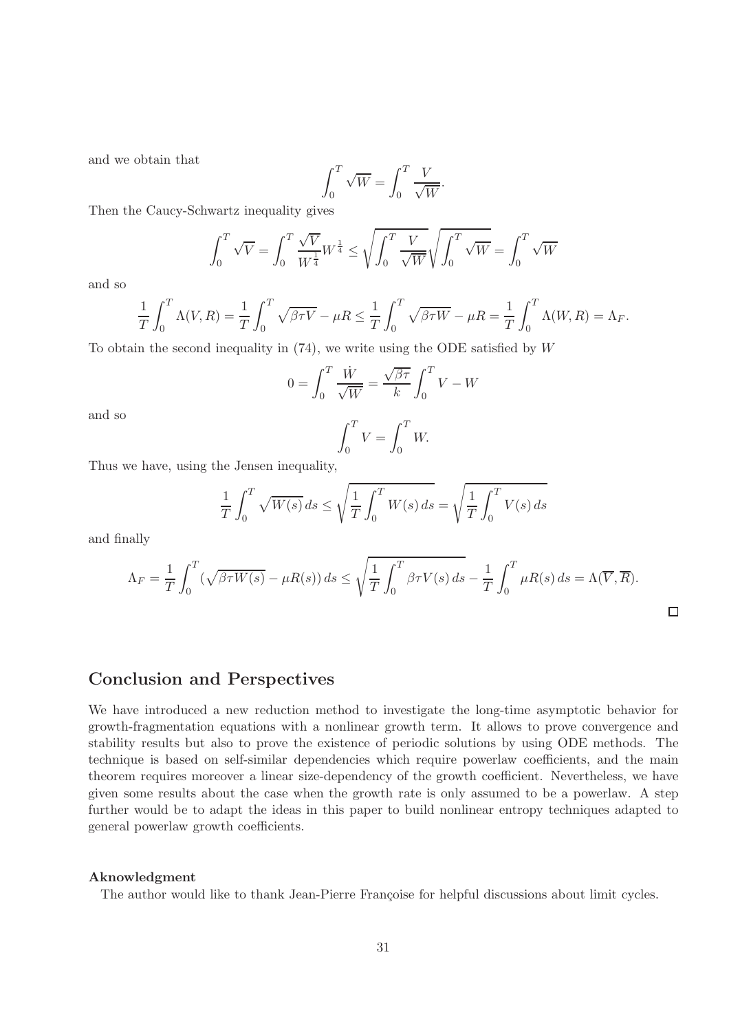and we obtain that

$$\int_0^T \sqrt{W} = \int_0^T \frac{V}{\sqrt{W}}.$$

Then the Caucy-Schwartz inequality gives

$$\int_0^T \sqrt{V} = \int_0^T \frac{\sqrt{V}}{W^{\frac{1}{4}}} W^{\frac{1}{4}} \leq \sqrt{\int_0^T \frac{V}{\sqrt{W}}} \sqrt{\int_0^T \sqrt{W}} = \int_0^T \sqrt{W}$$

and so

$$\frac{1}{T}\int_0^T \Lambda(V,R) = \frac{1}{T}\int_0^T \sqrt{\beta\tau V} - \mu R \leq \frac{1}{T}\int_0^T \sqrt{\beta\tau W} - \mu R = \frac{1}{T}\int_0^T \Lambda(W,R) = \Lambda_F.$$

To obtain the second inequality in (74), we write using the ODE satisfied by $W$

$$0 = \int_0^T \frac{\dot{W}}{\sqrt{W}} = \frac{\sqrt{\beta\tau}}{k}\int_0^T V - W$$

and so

$$\int_0^T V = \int_0^T W.$$

Thus we have, using the Jensen inequality,

$$\frac{1}{T}\int_0^T \sqrt{W(s)}\,ds \leq \sqrt{\frac{1}{T}\int_0^T W(s)\,ds} = \sqrt{\frac{1}{T}\int_0^T V(s)\,ds}$$

and finally

$$\Lambda_F = \frac{1}{T}\int_0^T (\sqrt{\beta\tau W(s)} - \mu R(s))\,ds \leq \sqrt{\frac{1}{T}\int_0^T \beta\tau V(s)\,ds} - \frac{1}{T}\int_0^T \mu R(s)\,ds = \Lambda(\overline{V},\overline{R}).$$

□

## Conclusion and Perspectives

We have introduced a new reduction method to investigate the long-time asymptotic behavior for growth-fragmentation equations with a nonlinear growth term. It allows to prove convergence and stability results but also to prove the existence of periodic solutions by using ODE methods. The technique is based on self-similar dependencies which require powerlaw coefficients, and the main theorem requires moreover a linear size-dependency of the growth coefficient. Nevertheless, we have given some results about the case when the growth rate is only assumed to be a powerlaw. A step further would be to adapt the ideas in this paper to build nonlinear entropy techniques adapted to general powerlaw growth coefficients.

### Aknowledgment

The author would like to thank Jean-Pierre Françoise for helpful discussions about limit cycles.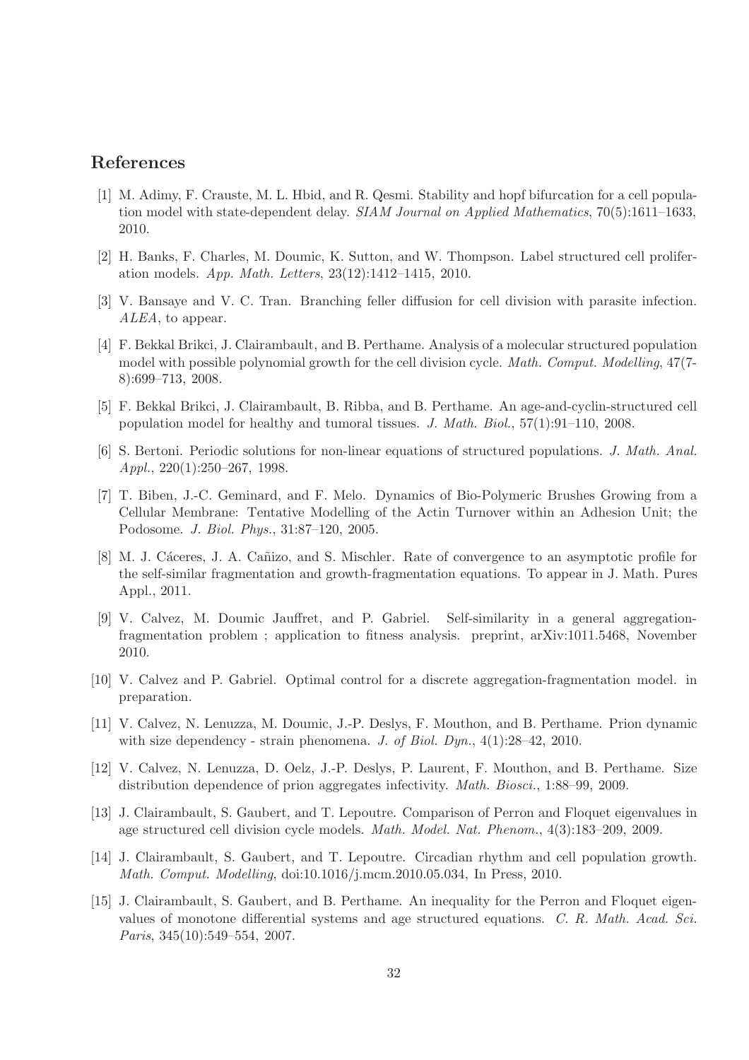# References

[1] M. Adimy, F. Crauste, M. L. Hbid, and R. Qesmi. Stability and hopf bifurcation for a cell population model with state-dependent delay. *SIAM Journal on Applied Mathematics*, 70(5):1611–1633, 2010.

[2] H. Banks, F. Charles, M. Doumic, K. Sutton, and W. Thompson. Label structured cell proliferation models. *App. Math. Letters*, 23(12):1412–1415, 2010.

[3] V. Bansaye and V. C. Tran. Branching feller diffusion for cell division with parasite infection. *ALEA*, to appear.

[4] F. Bekkal Brikci, J. Clairambault, and B. Perthame. Analysis of a molecular structured population model with possible polynomial growth for the cell division cycle. *Math. Comput. Modelling*, 47(7-8):699–713, 2008.

[5] F. Bekkal Brikci, J. Clairambault, B. Ribba, and B. Perthame. An age-and-cyclin-structured cell population model for healthy and tumoral tissues. *J. Math. Biol.*, 57(1):91–110, 2008.

[6] S. Bertoni. Periodic solutions for non-linear equations of structured populations. *J. Math. Anal. Appl.*, 220(1):250–267, 1998.

[7] T. Biben, J.-C. Geminard, and F. Melo. Dynamics of Bio-Polymeric Brushes Growing from a Cellular Membrane: Tentative Modelling of the Actin Turnover within an Adhesion Unit; the Podosome. *J. Biol. Phys.*, 31:87–120, 2005.

[8] M. J. Cáceres, J. A. Cañizo, and S. Mischler. Rate of convergence to an asymptotic profile for the self-similar fragmentation and growth-fragmentation equations. To appear in J. Math. Pures Appl., 2011.

[9] V. Calvez, M. Doumic Jauffret, and P. Gabriel. Self-similarity in a general aggregation-fragmentation problem ; application to fitness analysis. preprint, arXiv:1011.5468, November 2010.

[10] V. Calvez and P. Gabriel. Optimal control for a discrete aggregation-fragmentation model. in preparation.

[11] V. Calvez, N. Lenuzza, M. Doumic, J.-P. Deslys, F. Mouthon, and B. Perthame. Prion dynamic with size dependency - strain phenomena. *J. of Biol. Dyn.*, 4(1):28–42, 2010.

[12] V. Calvez, N. Lenuzza, D. Oelz, J.-P. Deslys, P. Laurent, F. Mouthon, and B. Perthame. Size distribution dependence of prion aggregates infectivity. *Math. Biosci.*, 1:88–99, 2009.

[13] J. Clairambault, S. Gaubert, and T. Lepoutre. Comparison of Perron and Floquet eigenvalues in age structured cell division cycle models. *Math. Model. Nat. Phenom.*, 4(3):183–209, 2009.

[14] J. Clairambault, S. Gaubert, and T. Lepoutre. Circadian rhythm and cell population growth. *Math. Comput. Modelling*, doi:10.1016/j.mcm.2010.05.034, In Press, 2010.

[15] J. Clairambault, S. Gaubert, and B. Perthame. An inequality for the Perron and Floquet eigenvalues of monotone differential systems and age structured equations. *C. R. Math. Acad. Sci. Paris*, 345(10):549–554, 2007.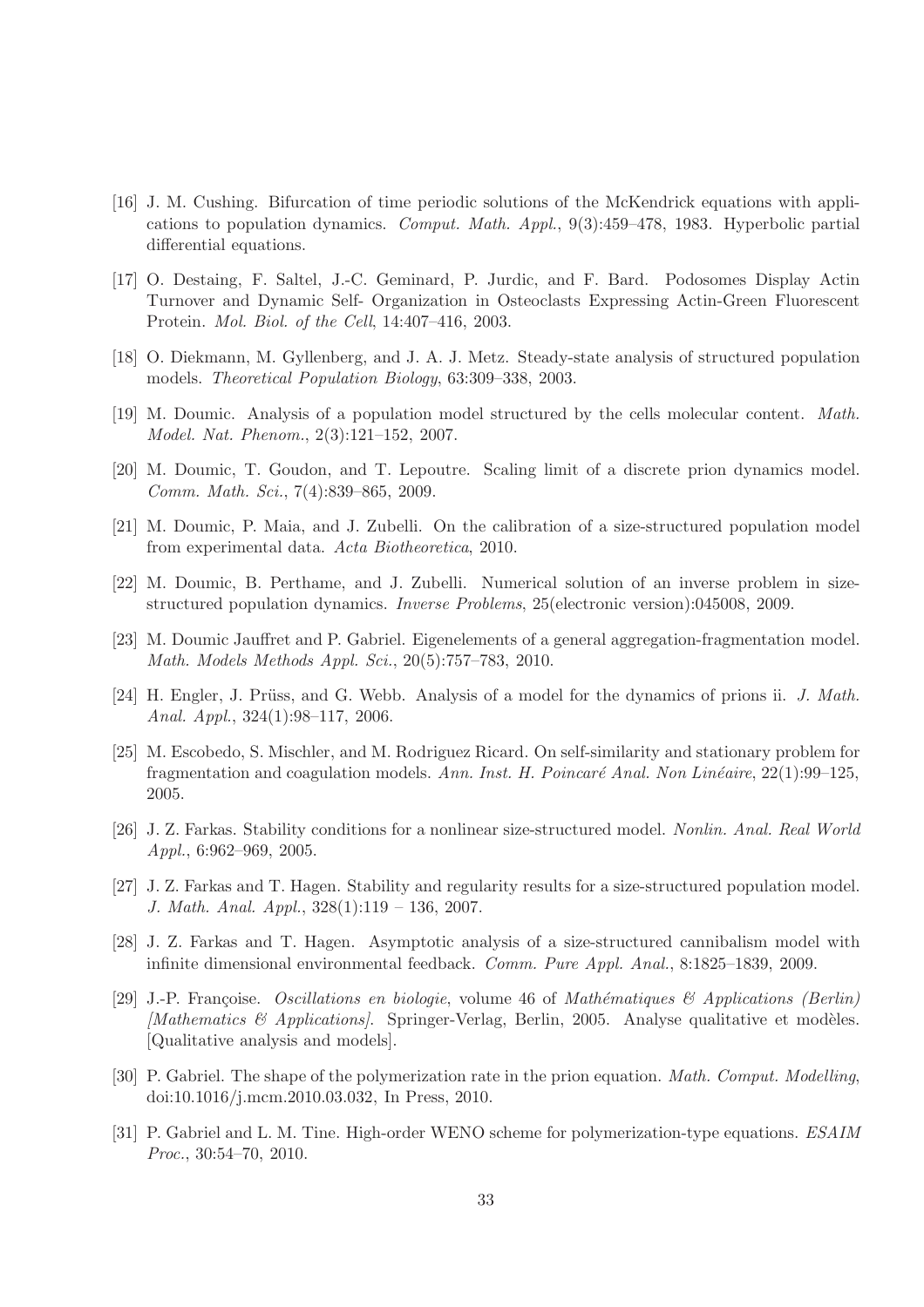[16] J. M. Cushing. Bifurcation of time periodic solutions of the McKendrick equations with applications to population dynamics. *Comput. Math. Appl.*, 9(3):459–478, 1983. Hyperbolic partial differential equations.

[17] O. Destaing, F. Saltel, J.-C. Geminard, P. Jurdic, and F. Bard. Podosomes Display Actin Turnover and Dynamic Self- Organization in Osteoclasts Expressing Actin-Green Fluorescent Protein. *Mol. Biol. of the Cell*, 14:407–416, 2003.

[18] O. Diekmann, M. Gyllenberg, and J. A. J. Metz. Steady-state analysis of structured population models. *Theoretical Population Biology*, 63:309–338, 2003.

[19] M. Doumic. Analysis of a population model structured by the cells molecular content. *Math. Model. Nat. Phenom.*, 2(3):121–152, 2007.

[20] M. Doumic, T. Goudon, and T. Lepoutre. Scaling limit of a discrete prion dynamics model. *Comm. Math. Sci.*, 7(4):839–865, 2009.

[21] M. Doumic, P. Maia, and J. Zubelli. On the calibration of a size-structured population model from experimental data. *Acta Biotheoretica*, 2010.

[22] M. Doumic, B. Perthame, and J. Zubelli. Numerical solution of an inverse problem in size-structured population dynamics. *Inverse Problems*, 25(electronic version):045008, 2009.

[23] M. Doumic Jauffret and P. Gabriel. Eigenelements of a general aggregation-fragmentation model. *Math. Models Methods Appl. Sci.*, 20(5):757–783, 2010.

[24] H. Engler, J. Prüss, and G. Webb. Analysis of a model for the dynamics of prions ii. *J. Math. Anal. Appl.*, 324(1):98–117, 2006.

[25] M. Escobedo, S. Mischler, and M. Rodriguez Ricard. On self-similarity and stationary problem for fragmentation and coagulation models. *Ann. Inst. H. Poincaré Anal. Non Linéaire*, 22(1):99–125, 2005.

[26] J. Z. Farkas. Stability conditions for a nonlinear size-structured model. *Nonlin. Anal. Real World Appl.*, 6:962–969, 2005.

[27] J. Z. Farkas and T. Hagen. Stability and regularity results for a size-structured population model. *J. Math. Anal. Appl.*, 328(1):119 – 136, 2007.

[28] J. Z. Farkas and T. Hagen. Asymptotic analysis of a size-structured cannibalism model with infinite dimensional environmental feedback. *Comm. Pure Appl. Anal.*, 8:1825–1839, 2009.

[29] J.-P. Françoise. *Oscillations en biologie*, volume 46 of *Mathématiques & Applications (Berlin) [Mathematics & Applications]*. Springer-Verlag, Berlin, 2005. Analyse qualitative et modèles. [Qualitative analysis and models].

[30] P. Gabriel. The shape of the polymerization rate in the prion equation. *Math. Comput. Modelling*, doi:10.1016/j.mcm.2010.03.032, In Press, 2010.

[31] P. Gabriel and L. M. Tine. High-order WENO scheme for polymerization-type equations. *ESAIM Proc.*, 30:54–70, 2010.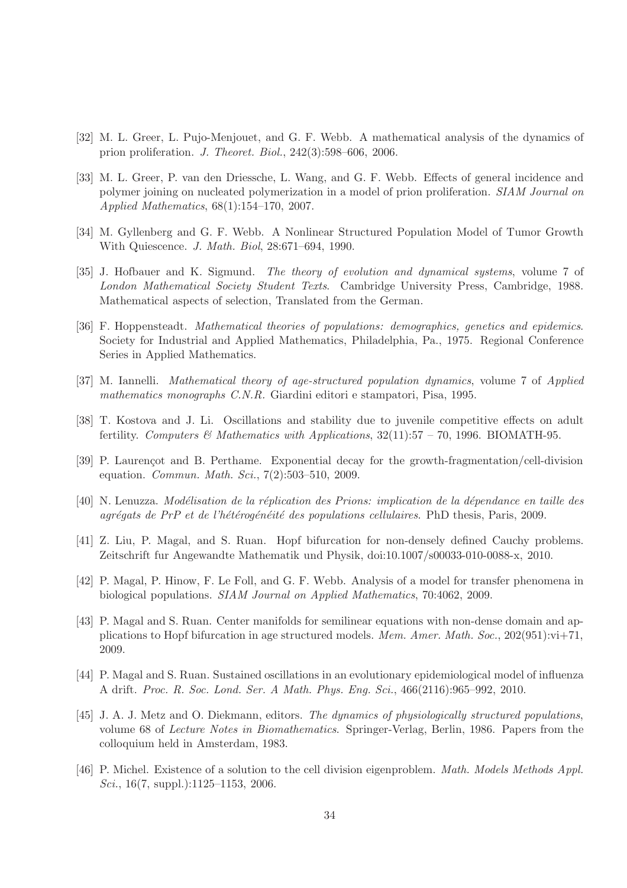[32] M. L. Greer, L. Pujo-Menjouet, and G. F. Webb. A mathematical analysis of the dynamics of prion proliferation. *J. Theoret. Biol.*, 242(3):598–606, 2006.

[33] M. L. Greer, P. van den Driessche, L. Wang, and G. F. Webb. Effects of general incidence and polymer joining on nucleated polymerization in a model of prion proliferation. *SIAM Journal on Applied Mathematics*, 68(1):154–170, 2007.

[34] M. Gyllenberg and G. F. Webb. A Nonlinear Structured Population Model of Tumor Growth With Quiescence. *J. Math. Biol*, 28:671–694, 1990.

[35] J. Hofbauer and K. Sigmund. *The theory of evolution and dynamical systems*, volume 7 of *London Mathematical Society Student Texts*. Cambridge University Press, Cambridge, 1988. Mathematical aspects of selection, Translated from the German.

[36] F. Hoppensteadt. *Mathematical theories of populations: demographics, genetics and epidemics*. Society for Industrial and Applied Mathematics, Philadelphia, Pa., 1975. Regional Conference Series in Applied Mathematics.

[37] M. Iannelli. *Mathematical theory of age-structured population dynamics*, volume 7 of *Applied mathematics monographs C.N.R.* Giardini editori e stampatori, Pisa, 1995.

[38] T. Kostova and J. Li. Oscillations and stability due to juvenile competitive effects on adult fertility. *Computers & Mathematics with Applications*, 32(11):57 – 70, 1996. BIOMATH-95.

[39] P. Laurençot and B. Perthame. Exponential decay for the growth-fragmentation/cell-division equation. *Commun. Math. Sci.*, 7(2):503–510, 2009.

[40] N. Lenuzza. *Modélisation de la réplication des Prions: implication de la dépendance en taille des agrégats de PrP et de l'hétérogénéité des populations cellulaires*. PhD thesis, Paris, 2009.

[41] Z. Liu, P. Magal, and S. Ruan. Hopf bifurcation for non-densely defined Cauchy problems. Zeitschrift fur Angewandte Mathematik und Physik, doi:10.1007/s00033-010-0088-x, 2010.

[42] P. Magal, P. Hinow, F. Le Foll, and G. F. Webb. Analysis of a model for transfer phenomena in biological populations. *SIAM Journal on Applied Mathematics*, 70:4062, 2009.

[43] P. Magal and S. Ruan. Center manifolds for semilinear equations with non-dense domain and applications to Hopf bifurcation in age structured models. *Mem. Amer. Math. Soc.*, 202(951):vi+71, 2009.

[44] P. Magal and S. Ruan. Sustained oscillations in an evolutionary epidemiological model of influenza A drift. *Proc. R. Soc. Lond. Ser. A Math. Phys. Eng. Sci.*, 466(2116):965–992, 2010.

[45] J. A. J. Metz and O. Diekmann, editors. *The dynamics of physiologically structured populations*, volume 68 of *Lecture Notes in Biomathematics*. Springer-Verlag, Berlin, 1986. Papers from the colloquium held in Amsterdam, 1983.

[46] P. Michel. Existence of a solution to the cell division eigenproblem. *Math. Models Methods Appl. Sci.*, 16(7, suppl.):1125–1153, 2006.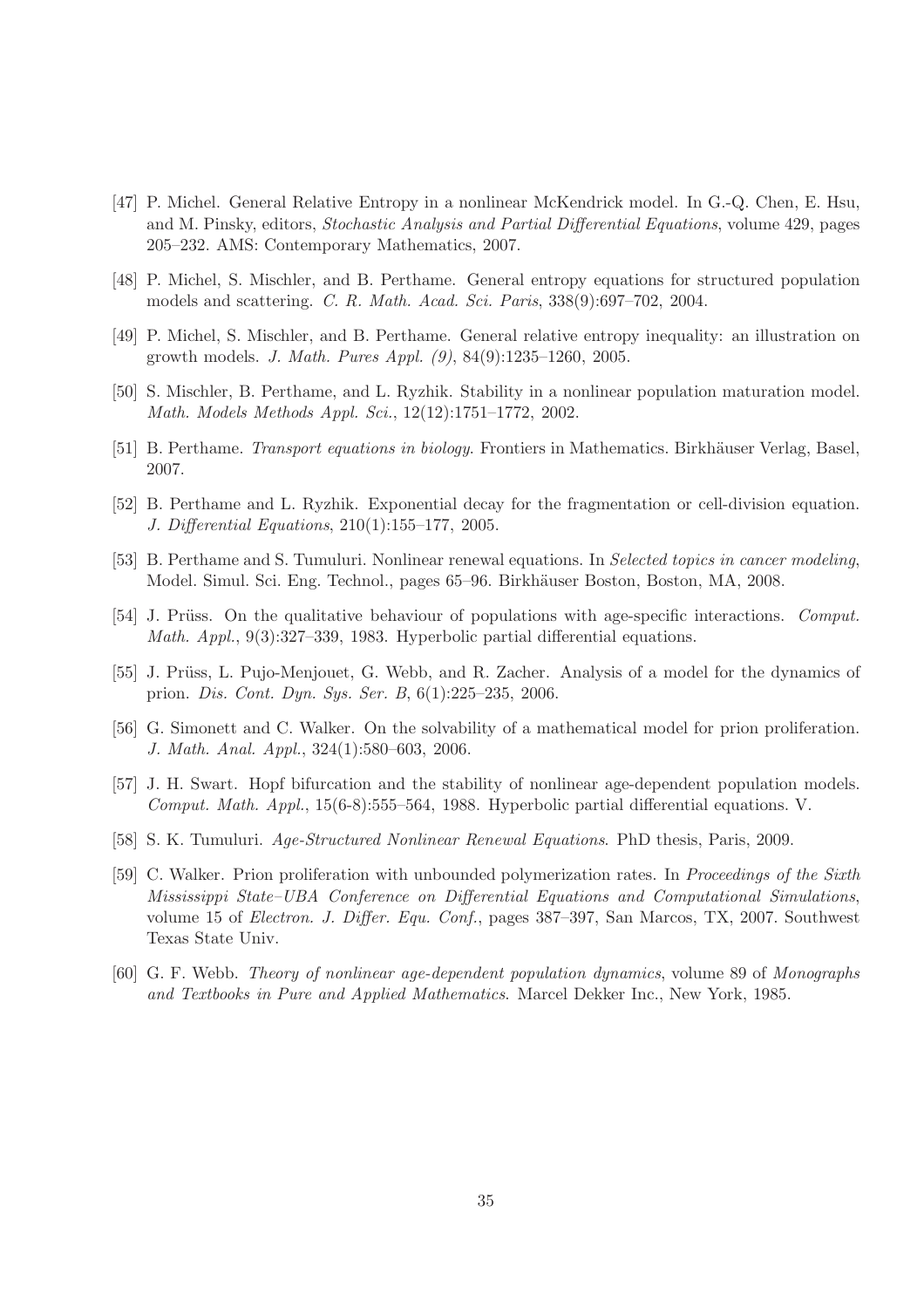[47] P. Michel. General Relative Entropy in a nonlinear McKendrick model. In G.-Q. Chen, E. Hsu, and M. Pinsky, editors, *Stochastic Analysis and Partial Differential Equations*, volume 429, pages 205–232. AMS: Contemporary Mathematics, 2007.

[48] P. Michel, S. Mischler, and B. Perthame. General entropy equations for structured population models and scattering. *C. R. Math. Acad. Sci. Paris*, 338(9):697–702, 2004.

[49] P. Michel, S. Mischler, and B. Perthame. General relative entropy inequality: an illustration on growth models. *J. Math. Pures Appl. (9)*, 84(9):1235–1260, 2005.

[50] S. Mischler, B. Perthame, and L. Ryzhik. Stability in a nonlinear population maturation model. *Math. Models Methods Appl. Sci.*, 12(12):1751–1772, 2002.

[51] B. Perthame. *Transport equations in biology*. Frontiers in Mathematics. Birkhäuser Verlag, Basel, 2007.

[52] B. Perthame and L. Ryzhik. Exponential decay for the fragmentation or cell-division equation. *J. Differential Equations*, 210(1):155–177, 2005.

[53] B. Perthame and S. Tumuluri. Nonlinear renewal equations. In *Selected topics in cancer modeling*, Model. Simul. Sci. Eng. Technol., pages 65–96. Birkhäuser Boston, Boston, MA, 2008.

[54] J. Prüss. On the qualitative behaviour of populations with age-specific interactions. *Comput. Math. Appl.*, 9(3):327–339, 1983. Hyperbolic partial differential equations.

[55] J. Prüss, L. Pujo-Menjouet, G. Webb, and R. Zacher. Analysis of a model for the dynamics of prion. *Dis. Cont. Dyn. Sys. Ser. B*, 6(1):225–235, 2006.

[56] G. Simonett and C. Walker. On the solvability of a mathematical model for prion proliferation. *J. Math. Anal. Appl.*, 324(1):580–603, 2006.

[57] J. H. Swart. Hopf bifurcation and the stability of nonlinear age-dependent population models. *Comput. Math. Appl.*, 15(6-8):555–564, 1988. Hyperbolic partial differential equations. V.

[58] S. K. Tumuluri. *Age-Structured Nonlinear Renewal Equations*. PhD thesis, Paris, 2009.

[59] C. Walker. Prion proliferation with unbounded polymerization rates. In *Proceedings of the Sixth Mississippi State–UBA Conference on Differential Equations and Computational Simulations*, volume 15 of *Electron. J. Differ. Equ. Conf.*, pages 387–397, San Marcos, TX, 2007. Southwest Texas State Univ.

[60] G. F. Webb. *Theory of nonlinear age-dependent population dynamics*, volume 89 of *Monographs and Textbooks in Pure and Applied Mathematics*. Marcel Dekker Inc., New York, 1985.